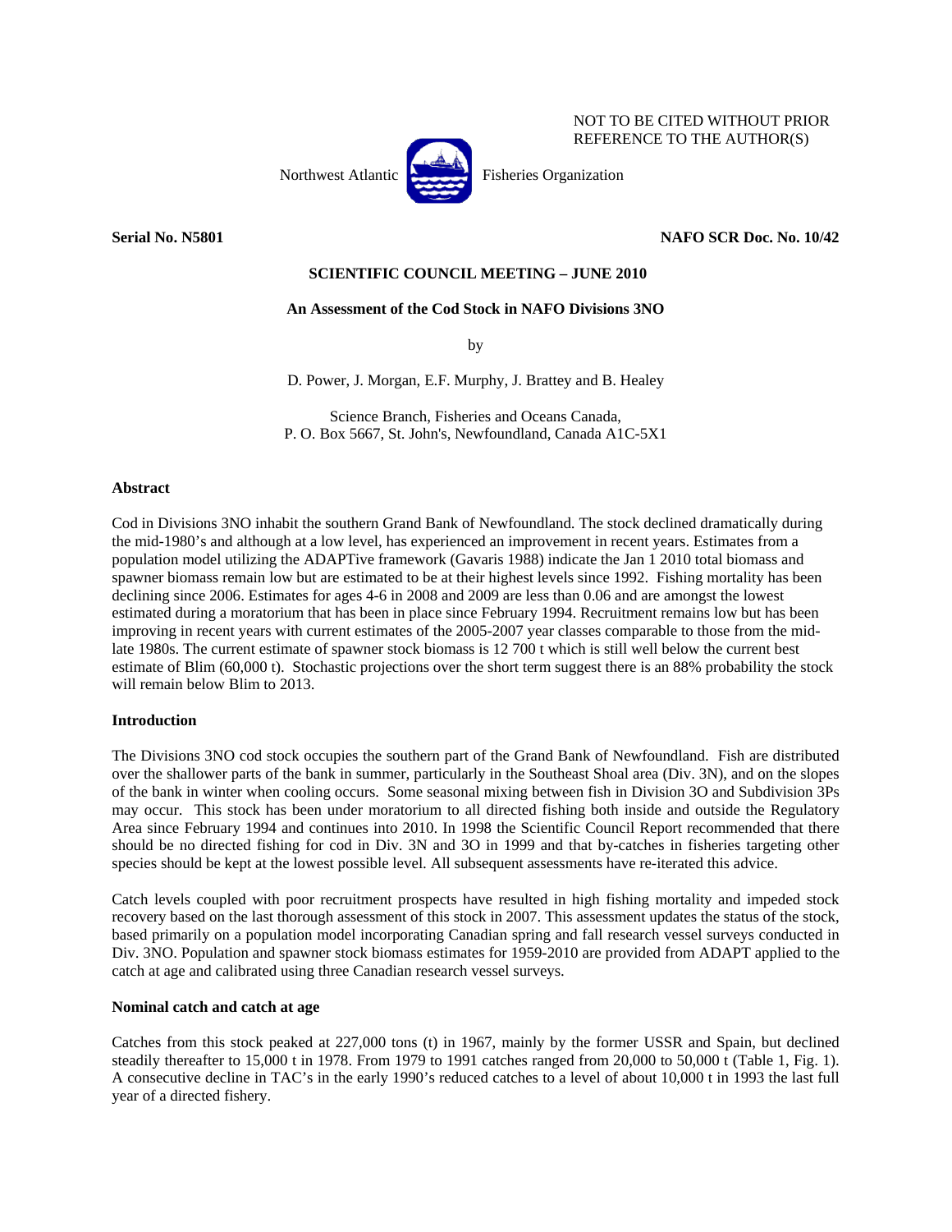NOT TO BE CITED WITHOUT PRIOR REFERENCE TO THE AUTHOR(S)

Northwest Atlantic Fisheries Organization

**Serial No. N5801** **NAFO SCR Doc. No. 10/42**

**SCIENTIFIC COUNCIL MEETING – JUNE 2010**

**An Assessment of the Cod Stock in NAFO Divisions 3NO**

by

D. Power, J. Morgan, E.F. Murphy, J. Brattey and B. Healey

Science Branch, Fisheries and Oceans Canada,
P. O. Box 5667, St. John's, Newfoundland, Canada A1C-5X1

**Abstract**

Cod in Divisions 3NO inhabit the southern Grand Bank of Newfoundland. The stock declined dramatically during the mid-1980's and although at a low level, has experienced an improvement in recent years. Estimates from a population model utilizing the ADAPTive framework (Gavaris 1988) indicate the Jan 1 2010 total biomass and spawner biomass remain low but are estimated to be at their highest levels since 1992. Fishing mortality has been declining since 2006. Estimates for ages 4-6 in 2008 and 2009 are less than 0.06 and are amongst the lowest estimated during a moratorium that has been in place since February 1994. Recruitment remains low but has been improving in recent years with current estimates of the 2005-2007 year classes comparable to those from the mid-late 1980s. The current estimate of spawner stock biomass is 12 700 t which is still well below the current best estimate of Blim (60,000 t). Stochastic projections over the short term suggest there is an 88% probability the stock will remain below Blim to 2013.

**Introduction**

The Divisions 3NO cod stock occupies the southern part of the Grand Bank of Newfoundland. Fish are distributed over the shallower parts of the bank in summer, particularly in the Southeast Shoal area (Div. 3N), and on the slopes of the bank in winter when cooling occurs. Some seasonal mixing between fish in Division 3O and Subdivision 3Ps may occur. This stock has been under moratorium to all directed fishing both inside and outside the Regulatory Area since February 1994 and continues into 2010. In 1998 the Scientific Council Report recommended that there should be no directed fishing for cod in Div. 3N and 3O in 1999 and that by-catches in fisheries targeting other species should be kept at the lowest possible level. All subsequent assessments have re-iterated this advice.

Catch levels coupled with poor recruitment prospects have resulted in high fishing mortality and impeded stock recovery based on the last thorough assessment of this stock in 2007. This assessment updates the status of the stock, based primarily on a population model incorporating Canadian spring and fall research vessel surveys conducted in Div. 3NO. Population and spawner stock biomass estimates for 1959-2010 are provided from ADAPT applied to the catch at age and calibrated using three Canadian research vessel surveys.

**Nominal catch and catch at age**

Catches from this stock peaked at 227,000 tons (t) in 1967, mainly by the former USSR and Spain, but declined steadily thereafter to 15,000 t in 1978. From 1979 to 1991 catches ranged from 20,000 to 50,000 t (Table 1, Fig. 1). A consecutive decline in TAC's in the early 1990's reduced catches to a level of about 10,000 t in 1993 the last full year of a directed fishery.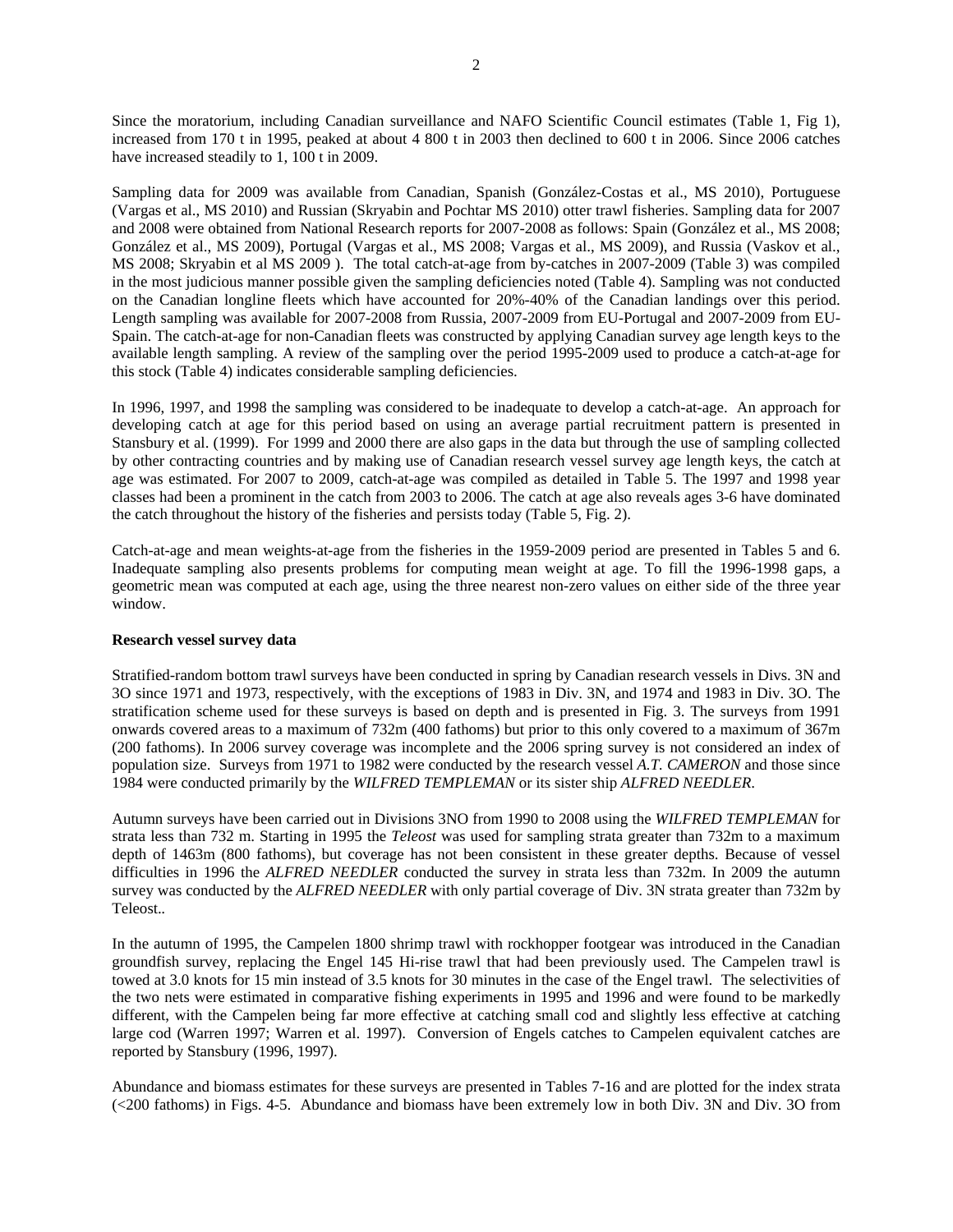Since the moratorium, including Canadian surveillance and NAFO Scientific Council estimates (Table 1, Fig 1), increased from 170 t in 1995, peaked at about 4 800 t in 2003 then declined to 600 t in 2006. Since 2006 catches have increased steadily to 1, 100 t in 2009.

Sampling data for 2009 was available from Canadian, Spanish (González-Costas et al., MS 2010), Portuguese (Vargas et al., MS 2010) and Russian (Skryabin and Pochtar MS 2010) otter trawl fisheries. Sampling data for 2007 and 2008 were obtained from National Research reports for 2007-2008 as follows: Spain (González et al., MS 2008; González et al., MS 2009), Portugal (Vargas et al., MS 2008; Vargas et al., MS 2009), and Russia (Vaskov et al., MS 2008; Skryabin et al MS 2009 ). The total catch-at-age from by-catches in 2007-2009 (Table 3) was compiled in the most judicious manner possible given the sampling deficiencies noted (Table 4). Sampling was not conducted on the Canadian longline fleets which have accounted for 20%-40% of the Canadian landings over this period. Length sampling was available for 2007-2008 from Russia, 2007-2009 from EU-Portugal and 2007-2009 from EU-Spain. The catch-at-age for non-Canadian fleets was constructed by applying Canadian survey age length keys to the available length sampling. A review of the sampling over the period 1995-2009 used to produce a catch-at-age for this stock (Table 4) indicates considerable sampling deficiencies.

In 1996, 1997, and 1998 the sampling was considered to be inadequate to develop a catch-at-age. An approach for developing catch at age for this period based on using an average partial recruitment pattern is presented in Stansbury et al. (1999). For 1999 and 2000 there are also gaps in the data but through the use of sampling collected by other contracting countries and by making use of Canadian research vessel survey age length keys, the catch at age was estimated. For 2007 to 2009, catch-at-age was compiled as detailed in Table 5. The 1997 and 1998 year classes had been a prominent in the catch from 2003 to 2006. The catch at age also reveals ages 3-6 have dominated the catch throughout the history of the fisheries and persists today (Table 5, Fig. 2).

Catch-at-age and mean weights-at-age from the fisheries in the 1959-2009 period are presented in Tables 5 and 6. Inadequate sampling also presents problems for computing mean weight at age. To fill the 1996-1998 gaps, a geometric mean was computed at each age, using the three nearest non-zero values on either side of the three year window.

**Research vessel survey data**

Stratified-random bottom trawl surveys have been conducted in spring by Canadian research vessels in Divs. 3N and 3O since 1971 and 1973, respectively, with the exceptions of 1983 in Div. 3N, and 1974 and 1983 in Div. 3O. The stratification scheme used for these surveys is based on depth and is presented in Fig. 3. The surveys from 1991 onwards covered areas to a maximum of 732m (400 fathoms) but prior to this only covered to a maximum of 367m (200 fathoms). In 2006 survey coverage was incomplete and the 2006 spring survey is not considered an index of population size. Surveys from 1971 to 1982 were conducted by the research vessel *A.T. CAMERON* and those since 1984 were conducted primarily by the *WILFRED TEMPLEMAN* or its sister ship *ALFRED NEEDLER*.

Autumn surveys have been carried out in Divisions 3NO from 1990 to 2008 using the *WILFRED TEMPLEMAN* for strata less than 732 m. Starting in 1995 the *Teleost* was used for sampling strata greater than 732m to a maximum depth of 1463m (800 fathoms), but coverage has not been consistent in these greater depths. Because of vessel difficulties in 1996 the *ALFRED NEEDLER* conducted the survey in strata less than 732m. In 2009 the autumn survey was conducted by the *ALFRED NEEDLER* with only partial coverage of Div. 3N strata greater than 732m by Teleost..

In the autumn of 1995, the Campelen 1800 shrimp trawl with rockhopper footgear was introduced in the Canadian groundfish survey, replacing the Engel 145 Hi-rise trawl that had been previously used. The Campelen trawl is towed at 3.0 knots for 15 min instead of 3.5 knots for 30 minutes in the case of the Engel trawl. The selectivities of the two nets were estimated in comparative fishing experiments in 1995 and 1996 and were found to be markedly different, with the Campelen being far more effective at catching small cod and slightly less effective at catching large cod (Warren 1997; Warren et al. 1997). Conversion of Engels catches to Campelen equivalent catches are reported by Stansbury (1996, 1997).

Abundance and biomass estimates for these surveys are presented in Tables 7-16 and are plotted for the index strata (<200 fathoms) in Figs. 4-5. Abundance and biomass have been extremely low in both Div. 3N and Div. 3O from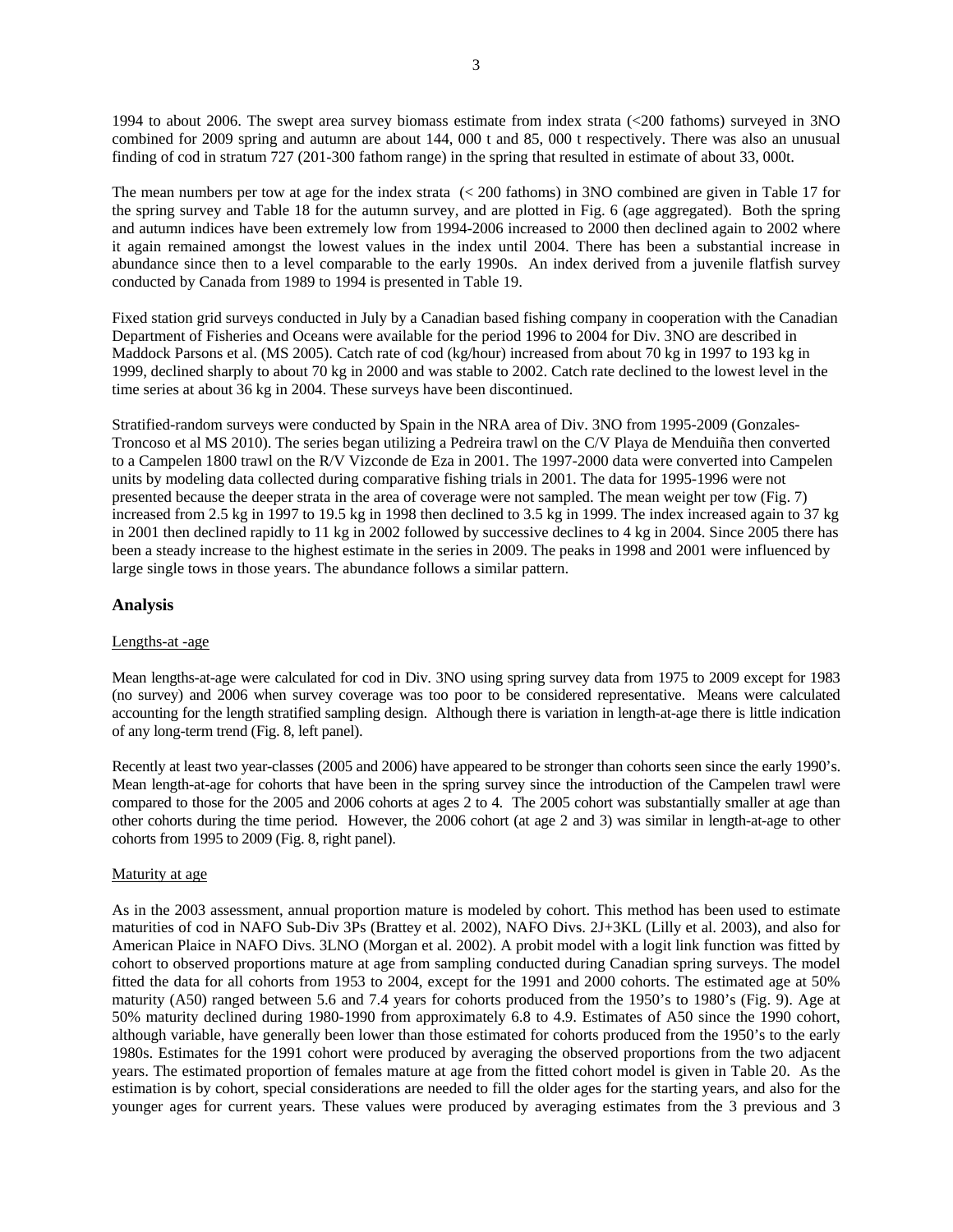1994 to about 2006. The swept area survey biomass estimate from index strata (<200 fathoms) surveyed in 3NO combined for 2009 spring and autumn are about 144, 000 t and 85, 000 t respectively. There was also an unusual finding of cod in stratum 727 (201-300 fathom range) in the spring that resulted in estimate of about 33, 000t.

The mean numbers per tow at age for the index strata (< 200 fathoms) in 3NO combined are given in Table 17 for the spring survey and Table 18 for the autumn survey, and are plotted in Fig. 6 (age aggregated). Both the spring and autumn indices have been extremely low from 1994-2006 increased to 2000 then declined again to 2002 where it again remained amongst the lowest values in the index until 2004. There has been a substantial increase in abundance since then to a level comparable to the early 1990s. An index derived from a juvenile flatfish survey conducted by Canada from 1989 to 1994 is presented in Table 19.

Fixed station grid surveys conducted in July by a Canadian based fishing company in cooperation with the Canadian Department of Fisheries and Oceans were available for the period 1996 to 2004 for Div. 3NO are described in Maddock Parsons et al. (MS 2005). Catch rate of cod (kg/hour) increased from about 70 kg in 1997 to 193 kg in 1999, declined sharply to about 70 kg in 2000 and was stable to 2002. Catch rate declined to the lowest level in the time series at about 36 kg in 2004. These surveys have been discontinued.

Stratified-random surveys were conducted by Spain in the NRA area of Div. 3NO from 1995-2009 (Gonzales-Troncoso et al MS 2010). The series began utilizing a Pedreira trawl on the C/V Playa de Menduíña then converted to a Campelen 1800 trawl on the R/V Vizconde de Eza in 2001. The 1997-2000 data were converted into Campelen units by modeling data collected during comparative fishing trials in 2001. The data for 1995-1996 were not presented because the deeper strata in the area of coverage were not sampled. The mean weight per tow (Fig. 7) increased from 2.5 kg in 1997 to 19.5 kg in 1998 then declined to 3.5 kg in 1999. The index increased again to 37 kg in 2001 then declined rapidly to 11 kg in 2002 followed by successive declines to 4 kg in 2004. Since 2005 there has been a steady increase to the highest estimate in the series in 2009. The peaks in 1998 and 2001 were influenced by large single tows in those years. The abundance follows a similar pattern.

## Analysis

Lengths-at -age

Mean lengths-at-age were calculated for cod in Div. 3NO using spring survey data from 1975 to 2009 except for 1983 (no survey) and 2006 when survey coverage was too poor to be considered representative. Means were calculated accounting for the length stratified sampling design. Although there is variation in length-at-age there is little indication of any long-term trend (Fig. 8, left panel).

Recently at least two year-classes (2005 and 2006) have appeared to be stronger than cohorts seen since the early 1990's. Mean length-at-age for cohorts that have been in the spring survey since the introduction of the Campelen trawl were compared to those for the 2005 and 2006 cohorts at ages 2 to 4. The 2005 cohort was substantially smaller at age than other cohorts during the time period. However, the 2006 cohort (at age 2 and 3) was similar in length-at-age to other cohorts from 1995 to 2009 (Fig. 8, right panel).

Maturity at age

As in the 2003 assessment, annual proportion mature is modeled by cohort. This method has been used to estimate maturities of cod in NAFO Sub-Div 3Ps (Brattey et al. 2002), NAFO Divs. 2J+3KL (Lilly et al. 2003), and also for American Plaice in NAFO Divs. 3LNO (Morgan et al. 2002). A probit model with a logit link function was fitted by cohort to observed proportions mature at age from sampling conducted during Canadian spring surveys. The model fitted the data for all cohorts from 1953 to 2004, except for the 1991 and 2000 cohorts. The estimated age at 50% maturity (A50) ranged between 5.6 and 7.4 years for cohorts produced from the 1950's to 1980's (Fig. 9). Age at 50% maturity declined during 1980-1990 from approximately 6.8 to 4.9. Estimates of A50 since the 1990 cohort, although variable, have generally been lower than those estimated for cohorts produced from the 1950's to the early 1980s. Estimates for the 1991 cohort were produced by averaging the observed proportions from the two adjacent years. The estimated proportion of females mature at age from the fitted cohort model is given in Table 20. As the estimation is by cohort, special considerations are needed to fill the older ages for the starting years, and also for the younger ages for current years. These values were produced by averaging estimates from the 3 previous and 3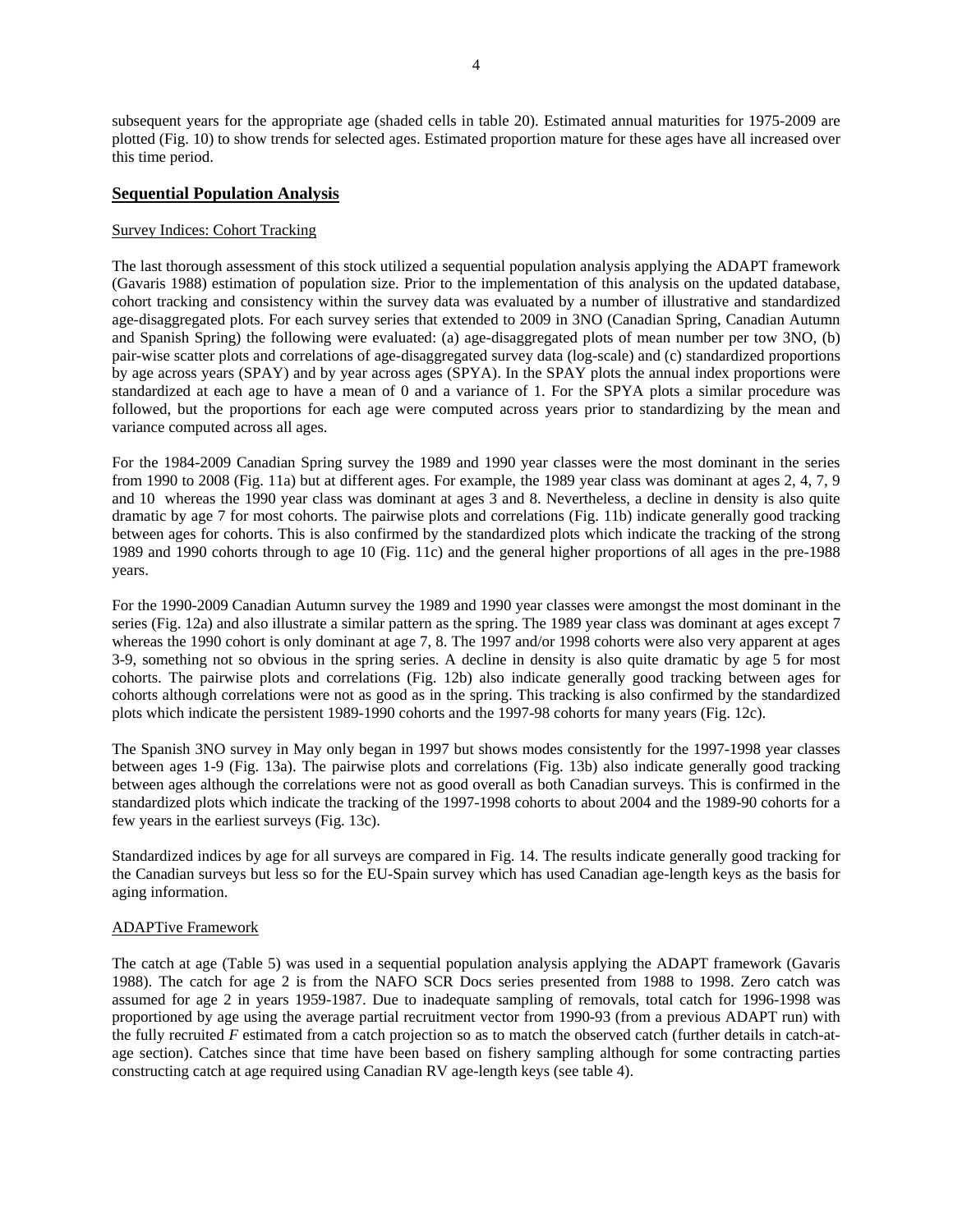subsequent years for the appropriate age (shaded cells in table 20). Estimated annual maturities for 1975-2009 are plotted (Fig. 10) to show trends for selected ages. Estimated proportion mature for these ages have all increased over this time period.

## Sequential Population Analysis

### Survey Indices: Cohort Tracking

The last thorough assessment of this stock utilized a sequential population analysis applying the ADAPT framework (Gavaris 1988) estimation of population size. Prior to the implementation of this analysis on the updated database, cohort tracking and consistency within the survey data was evaluated by a number of illustrative and standardized age-disaggregated plots. For each survey series that extended to 2009 in 3NO (Canadian Spring, Canadian Autumn and Spanish Spring) the following were evaluated: (a) age-disaggregated plots of mean number per tow 3NO, (b) pair-wise scatter plots and correlations of age-disaggregated survey data (log-scale) and (c) standardized proportions by age across years (SPAY) and by year across ages (SPYA). In the SPAY plots the annual index proportions were standardized at each age to have a mean of 0 and a variance of 1. For the SPYA plots a similar procedure was followed, but the proportions for each age were computed across years prior to standardizing by the mean and variance computed across all ages.

For the 1984-2009 Canadian Spring survey the 1989 and 1990 year classes were the most dominant in the series from 1990 to 2008 (Fig. 11a) but at different ages. For example, the 1989 year class was dominant at ages 2, 4, 7, 9 and 10 whereas the 1990 year class was dominant at ages 3 and 8. Nevertheless, a decline in density is also quite dramatic by age 7 for most cohorts. The pairwise plots and correlations (Fig. 11b) indicate generally good tracking between ages for cohorts. This is also confirmed by the standardized plots which indicate the tracking of the strong 1989 and 1990 cohorts through to age 10 (Fig. 11c) and the general higher proportions of all ages in the pre-1988 years.

For the 1990-2009 Canadian Autumn survey the 1989 and 1990 year classes were amongst the most dominant in the series (Fig. 12a) and also illustrate a similar pattern as the spring. The 1989 year class was dominant at ages except 7 whereas the 1990 cohort is only dominant at age 7, 8. The 1997 and/or 1998 cohorts were also very apparent at ages 3-9, something not so obvious in the spring series. A decline in density is also quite dramatic by age 5 for most cohorts. The pairwise plots and correlations (Fig. 12b) also indicate generally good tracking between ages for cohorts although correlations were not as good as in the spring. This tracking is also confirmed by the standardized plots which indicate the persistent 1989-1990 cohorts and the 1997-98 cohorts for many years (Fig. 12c).

The Spanish 3NO survey in May only began in 1997 but shows modes consistently for the 1997-1998 year classes between ages 1-9 (Fig. 13a). The pairwise plots and correlations (Fig. 13b) also indicate generally good tracking between ages although the correlations were not as good overall as both Canadian surveys. This is confirmed in the standardized plots which indicate the tracking of the 1997-1998 cohorts to about 2004 and the 1989-90 cohorts for a few years in the earliest surveys (Fig. 13c).

Standardized indices by age for all surveys are compared in Fig. 14. The results indicate generally good tracking for the Canadian surveys but less so for the EU-Spain survey which has used Canadian age-length keys as the basis for aging information.

### ADAPTive Framework

The catch at age (Table 5) was used in a sequential population analysis applying the ADAPT framework (Gavaris 1988). The catch for age 2 is from the NAFO SCR Docs series presented from 1988 to 1998. Zero catch was assumed for age 2 in years 1959-1987. Due to inadequate sampling of removals, total catch for 1996-1998 was proportioned by age using the average partial recruitment vector from 1990-93 (from a previous ADAPT run) with the fully recruited $F$ estimated from a catch projection so as to match the observed catch (further details in catch-at-age section). Catches since that time have been based on fishery sampling although for some contracting parties constructing catch at age required using Canadian RV age-length keys (see table 4).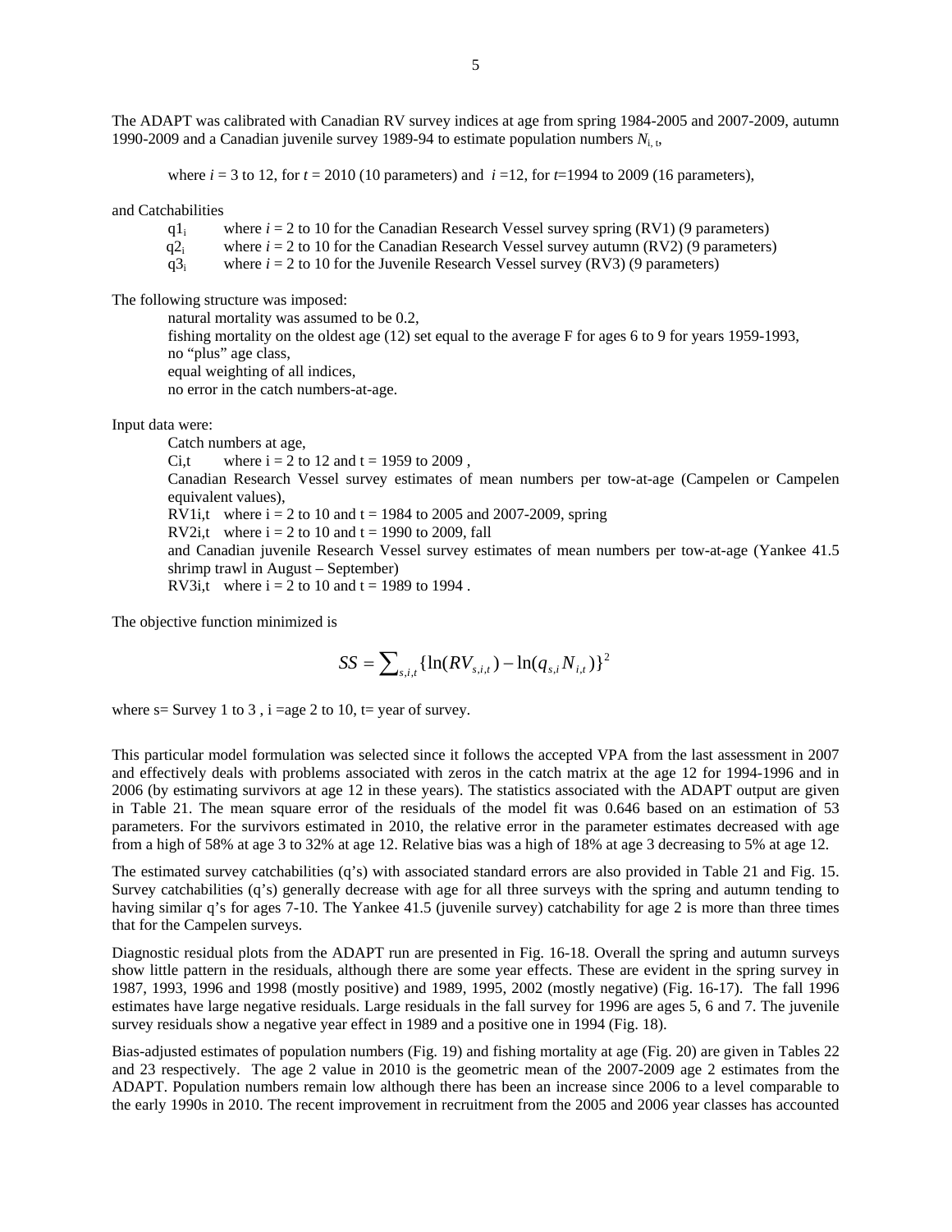The ADAPT was calibrated with Canadian RV survey indices at age from spring 1984-2005 and 2007-2009, autumn 1990-2009 and a Canadian juvenile survey 1989-94 to estimate population numbers $N_{i,t}$,

where $i$ = 3 to 12, for $t$ = 2010 (10 parameters) and $i$ =12, for $t$=1994 to 2009 (16 parameters),

and Catchabilities

- $q1_i$ where $i$ = 2 to 10 for the Canadian Research Vessel survey spring (RV1) (9 parameters)
- $q2_i$ where $i$ = 2 to 10 for the Canadian Research Vessel survey autumn (RV2) (9 parameters)
- $q3_i$ where $i$ = 2 to 10 for the Juvenile Research Vessel survey (RV3) (9 parameters)

The following structure was imposed:

- natural mortality was assumed to be 0.2,
- fishing mortality on the oldest age (12) set equal to the average F for ages 6 to 9 for years 1959-1993,
- no "plus" age class,
- equal weighting of all indices,
- no error in the catch numbers-at-age.

Input data were:

Catch numbers at age,

$C_{i,t}$ where i = 2 to 12 and t = 1959 to 2009 ,

Canadian Research Vessel survey estimates of mean numbers per tow-at-age (Campelen or Campelen equivalent values),

$RV1_{i,t}$ where i = 2 to 10 and t = 1984 to 2005 and 2007-2009, spring

$RV2_{i,t}$ where i = 2 to 10 and t = 1990 to 2009, fall

and Canadian juvenile Research Vessel survey estimates of mean numbers per tow-at-age (Yankee 41.5 shrimp trawl in August – September)

$RV3_{i,t}$ where i = 2 to 10 and t = 1989 to 1994 .

The objective function minimized is

$$SS = \sum_{s,i,t} \{\ln(RV_{s,i,t}) - \ln(q_{s,i} N_{i,t})\}^2$$

where s= Survey 1 to 3 , i =age 2 to 10, t= year of survey.

This particular model formulation was selected since it follows the accepted VPA from the last assessment in 2007 and effectively deals with problems associated with zeros in the catch matrix at the age 12 for 1994-1996 and in 2006 (by estimating survivors at age 12 in these years). The statistics associated with the ADAPT output are given in Table 21. The mean square error of the residuals of the model fit was 0.646 based on an estimation of 53 parameters. For the survivors estimated in 2010, the relative error in the parameter estimates decreased with age from a high of 58% at age 3 to 32% at age 12. Relative bias was a high of 18% at age 3 decreasing to 5% at age 12.

The estimated survey catchabilities (q's) with associated standard errors are also provided in Table 21 and Fig. 15. Survey catchabilities (q's) generally decrease with age for all three surveys with the spring and autumn tending to having similar q's for ages 7-10. The Yankee 41.5 (juvenile survey) catchability for age 2 is more than three times that for the Campelen surveys.

Diagnostic residual plots from the ADAPT run are presented in Fig. 16-18. Overall the spring and autumn surveys show little pattern in the residuals, although there are some year effects. These are evident in the spring survey in 1987, 1993, 1996 and 1998 (mostly positive) and 1989, 1995, 2002 (mostly negative) (Fig. 16-17). The fall 1996 estimates have large negative residuals. Large residuals in the fall survey for 1996 are ages 5, 6 and 7. The juvenile survey residuals show a negative year effect in 1989 and a positive one in 1994 (Fig. 18).

Bias-adjusted estimates of population numbers (Fig. 19) and fishing mortality at age (Fig. 20) are given in Tables 22 and 23 respectively. The age 2 value in 2010 is the geometric mean of the 2007-2009 age 2 estimates from the ADAPT. Population numbers remain low although there has been an increase since 2006 to a level comparable to the early 1990s in 2010. The recent improvement in recruitment from the 2005 and 2006 year classes has accounted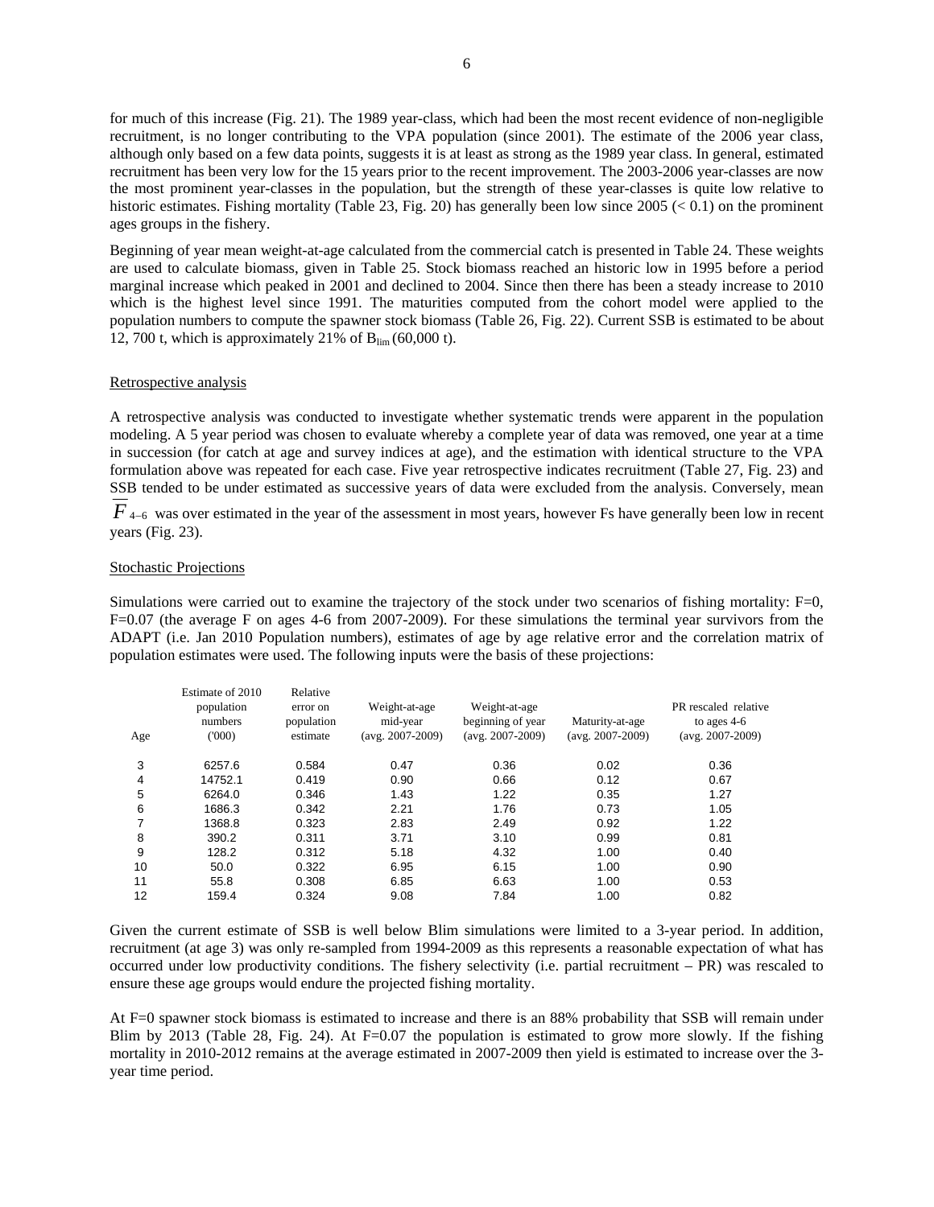for much of this increase (Fig. 21). The 1989 year-class, which had been the most recent evidence of non-negligible recruitment, is no longer contributing to the VPA population (since 2001). The estimate of the 2006 year class, although only based on a few data points, suggests it is at least as strong as the 1989 year class. In general, estimated recruitment has been very low for the 15 years prior to the recent improvement. The 2003-2006 year-classes are now the most prominent year-classes in the population, but the strength of these year-classes is quite low relative to historic estimates. Fishing mortality (Table 23, Fig. 20) has generally been low since 2005 (< 0.1) on the prominent ages groups in the fishery.

Beginning of year mean weight-at-age calculated from the commercial catch is presented in Table 24. These weights are used to calculate biomass, given in Table 25. Stock biomass reached an historic low in 1995 before a period marginal increase which peaked in 2001 and declined to 2004. Since then there has been a steady increase to 2010 which is the highest level since 1991. The maturities computed from the cohort model were applied to the population numbers to compute the spawner stock biomass (Table 26, Fig. 22). Current SSB is estimated to be about 12, 700 t, which is approximately 21% of $B_{lim}$ (60,000 t).

Retrospective analysis

A retrospective analysis was conducted to investigate whether systematic trends were apparent in the population modeling. A 5 year period was chosen to evaluate whereby a complete year of data was removed, one year at a time in succession (for catch at age and survey indices at age), and the estimation with identical structure to the VPA formulation above was repeated for each case. Five year retrospective indicates recruitment (Table 27, Fig. 23) and SSB tended to be under estimated as successive years of data were excluded from the analysis. Conversely, mean $\overline{F}_{4-6}$ was over estimated in the year of the assessment in most years, however Fs have generally been low in recent years (Fig. 23).

Stochastic Projections

Simulations were carried out to examine the trajectory of the stock under two scenarios of fishing mortality: F=0, F=0.07 (the average F on ages 4-6 from 2007-2009). For these simulations the terminal year survivors from the ADAPT (i.e. Jan 2010 Population numbers), estimates of age by age relative error and the correlation matrix of population estimates were used. The following inputs were the basis of these projections:

| Age | Estimate of 2010 population numbers ('000) | Relative error on population estimate | Weight-at-age mid-year (avg. 2007-2009) | Weight-at-age beginning of year (avg. 2007-2009) | Maturity-at-age (avg. 2007-2009) | PR rescaled relative to ages 4-6 (avg. 2007-2009) |
|---|---|---|---|---|---|---|
| 3 | 6257.6 | 0.584 | 0.47 | 0.36 | 0.02 | 0.36 |
| 4 | 14752.1 | 0.419 | 0.90 | 0.66 | 0.12 | 0.67 |
| 5 | 6264.0 | 0.346 | 1.43 | 1.22 | 0.35 | 1.27 |
| 6 | 1686.3 | 0.342 | 2.21 | 1.76 | 0.73 | 1.05 |
| 7 | 1368.8 | 0.323 | 2.83 | 2.49 | 0.92 | 1.22 |
| 8 | 390.2 | 0.311 | 3.71 | 3.10 | 0.99 | 0.81 |
| 9 | 128.2 | 0.312 | 5.18 | 4.32 | 1.00 | 0.40 |
| 10 | 50.0 | 0.322 | 6.95 | 6.15 | 1.00 | 0.90 |
| 11 | 55.8 | 0.308 | 6.85 | 6.63 | 1.00 | 0.53 |
| 12 | 159.4 | 0.324 | 9.08 | 7.84 | 1.00 | 0.82 |

Given the current estimate of SSB is well below Blim simulations were limited to a 3-year period. In addition, recruitment (at age 3) was only re-sampled from 1994-2009 as this represents a reasonable expectation of what has occurred under low productivity conditions. The fishery selectivity (i.e. partial recruitment – PR) was rescaled to ensure these age groups would endure the projected fishing mortality.

At F=0 spawner stock biomass is estimated to increase and there is an 88% probability that SSB will remain under Blim by 2013 (Table 28, Fig. 24). At F=0.07 the population is estimated to grow more slowly. If the fishing mortality in 2010-2012 remains at the average estimated in 2007-2009 then yield is estimated to increase over the 3-year time period.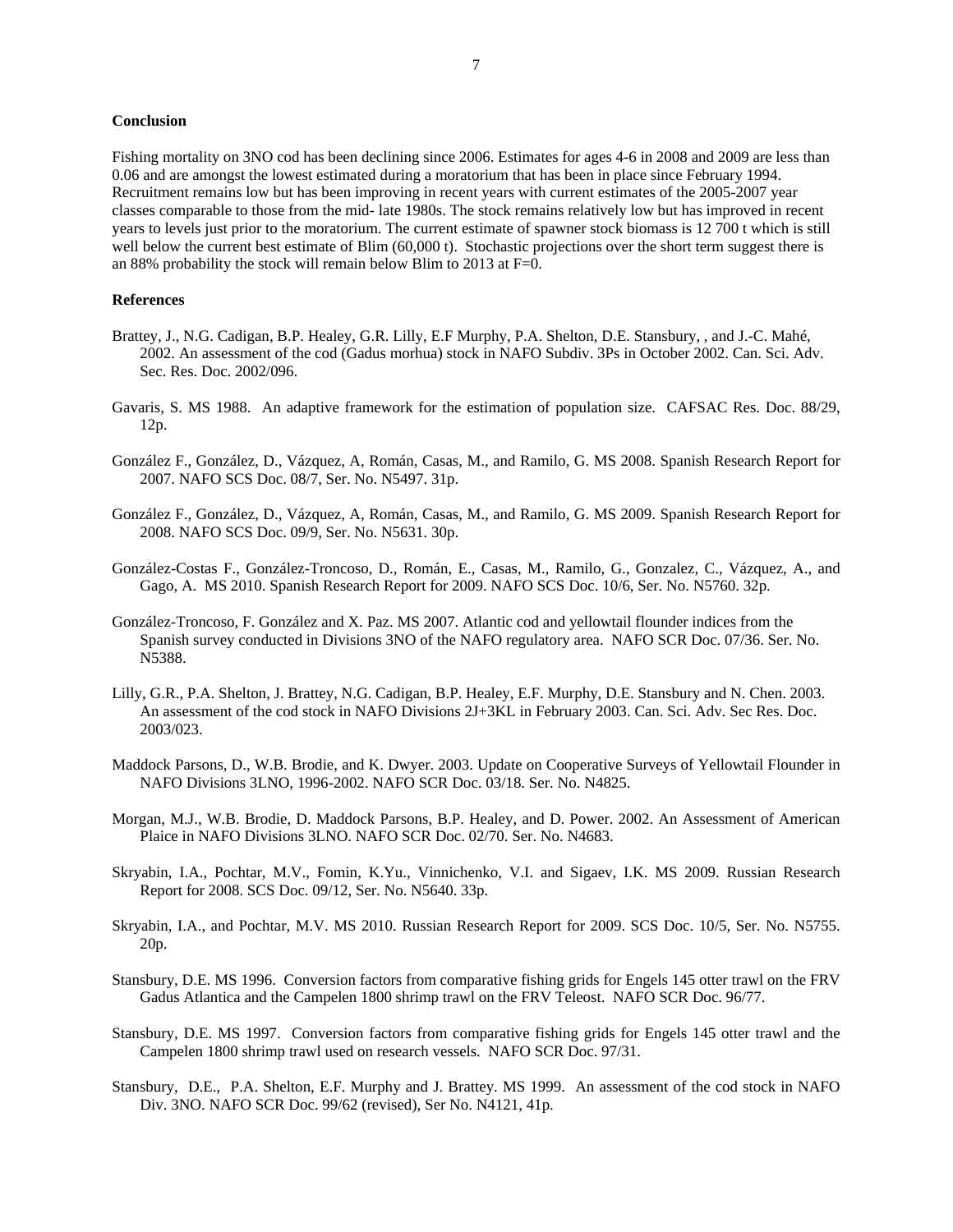## Conclusion

Fishing mortality on 3NO cod has been declining since 2006. Estimates for ages 4-6 in 2008 and 2009 are less than 0.06 and are amongst the lowest estimated during a moratorium that has been in place since February 1994. Recruitment remains low but has been improving in recent years with current estimates of the 2005-2007 year classes comparable to those from the mid- late 1980s. The stock remains relatively low but has improved in recent years to levels just prior to the moratorium. The current estimate of spawner stock biomass is 12 700 t which is still well below the current best estimate of Blim (60,000 t). Stochastic projections over the short term suggest there is an 88% probability the stock will remain below Blim to 2013 at F=0.

## References

Brattey, J., N.G. Cadigan, B.P. Healey, G.R. Lilly, E.F Murphy, P.A. Shelton, D.E. Stansbury, , and J.-C. Mahé, 2002. An assessment of the cod (Gadus morhua) stock in NAFO Subdiv. 3Ps in October 2002. Can. Sci. Adv. Sec. Res. Doc. 2002/096.

Gavaris, S. MS 1988. An adaptive framework for the estimation of population size. CAFSAC Res. Doc. 88/29, 12p.

González F., González, D., Vázquez, A, Román, Casas, M., and Ramilo, G. MS 2008. Spanish Research Report for 2007. NAFO SCS Doc. 08/7, Ser. No. N5497. 31p.

González F., González, D., Vázquez, A, Román, Casas, M., and Ramilo, G. MS 2009. Spanish Research Report for 2008. NAFO SCS Doc. 09/9, Ser. No. N5631. 30p.

González-Costas F., González-Troncoso, D., Román, E., Casas, M., Ramilo, G., Gonzalez, C., Vázquez, A., and Gago, A. MS 2010. Spanish Research Report for 2009. NAFO SCS Doc. 10/6, Ser. No. N5760. 32p.

González-Troncoso, F. González and X. Paz. MS 2007. Atlantic cod and yellowtail flounder indices from the Spanish survey conducted in Divisions 3NO of the NAFO regulatory area. NAFO SCR Doc. 07/36. Ser. No. N5388.

Lilly, G.R., P.A. Shelton, J. Brattey, N.G. Cadigan, B.P. Healey, E.F. Murphy, D.E. Stansbury and N. Chen. 2003. An assessment of the cod stock in NAFO Divisions 2J+3KL in February 2003. Can. Sci. Adv. Sec Res. Doc. 2003/023.

Maddock Parsons, D., W.B. Brodie, and K. Dwyer. 2003. Update on Cooperative Surveys of Yellowtail Flounder in NAFO Divisions 3LNO, 1996-2002. NAFO SCR Doc. 03/18. Ser. No. N4825.

Morgan, M.J., W.B. Brodie, D. Maddock Parsons, B.P. Healey, and D. Power. 2002. An Assessment of American Plaice in NAFO Divisions 3LNO. NAFO SCR Doc. 02/70. Ser. No. N4683.

Skryabin, I.A., Pochtar, M.V., Fomin, K.Yu., Vinnichenko, V.I. and Sigaev, I.K. MS 2009. Russian Research Report for 2008. SCS Doc. 09/12, Ser. No. N5640. 33p.

Skryabin, I.A., and Pochtar, M.V. MS 2010. Russian Research Report for 2009. SCS Doc. 10/5, Ser. No. N5755. 20p.

Stansbury, D.E. MS 1996. Conversion factors from comparative fishing grids for Engels 145 otter trawl on the FRV Gadus Atlantica and the Campelen 1800 shrimp trawl on the FRV Teleost. NAFO SCR Doc. 96/77.

Stansbury, D.E. MS 1997. Conversion factors from comparative fishing grids for Engels 145 otter trawl and the Campelen 1800 shrimp trawl used on research vessels. NAFO SCR Doc. 97/31.

Stansbury, D.E., P.A. Shelton, E.F. Murphy and J. Brattey. MS 1999. An assessment of the cod stock in NAFO Div. 3NO. NAFO SCR Doc. 99/62 (revised), Ser No. N4121, 41p.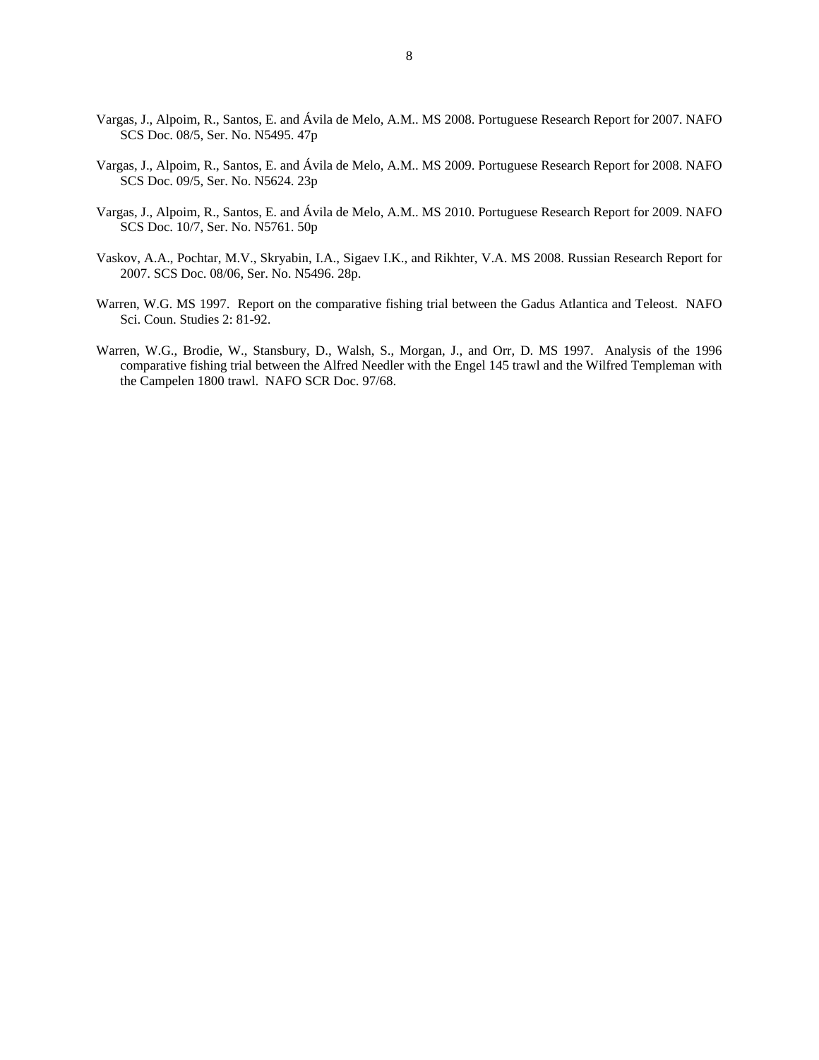Vargas, J., Alpoim, R., Santos, E. and Ávila de Melo, A.M.. MS 2008. Portuguese Research Report for 2007. NAFO SCS Doc. 08/5, Ser. No. N5495. 47p

Vargas, J., Alpoim, R., Santos, E. and Ávila de Melo, A.M.. MS 2009. Portuguese Research Report for 2008. NAFO SCS Doc. 09/5, Ser. No. N5624. 23p

Vargas, J., Alpoim, R., Santos, E. and Ávila de Melo, A.M.. MS 2010. Portuguese Research Report for 2009. NAFO SCS Doc. 10/7, Ser. No. N5761. 50p

Vaskov, A.A., Pochtar, M.V., Skryabin, I.A., Sigaev I.K., and Rikhter, V.A. MS 2008. Russian Research Report for 2007. SCS Doc. 08/06, Ser. No. N5496. 28p.

Warren, W.G. MS 1997. Report on the comparative fishing trial between the Gadus Atlantica and Teleost. NAFO Sci. Coun. Studies 2: 81-92.

Warren, W.G., Brodie, W., Stansbury, D., Walsh, S., Morgan, J., and Orr, D. MS 1997. Analysis of the 1996 comparative fishing trial between the Alfred Needler with the Engel 145 trawl and the Wilfred Templeman with the Campelen 1800 trawl. NAFO SCR Doc. 97/68.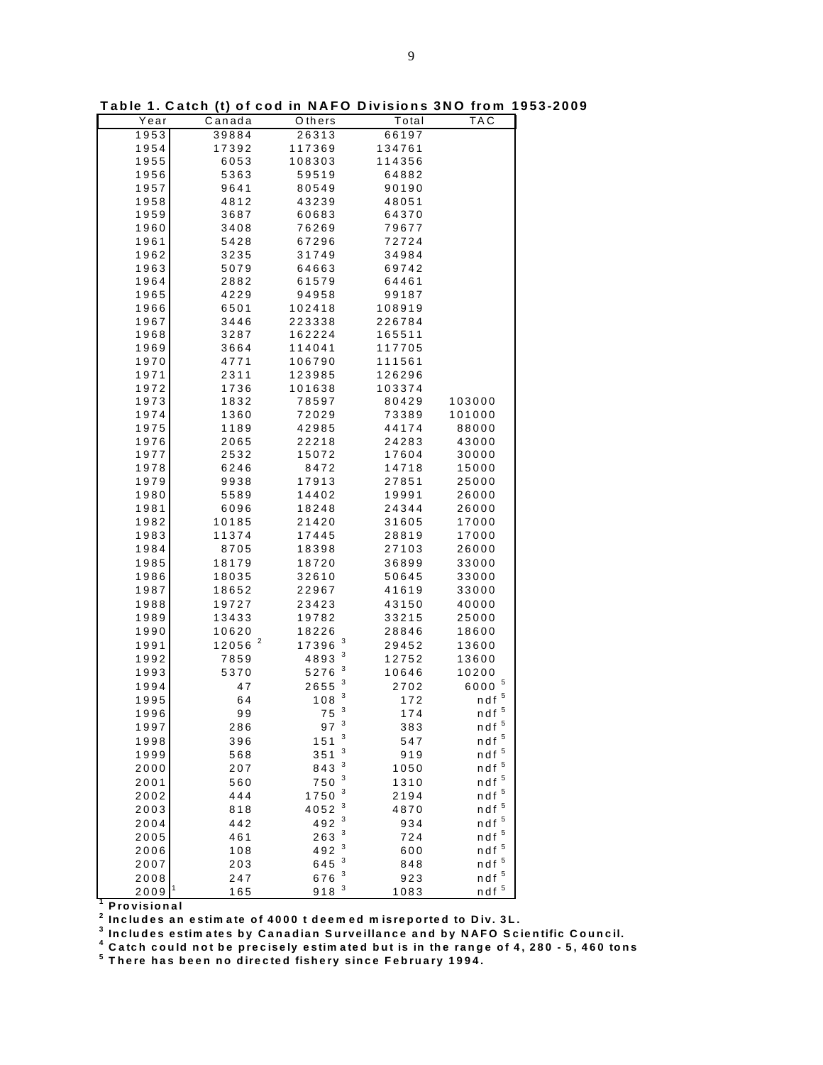**Table 1. Catch (t) of cod in NAFO Divisions 3NO from 1953-2009**

| Year | Canada | Others | Total | TAC |
|---|---|---|---|---|
| 1953 | 39884 | 26313 | 66197 | |
| 1954 | 17392 | 117369 | 134761 | |
| 1955 | 6053 | 108303 | 114356 | |
| 1956 | 5363 | 59519 | 64882 | |
| 1957 | 9641 | 80549 | 90190 | |
| 1958 | 4812 | 43239 | 48051 | |
| 1959 | 3687 | 60683 | 64370 | |
| 1960 | 3408 | 76269 | 79677 | |
| 1961 | 5428 | 67296 | 72724 | |
| 1962 | 3235 | 31749 | 34984 | |
| 1963 | 5079 | 64663 | 69742 | |
| 1964 | 2882 | 61579 | 64461 | |
| 1965 | 4229 | 94958 | 99187 | |
| 1966 | 6501 | 102418 | 108919 | |
| 1967 | 3446 | 223338 | 226784 | |
| 1968 | 3287 | 162224 | 165511 | |
| 1969 | 3664 | 114041 | 117705 | |
| 1970 | 4771 | 106790 | 111561 | |
| 1971 | 2311 | 123985 | 126296 | |
| 1972 | 1736 | 101638 | 103374 | |
| 1973 | 1832 | 78597 | 80429 | 103000 |
| 1974 | 1360 | 72029 | 73389 | 101000 |
| 1975 | 1189 | 42985 | 44174 | 88000 |
| 1976 | 2065 | 22218 | 24283 | 43000 |
| 1977 | 2532 | 15072 | 17604 | 30000 |
| 1978 | 6246 | 8472 | 14718 | 15000 |
| 1979 | 9938 | 17913 | 27851 | 25000 |
| 1980 | 5589 | 14402 | 19991 | 26000 |
| 1981 | 6096 | 18248 | 24344 | 26000 |
| 1982 | 10185 | 21420 | 31605 | 17000 |
| 1983 | 11374 | 17445 | 28819 | 17000 |
| 1984 | 8705 | 18398 | 27103 | 26000 |
| 1985 | 18179 | 18720 | 36899 | 33000 |
| 1986 | 18035 | 32610 | 50645 | 33000 |
| 1987 | 18652 | 22967 | 41619 | 33000 |
| 1988 | 19727 | 23423 | 43150 | 40000 |
| 1989 | 13433 | 19782 | 33215 | 25000 |
| 1990 | 10620 | 18226 | 28846 | 18600 |
| 1991 | 12056 [2] | 17396 [3] | 29452 | 13600 |
| 1992 | 7859 | 4893 [3] | 12752 | 13600 |
| 1993 | 5370 | 5276 [3] | 10646 | 10200 |
| 1994 | 47 | 2655 [3] | 2702 | 6000 [5] |
| 1995 | 64 | 108 [3] | 172 | ndf [5] |
| 1996 | 99 | 75 [3] | 174 | ndf [5] |
| 1997 | 286 | 97 [3] | 383 | ndf [5] |
| 1998 | 396 | 151 [3] | 547 | ndf [5] |
| 1999 | 568 | 351 [3] | 919 | ndf [5] |
| 2000 | 207 | 843 [3] | 1050 | ndf [5] |
| 2001 | 560 | 750 [3] | 1310 | ndf [5] |
| 2002 | 444 | 1750 [3] | 2194 | ndf [5] |
| 2003 | 818 | 4052 [3] | 4870 | ndf [5] |
| 2004 | 442 | 492 [3] | 934 | ndf [5] |
| 2005 | 461 | 263 [3] | 724 | ndf [5] |
| 2006 | 108 | 492 [3] | 600 | ndf [5] |
| 2007 | 203 | 645 [3] | 848 | ndf [5] |
| 2008 | 247 | 676 [3] | 923 | ndf [5] |
| 2009 [1] | 165 | 918 [3] | 1083 | ndf [5] |

[1] **Provisional**
[2] **Includes an estimate of 4000 t deemed misreported to Div. 3L.**
[3] **Includes estimates by Canadian Surveillance and by NAFO Scientific Council.**
[4] **Catch could not be precisely estimated but is in the range of 4, 280 - 5, 460 tons**
[5] **There has been no directed fishery since February 1994.**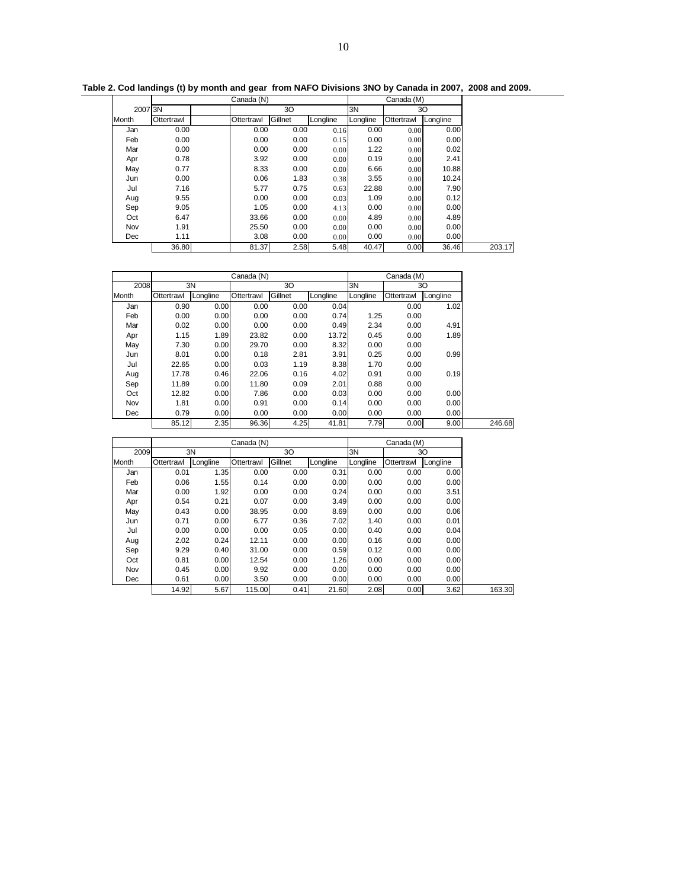**Table 2. Cod landings (t) by month and gear from NAFO Divisions 3NO by Canada in 2007, 2008 and 2009.**

| | Canada (N) | | | | | | Canada (M) | | | |
|---|---|---|---|---|---|---|---|---|---|---|
| 2007 | 3N | | 3O | | | | 3N | 3O | | |
| Month | Ottertrawl | | Ottertrawl | Gillnet | Longline | | Longline | Ottertrawl | Longline | |
| Jan | 0.00 | | 0.00 | 0.00 | 0.16 | | 0.00 | 0.00 | 0.00 | |
| Feb | 0.00 | | 0.00 | 0.00 | 0.15 | | 0.00 | 0.00 | 0.00 | |
| Mar | 0.00 | | 0.00 | 0.00 | 0.00 | | 1.22 | 0.00 | 0.02 | |
| Apr | 0.78 | | 3.92 | 0.00 | 0.00 | | 0.19 | 0.00 | 2.41 | |
| May | 0.77 | | 8.33 | 0.00 | 0.00 | | 6.66 | 0.00 | 10.88 | |
| Jun | 0.00 | | 0.06 | 1.83 | 0.38 | | 3.55 | 0.00 | 10.24 | |
| Jul | 7.16 | | 5.77 | 0.75 | 0.63 | | 22.88 | 0.00 | 7.90 | |
| Aug | 9.55 | | 0.00 | 0.00 | 0.03 | | 1.09 | 0.00 | 0.12 | |
| Sep | 9.05 | | 1.05 | 0.00 | 4.13 | | 0.00 | 0.00 | 0.00 | |
| Oct | 6.47 | | 33.66 | 0.00 | 0.00 | | 4.89 | 0.00 | 4.89 | |
| Nov | 1.91 | | 25.50 | 0.00 | 0.00 | | 0.00 | 0.00 | 0.00 | |
| Dec | 1.11 | | 3.08 | 0.00 | 0.00 | | 0.00 | 0.00 | 0.00 | |
| | 36.80 | | 81.37 | 2.58 | 5.48 | | 40.47 | 0.00 | 36.46 | 203.17 |

| | Canada (N) | | | | | Canada (M) | | | |
|---|---|---|---|---|---|---|---|---|---|
| 2008 | 3N | | 3O | | | 3N | 3O | | |
| Month | Ottertrawl | Longline | Ottertrawl | Gillnet | Longline | Longline | Ottertrawl | Longline | |
| Jan | 0.90 | 0.00 | 0.00 | 0.00 | 0.04 | | 0.00 | 1.02 | |
| Feb | 0.00 | 0.00 | 0.00 | 0.00 | 0.74 | 1.25 | 0.00 | | |
| Mar | 0.02 | 0.00 | 0.00 | 0.00 | 0.49 | 2.34 | 0.00 | 4.91 | |
| Apr | 1.15 | 1.89 | 23.82 | 0.00 | 13.72 | 0.45 | 0.00 | 1.89 | |
| May | 7.30 | 0.00 | 29.70 | 0.00 | 8.32 | 0.00 | 0.00 | | |
| Jun | 8.01 | 0.00 | 0.18 | 2.81 | 3.91 | 0.25 | 0.00 | 0.99 | |
| Jul | 22.65 | 0.00 | 0.03 | 1.19 | 8.38 | 1.70 | 0.00 | | |
| Aug | 17.78 | 0.46 | 22.06 | 0.16 | 4.02 | 0.91 | 0.00 | 0.19 | |
| Sep | 11.89 | 0.00 | 11.80 | 0.09 | 2.01 | 0.88 | 0.00 | | |
| Oct | 12.82 | 0.00 | 7.86 | 0.00 | 0.03 | 0.00 | 0.00 | 0.00 | |
| Nov | 1.81 | 0.00 | 0.91 | 0.00 | 0.14 | 0.00 | 0.00 | 0.00 | |
| Dec | 0.79 | 0.00 | 0.00 | 0.00 | 0.00 | 0.00 | 0.00 | 0.00 | |
| | 85.12 | 2.35 | 96.36 | 4.25 | 41.81 | 7.79 | 0.00 | 9.00 | 246.68 |

| | Canada (N) | | | | | Canada (M) | | | |
|---|---|---|---|---|---|---|---|---|---|
| 2009 | 3N | | 3O | | | 3N | 3O | | |
| Month | Ottertrawl | Longline | Ottertrawl | Gillnet | Longline | Longline | Ottertrawl | Longline | |
| Jan | 0.01 | 1.35 | 0.00 | 0.00 | 0.31 | 0.00 | 0.00 | 0.00 | |
| Feb | 0.06 | 1.55 | 0.14 | 0.00 | 0.00 | 0.00 | 0.00 | 0.00 | |
| Mar | 0.00 | 1.92 | 0.00 | 0.00 | 0.24 | 0.00 | 0.00 | 3.51 | |
| Apr | 0.54 | 0.21 | 0.07 | 0.00 | 3.49 | 0.00 | 0.00 | 0.00 | |
| May | 0.43 | 0.00 | 38.95 | 0.00 | 8.69 | 0.00 | 0.00 | 0.06 | |
| Jun | 0.71 | 0.00 | 6.77 | 0.36 | 7.02 | 1.40 | 0.00 | 0.01 | |
| Jul | 0.00 | 0.00 | 0.00 | 0.05 | 0.00 | 0.40 | 0.00 | 0.04 | |
| Aug | 2.02 | 0.24 | 12.11 | 0.00 | 0.00 | 0.16 | 0.00 | 0.00 | |
| Sep | 9.29 | 0.40 | 31.00 | 0.00 | 0.59 | 0.12 | 0.00 | 0.00 | |
| Oct | 0.81 | 0.00 | 12.54 | 0.00 | 1.26 | 0.00 | 0.00 | 0.00 | |
| Nov | 0.45 | 0.00 | 9.92 | 0.00 | 0.00 | 0.00 | 0.00 | 0.00 | |
| Dec | 0.61 | 0.00 | 3.50 | 0.00 | 0.00 | 0.00 | 0.00 | 0.00 | |
| | 14.92 | 5.67 | 115.00 | 0.41 | 21.60 | 2.08 | 0.00 | 3.62 | 163.30 |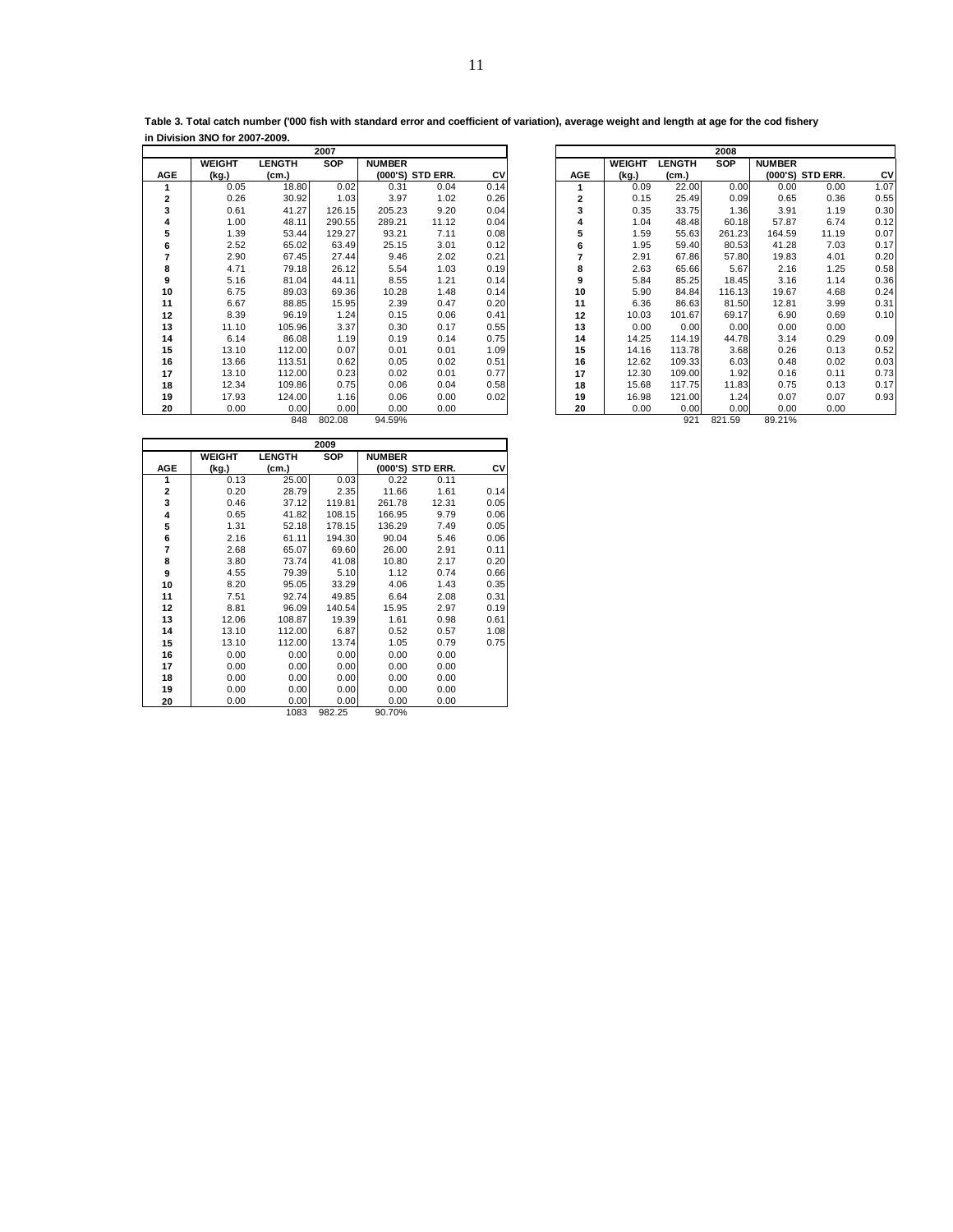**Table 3. Total catch number ('000 fish with standard error and coefficient of variation), average weight and length at age for the cod fishery in Division 3NO for 2007-2009.**

| | 2007 | | | | | |
|---|---|---|---|---|---|---|
| AGE | WEIGHT (kg.) | LENGTH (cm.) | SOP | NUMBER (000'S) | STD ERR. | CV |
| 1 | 0.05 | 18.80 | 0.02 | 0.31 | 0.04 | 0.14 |
| 2 | 0.26 | 30.92 | 1.03 | 3.97 | 1.02 | 0.26 |
| 3 | 0.61 | 41.27 | 126.15 | 205.23 | 9.20 | 0.04 |
| 4 | 1.00 | 48.11 | 290.55 | 289.21 | 11.12 | 0.04 |
| 5 | 1.39 | 53.44 | 129.27 | 93.21 | 7.11 | 0.08 |
| 6 | 2.52 | 65.02 | 63.49 | 25.15 | 3.01 | 0.12 |
| 7 | 2.90 | 67.45 | 27.44 | 9.46 | 2.02 | 0.21 |
| 8 | 4.71 | 79.18 | 26.12 | 5.54 | 1.03 | 0.19 |
| 9 | 5.16 | 81.04 | 44.11 | 8.55 | 1.21 | 0.14 |
| 10 | 6.75 | 89.03 | 69.36 | 10.28 | 1.48 | 0.14 |
| 11 | 6.67 | 88.85 | 15.95 | 2.39 | 0.47 | 0.20 |
| 12 | 8.39 | 96.19 | 1.24 | 0.15 | 0.06 | 0.41 |
| 13 | 11.10 | 105.96 | 3.37 | 0.30 | 0.17 | 0.55 |
| 14 | 6.14 | 86.08 | 1.19 | 0.19 | 0.14 | 0.75 |
| 15 | 13.10 | 112.00 | 0.07 | 0.01 | 0.01 | 1.09 |
| 16 | 13.66 | 113.51 | 0.62 | 0.05 | 0.02 | 0.51 |
| 17 | 13.10 | 112.00 | 0.23 | 0.02 | 0.01 | 0.77 |
| 18 | 12.34 | 109.86 | 0.75 | 0.06 | 0.04 | 0.58 |
| 19 | 17.93 | 124.00 | 1.16 | 0.06 | 0.00 | 0.02 |
| 20 | 0.00 | 0.00 | 0.00 | 0.00 | 0.00 | |
| | | 848 | 802.08 | 94.59% | | |

| | 2008 | | | | | |
|---|---|---|---|---|---|---|
| AGE | WEIGHT (kg.) | LENGTH (cm.) | SOP | NUMBER (000'S) | STD ERR. | CV |
| 1 | 0.09 | 22.00 | 0.00 | 0.00 | 0.00 | 1.07 |
| 2 | 0.15 | 25.49 | 0.09 | 0.65 | 0.36 | 0.55 |
| 3 | 0.35 | 33.75 | 1.36 | 3.91 | 1.19 | 0.30 |
| 4 | 1.04 | 48.48 | 60.18 | 57.87 | 6.74 | 0.12 |
| 5 | 1.59 | 55.63 | 261.23 | 164.59 | 11.19 | 0.07 |
| 6 | 1.95 | 59.40 | 80.53 | 41.28 | 7.03 | 0.17 |
| 7 | 2.91 | 67.86 | 57.80 | 19.83 | 4.01 | 0.20 |
| 8 | 2.63 | 65.66 | 5.67 | 2.16 | 1.25 | 0.58 |
| 9 | 5.84 | 85.25 | 18.45 | 3.16 | 1.14 | 0.36 |
| 10 | 5.90 | 84.84 | 116.13 | 19.67 | 4.68 | 0.24 |
| 11 | 6.36 | 86.63 | 81.50 | 12.81 | 3.99 | 0.31 |
| 12 | 10.03 | 101.67 | 69.17 | 6.90 | 0.69 | 0.10 |
| 13 | 0.00 | 0.00 | 0.00 | 0.00 | 0.00 | |
| 14 | 14.25 | 114.19 | 44.78 | 3.14 | 0.29 | 0.09 |
| 15 | 14.16 | 113.78 | 3.68 | 0.26 | 0.13 | 0.52 |
| 16 | 12.62 | 109.33 | 6.03 | 0.48 | 0.02 | 0.03 |
| 17 | 12.30 | 109.00 | 1.92 | 0.16 | 0.11 | 0.73 |
| 18 | 15.68 | 117.75 | 11.83 | 0.75 | 0.13 | 0.17 |
| 19 | 16.98 | 121.00 | 1.24 | 0.07 | 0.07 | 0.93 |
| 20 | 0.00 | 0.00 | 0.00 | 0.00 | 0.00 | |
| | | 921 | 821.59 | 89.21% | | |

| | 2009 | | | | | |
|---|---|---|---|---|---|---|
| AGE | WEIGHT (kg.) | LENGTH (cm.) | SOP | NUMBER (000'S) | STD ERR. | CV |
| 1 | 0.13 | 25.00 | 0.03 | 0.22 | 0.11 | |
| 2 | 0.20 | 28.79 | 2.35 | 11.66 | 1.61 | 0.14 |
| 3 | 0.46 | 37.12 | 119.81 | 261.78 | 12.31 | 0.05 |
| 4 | 0.65 | 41.82 | 108.15 | 166.95 | 9.79 | 0.06 |
| 5 | 1.31 | 52.18 | 178.15 | 136.29 | 7.49 | 0.05 |
| 6 | 2.16 | 61.11 | 194.30 | 90.04 | 5.46 | 0.06 |
| 7 | 2.68 | 65.07 | 69.60 | 26.00 | 2.91 | 0.11 |
| 8 | 3.80 | 73.74 | 41.08 | 10.80 | 2.17 | 0.20 |
| 9 | 4.55 | 79.39 | 5.10 | 1.12 | 0.74 | 0.66 |
| 10 | 8.20 | 95.05 | 33.29 | 4.06 | 1.43 | 0.35 |
| 11 | 7.51 | 92.74 | 49.85 | 6.64 | 2.08 | 0.31 |
| 12 | 8.81 | 96.09 | 140.54 | 15.95 | 2.97 | 0.19 |
| 13 | 12.06 | 108.87 | 19.39 | 1.61 | 0.98 | 0.61 |
| 14 | 13.10 | 112.00 | 6.87 | 0.52 | 0.57 | 1.08 |
| 15 | 13.10 | 112.00 | 13.74 | 1.05 | 0.79 | 0.75 |
| 16 | 0.00 | 0.00 | 0.00 | 0.00 | 0.00 | |
| 17 | 0.00 | 0.00 | 0.00 | 0.00 | 0.00 | |
| 18 | 0.00 | 0.00 | 0.00 | 0.00 | 0.00 | |
| 19 | 0.00 | 0.00 | 0.00 | 0.00 | 0.00 | |
| 20 | 0.00 | 0.00 | 0.00 | 0.00 | 0.00 | |
| | | 1083 | 982.25 | 90.70% | | |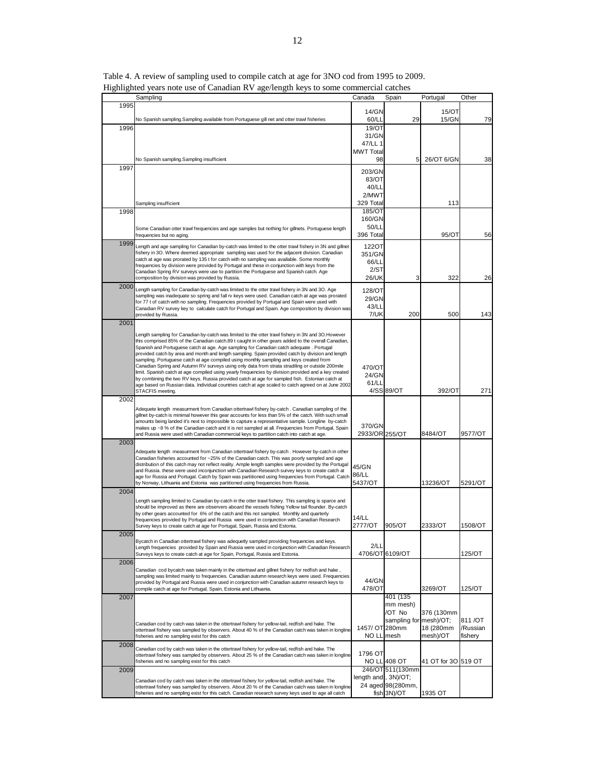Table 4. A review of sampling used to compile catch at age for 3NO cod from 1995 to 2009. Highlighted years note use of Canadian RV age/length keys to some commercial catches

| | Sampling | Canada | Spain | Portugal | Other |
|---|---|---|---|---|---|
| 1995 | No Spanish sampling.Sampling available from Portuguese gill net and otter trawl fisheries | 14/GN 60/LL | 29 | 15/OT 15/GN | 79 |
| 1996 | No Spanish sampling.Sampling insufficient | 19/OT 31/GN 47/LL 1 MWT Total 98 | 5 | 26/OT 6/GN | 38 |
| 1997 | Sampling insufficient | 203/GN 83/OT 40/LL 2/MWT 329 Total | | 113 | |
| 1998 | Some Canadian otter trawl frequencies and age samples but nothing for gillnets. Portuguese length frequencies but no aging. | 185/OT 160/GN 50/LL 396 Total | | 95/OT | 56 |
| 1999 | Length and age sampling for Canadian by-catch was limited to the otter trawl fishery in 3N and gillnet fishery in 3O. Where deemed appropriate sampling was used for the adjacent division. Canadian catch at age was prorated by 135 t for catch with no sampling was available. Some monthly frequencies by division were provided by Portugal and these in conjunction with keys from the Canadian Spring RV surveys were use to partition the Portuguese and Spanish catch. Age composition by division was provided by Russia. | 122OT 351/GN 66/LL 2/ST 26/UK | 3 | 322 | 26 |
| 2000 | Length sampling for Canadian by-catch was limited to the otter trawl fishery in 3N and 3O. Age sampling was inadequate so spring and fall rv keys were used. Canadian catch at age was prorated for 77 t of catch with no sampling. Frequencies provided by Portugal and Spain were used with Canadian RV survey key to calculate catch for Portugal and Spain. Age composition by division was provided by Russia. | 128/OT 29/GN 43/LL 7/UK | 200 | 500 | 143 |
| 2001 | Length sampling for Canadian by-catch was limited to the otter trawl fishery in 3N and 3O.However this comprised 85% of the Canadian catch.89 t caught in other gears added to the overall Canadian, Spanish and Portuguese catch at age. Age sampling for Canadian catch adequate . Portugal provided catch by area and month and length sampling. Spain provided catch by division and length sampling. Portuguese catch at age compiled using monthly sampling and keys created from Canadian Spring and Autumn RV surveys using only data from strata stradiling or outside 200mile limit. Spanish catch at age compiled using yearly frequencies by division provided and a key created by combining the two RV keys. Russia provided catch at age for sampled fish. Estonian catch at age based on Russian data. Individual countries catch at age scaled to catch agreed on at June 2002 STACFIS meeting. | 470/OT 24/GN 61/LL 4/SS | 89/OT | 392/OT | 271 |
| 2002 | Adequete length measurment from Canadian ottertrawl fishery by-catch . Canadian sampling of the gillnet by-catch is minimal however this gear accounts for less than 5% of the catch. With such small amounts being landed it's next to impossible to capture a representative sample. Longline by-catch makes up ~8 % of the Canadian catch and it is not sampled at all. Frequencies from Portugal, Spain and Russia were used with Canadian commercial keys to partition catch into catch at age. | 370/GN 2933/OR | 255/OT | 8484/OT | 9577/OT |
| 2003 | Adequete length measurment from Canadian ottertrawl fishery by-catch . However by-catch in other Canadian fisheries accounted for ~25% of the Canadian catch. This was poorly sampled and age distribution of this catch may not reflect reality. Ample length samples were provided by the Portugal and Russia. these were used inconjunction with Canadian Research survey keys to create catch at age for Russia and Portugal. Catch by Spain was partitioned using frequencies from Portugal. Catch by Norway, Lithuania and Estonia was partitioned using frequencies from Russia. | 45/GN 86/LL 5437/OT | | 13236/OT | 5291/OT |
| 2004 | Length sampling limited to Canadian by-catch in the otter trawl fishery. This sampling is sparce and should be improved as there are observers aboard the vessels fishing Yellow tail flounder. By-catch by other gears accounted for 6% of the catch and this not sampled. Monthly and quarterly frequencies provided by Portugal and Russia were used in conjunction with Canadian Research Survey keys to create catch at age for Portugal, Spain, Russia and Estonia. | 14/LL 2777/OT | 905/OT | 2333/OT | 1508/OT |
| 2005 | Bycatch in Canadian ottertrawl fishery was adequetly sampled providing frequencies and keys. Length frequencies provided by Spain and Russia were used in conjunction with Canadian Research Surveys keys to create catch at age for Spain, Portugal, Russia and Estonia. | 2/LL 4706/OT | 6109/OT | | 125/OT |
| 2006 | Canadian cod bycatch was taken mainly in the ottertrawl and gillnet fishery for redfish and hake , sampling was limited mainly to frequencies. Canadian autumn research keys were used. Frequencies provided by Portugal and Russia were used in conjunction with Canadian autumn research keys to compile catch at age for Portugal, Spain, Estonia and Lithuania. | 44/GN 478/OT | | 3269/OT | 125/OT |
| 2007 | Canadian cod by catch was taken in the ottertrawl fishery for yellow-tail, redfish and hake. The ottertrawl fishery was sampled by observers. About 40 % of the Canadian catch was taken in longline fisheries and no sampling exist for this catch | 1457/ OT NO LL | 401 (135 mm mesh) /OT No sampling for 280mm mesh | 376 (130mm mesh)/OT; 18 (280mm mesh)/OT | 811 /OT /Russian fishery |
| 2008 | Canadian cod by catch was taken in the ottertrawl fishery for yellow-tail, redfish and hake. The ottertrawl fishery was sampled by observers. About 25 % of the Canadian catch was taken in longline fisheries and no sampling exist for this catch | 1796 OT NO LL | 408 OT | 41 OT for 3O | 519 OT |
| 2009 | Canadian cod by catch was taken in the ottertrawl fishery for yellow-tail, redfish and hake. The ottertrawl fishery was sampled by observers. About 20 % of the Canadian catch was taken in longline fisheries and no sampling exist for this catch. Canadian research survey keys used to age all catch | 246/OT length and 24 aged fish | 511(130mm, 3N)/OT; 98(280mm, 3N)/OT | 1935 OT | |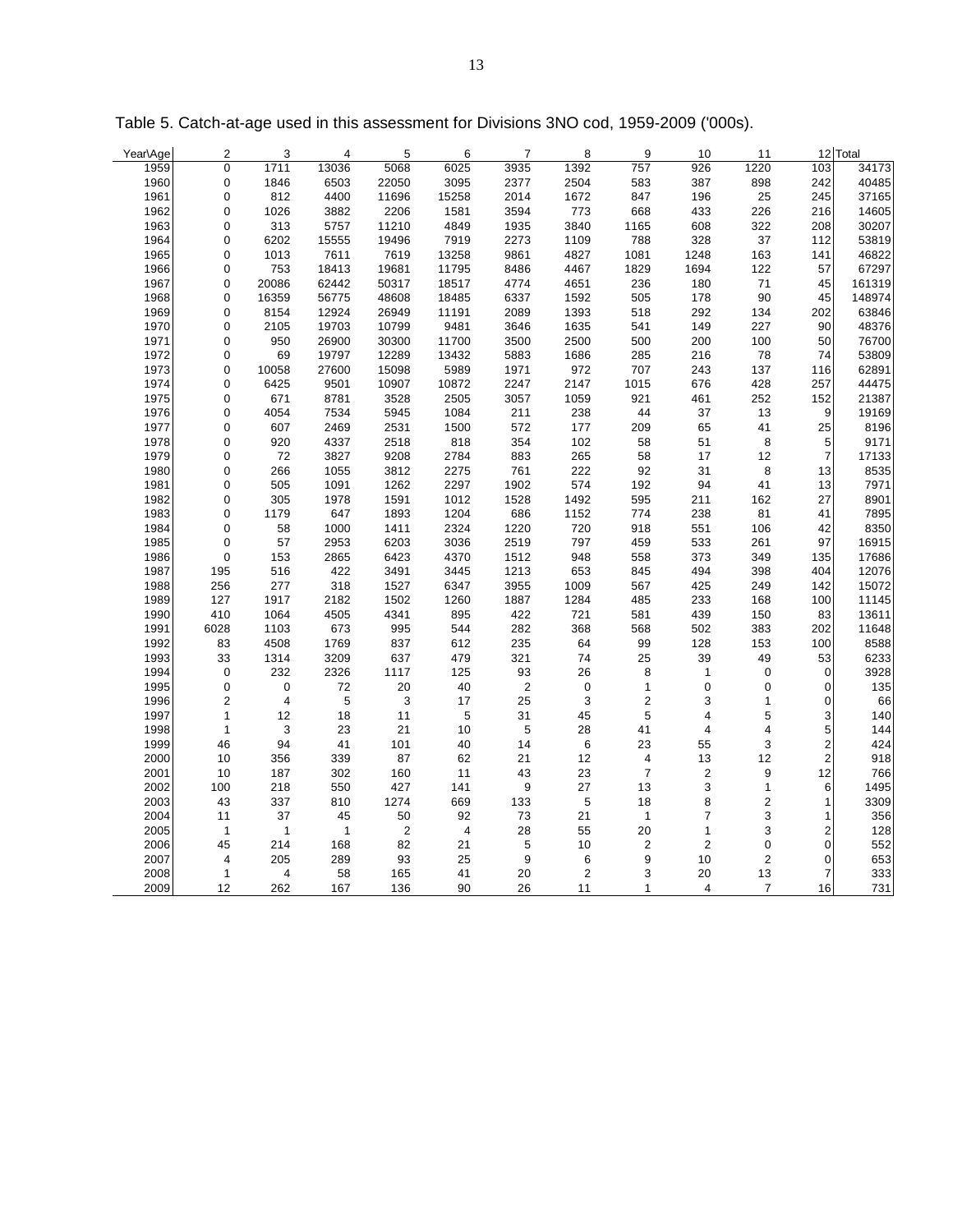Table 5. Catch-at-age used in this assessment for Divisions 3NO cod, 1959-2009 ('000s).

| Year\Age | 2 | 3 | 4 | 5 | 6 | 7 | 8 | 9 | 10 | 11 | 12 | Total |
|---|---|---|---|---|---|---|---|---|---|---|---|---|
| 1959 | 0 | 1711 | 13036 | 5068 | 6025 | 3935 | 1392 | 757 | 926 | 1220 | 103 | 34173 |
| 1960 | 0 | 1846 | 6503 | 22050 | 3095 | 2377 | 2504 | 583 | 387 | 898 | 242 | 40485 |
| 1961 | 0 | 812 | 4400 | 11696 | 15258 | 2014 | 1672 | 847 | 196 | 25 | 245 | 37165 |
| 1962 | 0 | 1026 | 3882 | 2206 | 1581 | 3594 | 773 | 668 | 433 | 226 | 216 | 14605 |
| 1963 | 0 | 313 | 5757 | 11210 | 4849 | 1935 | 3840 | 1165 | 608 | 322 | 208 | 30207 |
| 1964 | 0 | 6202 | 15555 | 19496 | 7919 | 2273 | 1109 | 788 | 328 | 37 | 112 | 53819 |
| 1965 | 0 | 1013 | 7611 | 7619 | 13258 | 9861 | 4827 | 1081 | 1248 | 163 | 141 | 46822 |
| 1966 | 0 | 753 | 18413 | 19681 | 11795 | 8486 | 4467 | 1829 | 1694 | 122 | 57 | 67297 |
| 1967 | 0 | 20086 | 62442 | 50317 | 18517 | 4774 | 4651 | 236 | 180 | 71 | 45 | 161319 |
| 1968 | 0 | 16359 | 56775 | 48608 | 18485 | 6337 | 1592 | 505 | 178 | 90 | 45 | 148974 |
| 1969 | 0 | 8154 | 12924 | 26949 | 11191 | 2089 | 1393 | 518 | 292 | 134 | 202 | 63846 |
| 1970 | 0 | 2105 | 19703 | 10799 | 9481 | 3646 | 1635 | 541 | 149 | 227 | 90 | 48376 |
| 1971 | 0 | 950 | 26900 | 30300 | 11700 | 3500 | 2500 | 500 | 200 | 100 | 50 | 76700 |
| 1972 | 0 | 69 | 19797 | 12289 | 13432 | 5883 | 1686 | 285 | 216 | 78 | 74 | 53809 |
| 1973 | 0 | 10058 | 27600 | 15098 | 5989 | 1971 | 972 | 707 | 243 | 137 | 116 | 62891 |
| 1974 | 0 | 6425 | 9501 | 10907 | 10872 | 2247 | 2147 | 1015 | 676 | 428 | 257 | 44475 |
| 1975 | 0 | 671 | 8781 | 3528 | 2505 | 3057 | 1059 | 921 | 461 | 252 | 152 | 21387 |
| 1976 | 0 | 4054 | 7534 | 5945 | 1084 | 211 | 238 | 44 | 37 | 13 | 9 | 19169 |
| 1977 | 0 | 607 | 2469 | 2531 | 1500 | 572 | 177 | 209 | 65 | 41 | 25 | 8196 |
| 1978 | 0 | 920 | 4337 | 2518 | 818 | 354 | 102 | 58 | 51 | 8 | 5 | 9171 |
| 1979 | 0 | 72 | 3827 | 9208 | 2784 | 883 | 265 | 58 | 17 | 12 | 7 | 17133 |
| 1980 | 0 | 266 | 1055 | 3812 | 2275 | 761 | 222 | 92 | 31 | 8 | 13 | 8535 |
| 1981 | 0 | 505 | 1091 | 1262 | 2297 | 1902 | 574 | 192 | 94 | 41 | 13 | 7971 |
| 1982 | 0 | 305 | 1978 | 1591 | 1012 | 1528 | 1492 | 595 | 211 | 162 | 27 | 8901 |
| 1983 | 0 | 1179 | 647 | 1893 | 1204 | 686 | 1152 | 774 | 238 | 81 | 41 | 7895 |
| 1984 | 0 | 58 | 1000 | 1411 | 2324 | 1220 | 720 | 918 | 551 | 106 | 42 | 8350 |
| 1985 | 0 | 57 | 2953 | 6203 | 3036 | 2519 | 797 | 459 | 533 | 261 | 97 | 16915 |
| 1986 | 0 | 153 | 2865 | 6423 | 4370 | 1512 | 948 | 558 | 373 | 349 | 135 | 17686 |
| 1987 | 195 | 516 | 422 | 3491 | 3445 | 1213 | 653 | 845 | 494 | 398 | 404 | 12076 |
| 1988 | 256 | 277 | 318 | 1527 | 6347 | 3955 | 1009 | 567 | 425 | 249 | 142 | 15072 |
| 1989 | 127 | 1917 | 2182 | 1502 | 1260 | 1887 | 1284 | 485 | 233 | 168 | 100 | 11145 |
| 1990 | 410 | 1064 | 4505 | 4341 | 895 | 422 | 721 | 581 | 439 | 150 | 83 | 13611 |
| 1991 | 6028 | 1103 | 673 | 995 | 544 | 282 | 368 | 568 | 502 | 383 | 202 | 11648 |
| 1992 | 83 | 4508 | 1769 | 837 | 612 | 235 | 64 | 99 | 128 | 153 | 100 | 8588 |
| 1993 | 33 | 1314 | 3209 | 637 | 479 | 321 | 74 | 25 | 39 | 49 | 53 | 6233 |
| 1994 | 0 | 232 | 2326 | 1117 | 125 | 93 | 26 | 8 | 1 | 0 | 0 | 3928 |
| 1995 | 0 | 0 | 72 | 20 | 40 | 2 | 0 | 1 | 0 | 0 | 0 | 135 |
| 1996 | 2 | 4 | 5 | 3 | 17 | 25 | 3 | 2 | 3 | 1 | 0 | 66 |
| 1997 | 1 | 12 | 18 | 11 | 5 | 31 | 45 | 5 | 4 | 5 | 3 | 140 |
| 1998 | 1 | 3 | 23 | 21 | 10 | 5 | 28 | 41 | 4 | 4 | 5 | 144 |
| 1999 | 46 | 94 | 41 | 101 | 40 | 14 | 6 | 23 | 55 | 3 | 2 | 424 |
| 2000 | 10 | 356 | 339 | 87 | 62 | 21 | 12 | 4 | 13 | 12 | 2 | 918 |
| 2001 | 10 | 187 | 302 | 160 | 11 | 43 | 23 | 7 | 2 | 9 | 12 | 766 |
| 2002 | 100 | 218 | 550 | 427 | 141 | 9 | 27 | 13 | 3 | 1 | 6 | 1495 |
| 2003 | 43 | 337 | 810 | 1274 | 669 | 133 | 5 | 18 | 8 | 2 | 1 | 3309 |
| 2004 | 11 | 37 | 45 | 50 | 92 | 73 | 21 | 1 | 7 | 3 | 1 | 356 |
| 2005 | 1 | 1 | 1 | 2 | 4 | 28 | 55 | 20 | 1 | 3 | 2 | 128 |
| 2006 | 45 | 214 | 168 | 82 | 21 | 5 | 10 | 2 | 2 | 0 | 0 | 552 |
| 2007 | 4 | 205 | 289 | 93 | 25 | 9 | 6 | 9 | 10 | 2 | 0 | 653 |
| 2008 | 1 | 4 | 58 | 165 | 41 | 20 | 2 | 3 | 20 | 13 | 7 | 333 |
| 2009 | 12 | 262 | 167 | 136 | 90 | 26 | 11 | 1 | 4 | 7 | 16 | 731 |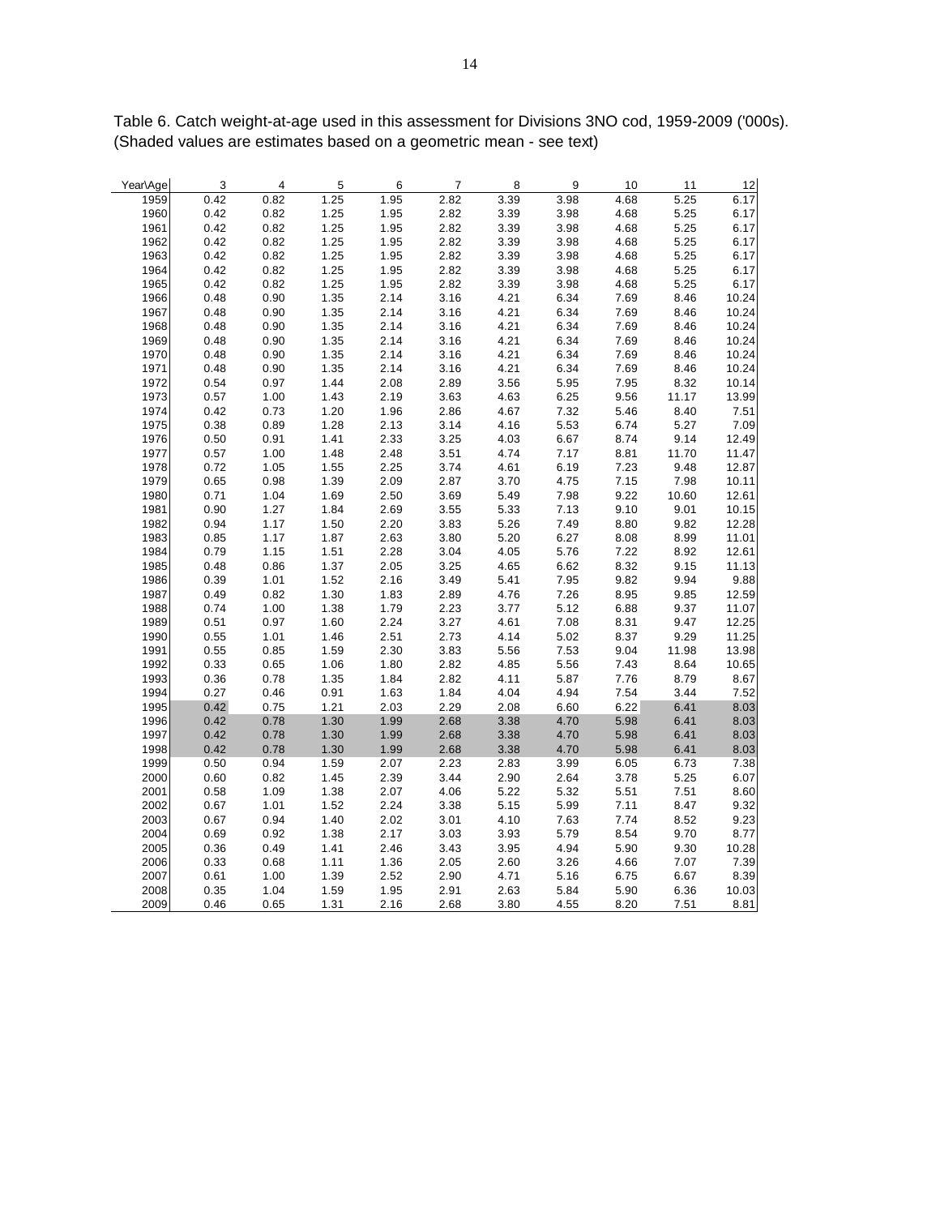Table 6. Catch weight-at-age used in this assessment for Divisions 3NO cod, 1959-2009 ('000s). (Shaded values are estimates based on a geometric mean - see text)

| Year\Age | 3 | 4 | 5 | 6 | 7 | 8 | 9 | 10 | 11 | 12 |
|---|---|---|---|---|---|---|---|---|---|---|
| 1959 | 0.42 | 0.82 | 1.25 | 1.95 | 2.82 | 3.39 | 3.98 | 4.68 | 5.25 | 6.17 |
| 1960 | 0.42 | 0.82 | 1.25 | 1.95 | 2.82 | 3.39 | 3.98 | 4.68 | 5.25 | 6.17 |
| 1961 | 0.42 | 0.82 | 1.25 | 1.95 | 2.82 | 3.39 | 3.98 | 4.68 | 5.25 | 6.17 |
| 1962 | 0.42 | 0.82 | 1.25 | 1.95 | 2.82 | 3.39 | 3.98 | 4.68 | 5.25 | 6.17 |
| 1963 | 0.42 | 0.82 | 1.25 | 1.95 | 2.82 | 3.39 | 3.98 | 4.68 | 5.25 | 6.17 |
| 1964 | 0.42 | 0.82 | 1.25 | 1.95 | 2.82 | 3.39 | 3.98 | 4.68 | 5.25 | 6.17 |
| 1965 | 0.42 | 0.82 | 1.25 | 1.95 | 2.82 | 3.39 | 3.98 | 4.68 | 5.25 | 6.17 |
| 1966 | 0.48 | 0.90 | 1.35 | 2.14 | 3.16 | 4.21 | 6.34 | 7.69 | 8.46 | 10.24 |
| 1967 | 0.48 | 0.90 | 1.35 | 2.14 | 3.16 | 4.21 | 6.34 | 7.69 | 8.46 | 10.24 |
| 1968 | 0.48 | 0.90 | 1.35 | 2.14 | 3.16 | 4.21 | 6.34 | 7.69 | 8.46 | 10.24 |
| 1969 | 0.48 | 0.90 | 1.35 | 2.14 | 3.16 | 4.21 | 6.34 | 7.69 | 8.46 | 10.24 |
| 1970 | 0.48 | 0.90 | 1.35 | 2.14 | 3.16 | 4.21 | 6.34 | 7.69 | 8.46 | 10.24 |
| 1971 | 0.48 | 0.90 | 1.35 | 2.14 | 3.16 | 4.21 | 6.34 | 7.69 | 8.46 | 10.24 |
| 1972 | 0.54 | 0.97 | 1.44 | 2.08 | 2.89 | 3.56 | 5.95 | 7.95 | 8.32 | 10.14 |
| 1973 | 0.57 | 1.00 | 1.43 | 2.19 | 3.63 | 4.63 | 6.25 | 9.56 | 11.17 | 13.99 |
| 1974 | 0.42 | 0.73 | 1.20 | 1.96 | 2.86 | 4.67 | 7.32 | 5.46 | 8.40 | 7.51 |
| 1975 | 0.38 | 0.89 | 1.28 | 2.13 | 3.14 | 4.16 | 5.53 | 6.74 | 5.27 | 7.09 |
| 1976 | 0.50 | 0.91 | 1.41 | 2.33 | 3.25 | 4.03 | 6.67 | 8.74 | 9.14 | 12.49 |
| 1977 | 0.57 | 1.00 | 1.48 | 2.48 | 3.51 | 4.74 | 7.17 | 8.81 | 11.70 | 11.47 |
| 1978 | 0.72 | 1.05 | 1.55 | 2.25 | 3.74 | 4.61 | 6.19 | 7.23 | 9.48 | 12.87 |
| 1979 | 0.65 | 0.98 | 1.39 | 2.09 | 2.87 | 3.70 | 4.75 | 7.15 | 7.98 | 10.11 |
| 1980 | 0.71 | 1.04 | 1.69 | 2.50 | 3.69 | 5.49 | 7.98 | 9.22 | 10.60 | 12.61 |
| 1981 | 0.90 | 1.27 | 1.84 | 2.69 | 3.55 | 5.33 | 7.13 | 9.10 | 9.01 | 10.15 |
| 1982 | 0.94 | 1.17 | 1.50 | 2.20 | 3.83 | 5.26 | 7.49 | 8.80 | 9.82 | 12.28 |
| 1983 | 0.85 | 1.17 | 1.87 | 2.63 | 3.80 | 5.20 | 6.27 | 8.08 | 8.99 | 11.01 |
| 1984 | 0.79 | 1.15 | 1.51 | 2.28 | 3.04 | 4.05 | 5.76 | 7.22 | 8.92 | 12.61 |
| 1985 | 0.48 | 0.86 | 1.37 | 2.05 | 3.25 | 4.65 | 6.62 | 8.32 | 9.15 | 11.13 |
| 1986 | 0.39 | 1.01 | 1.52 | 2.16 | 3.49 | 5.41 | 7.95 | 9.82 | 9.94 | 9.88 |
| 1987 | 0.49 | 0.82 | 1.30 | 1.83 | 2.89 | 4.76 | 7.26 | 8.95 | 9.85 | 12.59 |
| 1988 | 0.74 | 1.00 | 1.38 | 1.79 | 2.23 | 3.77 | 5.12 | 6.88 | 9.37 | 11.07 |
| 1989 | 0.51 | 0.97 | 1.60 | 2.24 | 3.27 | 4.61 | 7.08 | 8.31 | 9.47 | 12.25 |
| 1990 | 0.55 | 1.01 | 1.46 | 2.51 | 2.73 | 4.14 | 5.02 | 8.37 | 9.29 | 11.25 |
| 1991 | 0.55 | 0.85 | 1.59 | 2.30 | 3.83 | 5.56 | 7.53 | 9.04 | 11.98 | 13.98 |
| 1992 | 0.33 | 0.65 | 1.06 | 1.80 | 2.82 | 4.85 | 5.56 | 7.43 | 8.64 | 10.65 |
| 1993 | 0.36 | 0.78 | 1.35 | 1.84 | 2.82 | 4.11 | 5.87 | 7.76 | 8.79 | 8.67 |
| 1994 | 0.27 | 0.46 | 0.91 | 1.63 | 1.84 | 4.04 | 4.94 | 7.54 | 3.44 | 7.52 |
| 1995 | 0.42 | 0.75 | 1.21 | 2.03 | 2.29 | 2.08 | 6.60 | 6.22 | 6.41 | 8.03 |
| 1996 | 0.42 | 0.78 | 1.30 | 1.99 | 2.68 | 3.38 | 4.70 | 5.98 | 6.41 | 8.03 |
| 1997 | 0.42 | 0.78 | 1.30 | 1.99 | 2.68 | 3.38 | 4.70 | 5.98 | 6.41 | 8.03 |
| 1998 | 0.42 | 0.78 | 1.30 | 1.99 | 2.68 | 3.38 | 4.70 | 5.98 | 6.41 | 8.03 |
| 1999 | 0.50 | 0.94 | 1.59 | 2.07 | 2.23 | 2.83 | 3.99 | 6.05 | 6.73 | 7.38 |
| 2000 | 0.60 | 0.82 | 1.45 | 2.39 | 3.44 | 2.90 | 2.64 | 3.78 | 5.25 | 6.07 |
| 2001 | 0.58 | 1.09 | 1.38 | 2.07 | 4.06 | 5.22 | 5.32 | 5.51 | 7.51 | 8.60 |
| 2002 | 0.67 | 1.01 | 1.52 | 2.24 | 3.38 | 5.15 | 5.99 | 7.11 | 8.47 | 9.32 |
| 2003 | 0.67 | 0.94 | 1.40 | 2.02 | 3.01 | 4.10 | 7.63 | 7.74 | 8.52 | 9.23 |
| 2004 | 0.69 | 0.92 | 1.38 | 2.17 | 3.03 | 3.93 | 5.79 | 8.54 | 9.70 | 8.77 |
| 2005 | 0.36 | 0.49 | 1.41 | 2.46 | 3.43 | 3.95 | 4.94 | 5.90 | 9.30 | 10.28 |
| 2006 | 0.33 | 0.68 | 1.11 | 1.36 | 2.05 | 2.60 | 3.26 | 4.66 | 7.07 | 7.39 |
| 2007 | 0.61 | 1.00 | 1.39 | 2.52 | 2.90 | 4.71 | 5.16 | 6.75 | 6.67 | 8.39 |
| 2008 | 0.35 | 1.04 | 1.59 | 1.95 | 2.91 | 2.63 | 5.84 | 5.90 | 6.36 | 10.03 |
| 2009 | 0.46 | 0.65 | 1.31 | 2.16 | 2.68 | 3.80 | 4.55 | 8.20 | 7.51 | 8.81 |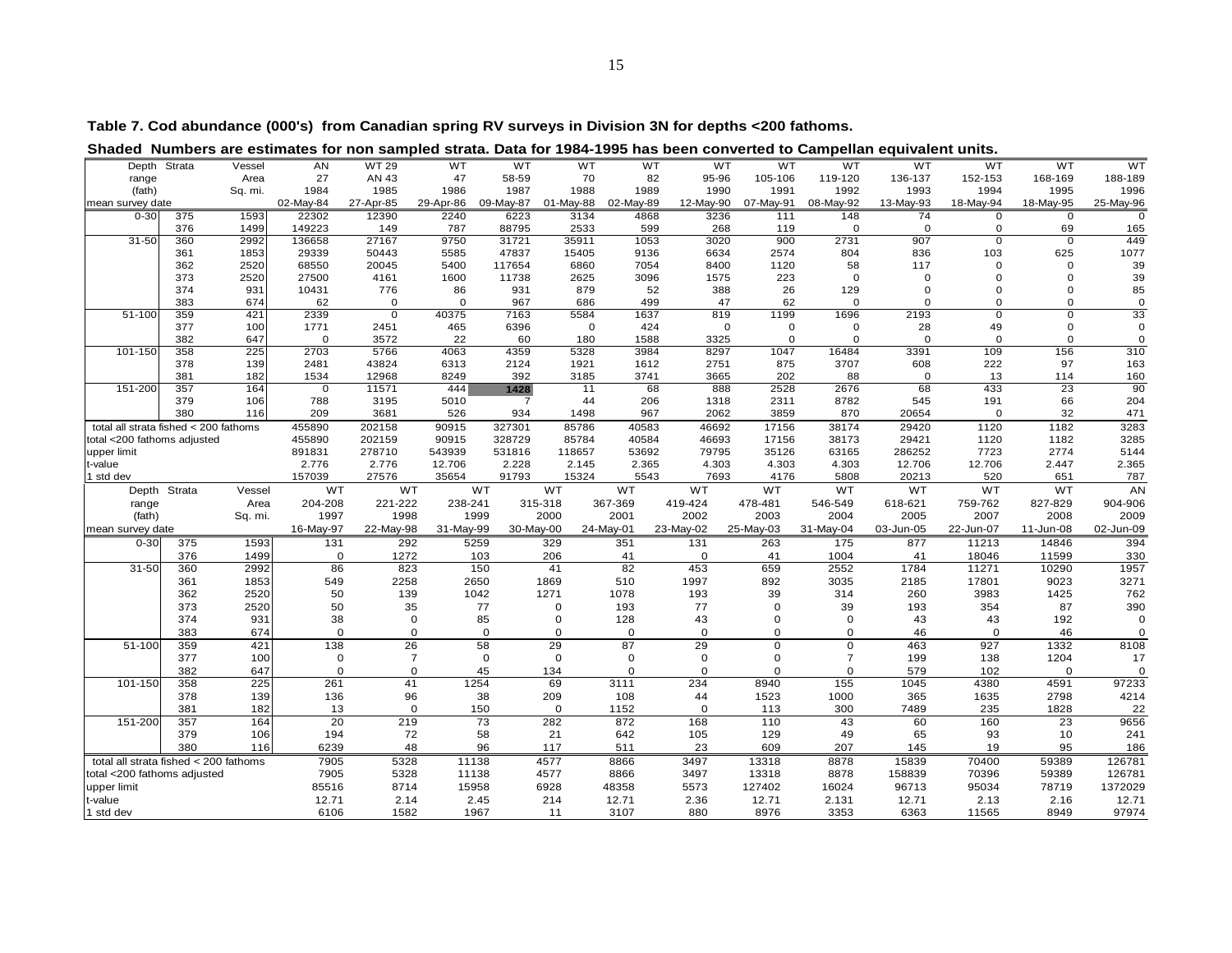**Table 7. Cod abundance (000's) from Canadian spring RV surveys in Division 3N for depths <200 fathoms.**

**Shaded Numbers are estimates for non sampled strata. Data for 1984-1995 has been converted to Campellan equivalent units.**

| Depth range (fath) | Strata | Vessel Area Sq. mi. | AN 27 1984 | WT 29 AN 43 1985 | WT 47 1986 | WT 58-59 1987 | WT 70 1988 | WT 82 1989 | WT 95-96 1990 | WT 105-106 1991 | WT 119-120 1992 | WT 136-137 1993 | WT 152-153 1994 | WT 168-169 1995 | WT 188-189 1996 |
|---|---|---|---|---|---|---|---|---|---|---|---|---|---|---|---|
| mean survey date | | | 02-May-84 | 27-Apr-85 | 29-Apr-86 | 09-May-87 | 01-May-88 | 02-May-89 | 12-May-90 | 07-May-91 | 08-May-92 | 13-May-93 | 18-May-94 | 18-May-95 | 25-May-96 |
| 0-30 | 375 | 1593 | 22302 | 12390 | 2240 | 6223 | 3134 | 4868 | 3236 | 111 | 148 | 74 | 0 | 0 | 0 |
| | 376 | 1499 | 149223 | 149 | 787 | 88795 | 2533 | 599 | 268 | 119 | 0 | 0 | 0 | 69 | 165 |
| 31-50 | 360 | 2992 | 136658 | 27167 | 9750 | 31721 | 35911 | 1053 | 3020 | 900 | 2731 | 907 | 0 | 0 | 449 |
| | 361 | 1853 | 29339 | 50443 | 5585 | 47837 | 15405 | 9136 | 6634 | 2574 | 804 | 836 | 103 | 625 | 1077 |
| | 362 | 2520 | 68550 | 20045 | 5400 | 117654 | 6860 | 7054 | 8400 | 1120 | 58 | 117 | 0 | 0 | 39 |
| | 373 | 2520 | 27500 | 4161 | 1600 | 11738 | 2625 | 3096 | 1575 | 223 | 0 | 0 | 0 | 0 | 39 |
| | 374 | 931 | 10431 | 776 | 86 | 931 | 879 | 52 | 388 | 26 | 129 | 0 | 0 | 0 | 85 |
| | 383 | 674 | 62 | 0 | 0 | 967 | 686 | 499 | 47 | 62 | 0 | 0 | 0 | 0 | 0 |
| 51-100 | 359 | 421 | 2339 | 0 | 40375 | 7163 | 5584 | 1637 | 819 | 1199 | 1696 | 2193 | 0 | 0 | 33 |
| | 377 | 100 | 1771 | 2451 | 465 | 6396 | 0 | 424 | 0 | 0 | 0 | 28 | 49 | 0 | 0 |
| | 382 | 647 | 0 | 3572 | 22 | 60 | 180 | 1588 | 3325 | 0 | 0 | 0 | 0 | 0 | 0 |
| 101-150 | 358 | 225 | 2703 | 5766 | 4063 | 4359 | 5328 | 3984 | 8297 | 1047 | 16484 | 3391 | 109 | 156 | 310 |
| | 378 | 139 | 2481 | 43824 | 6313 | 2124 | 1921 | 1612 | 2751 | 875 | 3707 | 608 | 222 | 97 | 163 |
| | 381 | 182 | 1534 | 12968 | 8249 | 392 | 3185 | 3741 | 3665 | 202 | 88 | 0 | 13 | 114 | 160 |
| 151-200 | 357 | 164 | 0 | 11571 | 444 | 1428 | 11 | 68 | 888 | 2528 | 2676 | 68 | 433 | 23 | 90 |
| | 379 | 106 | 788 | 3195 | 5010 | 7 | 44 | 206 | 1318 | 2311 | 8782 | 545 | 191 | 66 | 204 |
| | 380 | 116 | 209 | 3681 | 526 | 934 | 1498 | 967 | 2062 | 3859 | 870 | 20654 | 0 | 32 | 471 |
| total all strata fished < 200 fathoms | | | 455890 | 202158 | 90915 | 327301 | 85786 | 40583 | 46692 | 17156 | 38174 | 29420 | 1120 | 1182 | 3283 |
| total <200 fathoms adjusted | | | 455890 | 202159 | 90915 | 328729 | 85784 | 40584 | 46693 | 17156 | 38173 | 29421 | 1120 | 1182 | 3285 |
| upper limit | | | 891831 | 278710 | 543939 | 531816 | 118657 | 53692 | 79795 | 35126 | 63165 | 286252 | 7723 | 2774 | 5144 |
| t-value | | | 2.776 | 2.776 | 12.706 | 2.228 | 2.145 | 2.365 | 4.303 | 4.303 | 4.303 | 12.706 | 12.706 | 2.447 | 2.365 |
| 1 std dev | | | 157039 | 27576 | 35654 | 91793 | 15324 | 5543 | 7693 | 4176 | 5808 | 20213 | 520 | 651 | 787 |

| Depth range (fath) | Strata | Vessel Area Sq. mi. | WT 204-208 1997 | WT 221-222 1998 | WT 238-241 1999 | WT 315-318 2000 | WT 367-369 2001 | WT 419-424 2002 | WT 478-481 2003 | WT 546-549 2004 | WT 618-621 2005 | WT 759-762 2007 | WT 827-829 2008 | AN 904-906 2009 |
|---|---|---|---|---|---|---|---|---|---|---|---|---|---|---|
| mean survey date | | | 16-May-97 | 22-May-98 | 31-May-99 | 30-May-00 | 24-May-01 | 23-May-02 | 25-May-03 | 31-May-04 | 03-Jun-05 | 22-Jun-07 | 11-Jun-08 | 02-Jun-09 |
| 0-30 | 375 | 1593 | 131 | 292 | 5259 | 329 | 351 | 131 | 263 | 175 | 877 | 11213 | 14846 | 394 |
| | 376 | 1499 | 0 | 1272 | 103 | 206 | 41 | 0 | 41 | 1004 | 41 | 18046 | 11599 | 330 |
| 31-50 | 360 | 2992 | 86 | 823 | 150 | 41 | 82 | 453 | 659 | 2552 | 1784 | 11271 | 10290 | 1957 |
| | 361 | 1853 | 549 | 2258 | 2650 | 1869 | 510 | 1997 | 892 | 3035 | 2185 | 17801 | 9023 | 3271 |
| | 362 | 2520 | 50 | 139 | 1042 | 1271 | 1078 | 193 | 39 | 314 | 260 | 3983 | 1425 | 762 |
| | 373 | 2520 | 50 | 35 | 77 | 0 | 193 | 77 | 0 | 39 | 193 | 354 | 87 | 390 |
| | 374 | 931 | 38 | 0 | 85 | 0 | 128 | 43 | 0 | 0 | 43 | 43 | 192 | 0 |
| | 383 | 674 | 0 | 0 | 0 | 0 | 0 | 0 | 0 | 0 | 46 | 0 | 46 | 0 |
| 51-100 | 359 | 421 | 138 | 26 | 58 | 29 | 87 | 29 | 0 | 0 | 463 | 927 | 1332 | 8108 |
| | 377 | 100 | 0 | 7 | 0 | 0 | 0 | 0 | 0 | 7 | 199 | 138 | 1204 | 17 |
| | 382 | 647 | 0 | 0 | 45 | 134 | 0 | 0 | 0 | 0 | 579 | 102 | 0 | 0 |
| 101-150 | 358 | 225 | 261 | 41 | 1254 | 69 | 3111 | 234 | 8940 | 155 | 1045 | 4380 | 4591 | 97233 |
| | 378 | 139 | 136 | 96 | 38 | 209 | 108 | 44 | 1523 | 1000 | 365 | 1635 | 2798 | 4214 |
| | 381 | 182 | 13 | 0 | 150 | 0 | 1152 | 0 | 113 | 300 | 7489 | 235 | 1828 | 22 |
| 151-200 | 357 | 164 | 20 | 219 | 73 | 282 | 872 | 168 | 110 | 43 | 60 | 160 | 23 | 9656 |
| | 379 | 106 | 194 | 72 | 58 | 21 | 642 | 105 | 129 | 49 | 65 | 93 | 10 | 241 |
| | 380 | 116 | 6239 | 48 | 96 | 117 | 511 | 23 | 609 | 207 | 145 | 19 | 95 | 186 |
| total all strata fished < 200 fathoms | | | 7905 | 5328 | 11138 | 4577 | 8866 | 3497 | 13318 | 8878 | 15839 | 70400 | 59389 | 126781 |
| total <200 fathoms adjusted | | | 7905 | 5328 | 11138 | 4577 | 8866 | 3497 | 13318 | 8878 | 158839 | 70396 | 59389 | 126781 |
| upper limit | | | 85516 | 8714 | 15958 | 6928 | 48358 | 5573 | 127402 | 16024 | 96713 | 95034 | 78719 | 1372029 |
| t-value | | | 12.71 | 2.14 | 2.45 | 214 | 12.71 | 2.36 | 12.71 | 2.131 | 12.71 | 2.13 | 2.16 | 12.71 |
| 1 std dev | | | 6106 | 1582 | 1967 | 11 | 3107 | 880 | 8976 | 3353 | 6363 | 11565 | 8949 | 97974 |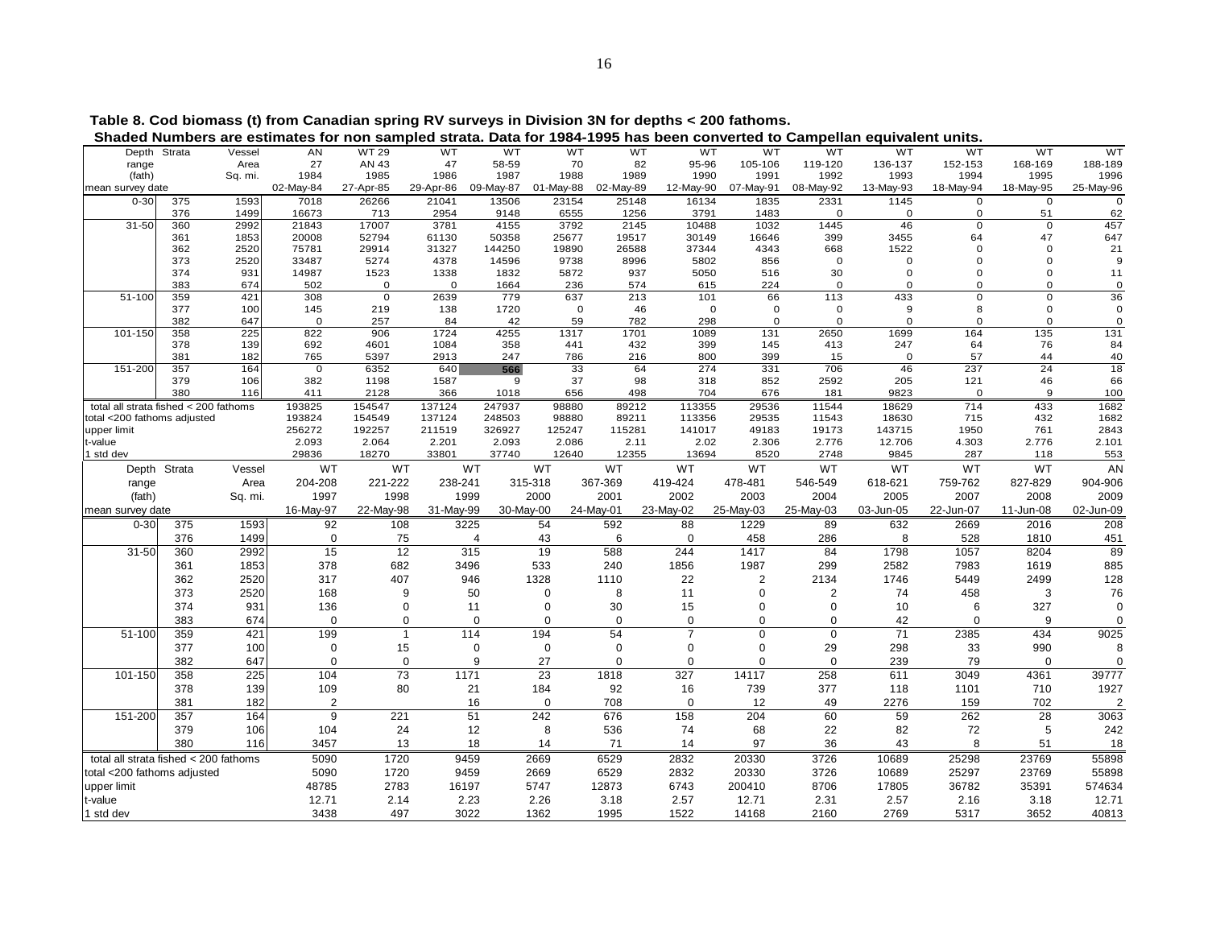**Table 8. Cod biomass (t) from Canadian spring RV surveys in Division 3N for depths < 200 fathoms.**
**Shaded Numbers are estimates for non sampled strata. Data for 1984-1995 has been converted to Campellan equivalent units.**

| Depth range (fath) | Strata | Vessel Area Sq. mi. | AN 27 1984 | WT 29 AN 43 1985 | WT 47 1986 | WT 58-59 1987 | WT 70 1988 | WT 82 1989 | WT 95-96 1990 | WT 105-106 1991 | WT 119-120 1992 | WT 136-137 1993 | WT 152-153 1994 | WT 168-169 1995 | WT 188-189 1996 |
|---|---|---|---|---|---|---|---|---|---|---|---|---|---|---|---|
| mean survey date | | | 02-May-84 | 27-Apr-85 | 29-Apr-86 | 09-May-87 | 01-May-88 | 02-May-89 | 12-May-90 | 07-May-91 | 08-May-92 | 13-May-93 | 18-May-94 | 18-May-95 | 25-May-96 |
| 0-30 | 375 | 1593 | 7018 | 26266 | 21041 | 13506 | 23154 | 25148 | 16134 | 1835 | 2331 | 1145 | 0 | 0 | 0 |
| | 376 | 1499 | 16673 | 713 | 2954 | 9148 | 6555 | 1256 | 3791 | 1483 | 0 | 0 | 0 | 51 | 62 |
| 31-50 | 360 | 2992 | 21843 | 17007 | 3781 | 4155 | 3792 | 2145 | 10488 | 1032 | 1445 | 46 | 0 | 0 | 457 |
| | 361 | 1853 | 20008 | 52794 | 61130 | 50358 | 25677 | 19517 | 30149 | 16646 | 399 | 3455 | 64 | 47 | 647 |
| | 362 | 2520 | 75781 | 29914 | 31327 | 144250 | 19890 | 26588 | 37344 | 4343 | 668 | 1522 | 0 | 0 | 21 |
| | 373 | 2520 | 33487 | 5274 | 4378 | 14596 | 9738 | 8996 | 5802 | 856 | 0 | 0 | 0 | 0 | 9 |
| | 374 | 931 | 14987 | 1523 | 1338 | 1832 | 5872 | 937 | 5050 | 516 | 30 | 0 | 0 | 0 | 11 |
| | 383 | 674 | 502 | 0 | 0 | 1664 | 236 | 574 | 615 | 224 | 0 | 0 | 0 | 0 | 0 |
| 51-100 | 359 | 421 | 308 | 0 | 2639 | 779 | 637 | 213 | 101 | 66 | 113 | 433 | 0 | 0 | 36 |
| | 377 | 100 | 145 | 219 | 138 | 1720 | 0 | 46 | 0 | 0 | 0 | 9 | 8 | 0 | 0 |
| | 382 | 647 | 0 | 257 | 84 | 42 | 59 | 782 | 298 | 0 | 0 | 0 | 0 | 0 | 0 |
| 101-150 | 358 | 225 | 822 | 906 | 1724 | 4255 | 1317 | 1701 | 1089 | 131 | 2650 | 1699 | 164 | 135 | 131 |
| | 378 | 139 | 692 | 4601 | 1084 | 358 | 441 | 432 | 399 | 145 | 413 | 247 | 64 | 76 | 84 |
| | 381 | 182 | 765 | 5397 | 2913 | 247 | 786 | 216 | 800 | 399 | 15 | 0 | 57 | 44 | 40 |
| 151-200 | 357 | 164 | 0 | 6352 | 640 | 566 | 33 | 64 | 274 | 331 | 706 | 46 | 237 | 24 | 18 |
| | 379 | 106 | 382 | 1198 | 1587 | 9 | 37 | 98 | 318 | 852 | 2592 | 205 | 121 | 46 | 66 |
| | 380 | 116 | 411 | 2128 | 366 | 1018 | 656 | 498 | 704 | 676 | 181 | 9823 | 0 | 9 | 100 |
| total all strata fished < 200 fathoms | | | 193825 | 154547 | 137124 | 247937 | 98880 | 89212 | 113355 | 29536 | 11544 | 18629 | 714 | 433 | 1682 |
| total <200 fathoms adjusted | | | 193824 | 154549 | 137124 | 248503 | 98880 | 89211 | 113356 | 29535 | 11543 | 18630 | 715 | 432 | 1682 |
| upper limit | | | 256272 | 192257 | 211519 | 326927 | 125247 | 115281 | 141017 | 49183 | 19173 | 143715 | 1950 | 761 | 2843 |
| t-value | | | 2.093 | 2.064 | 2.201 | 2.093 | 2.086 | 2.11 | 2.02 | 2.306 | 2.776 | 12.706 | 4.303 | 2.776 | 2.101 |
| 1 std dev | | | 29836 | 18270 | 33801 | 37740 | 12640 | 12355 | 13694 | 8520 | 2748 | 9845 | 287 | 118 | 553 |

| Depth range (fath) | Strata | Vessel Area Sq. mi. | WT 204-208 1997 | WT 221-222 1998 | WT 238-241 1999 | WT 315-318 2000 | WT 367-369 2001 | WT 419-424 2002 | WT 478-481 2003 | WT 546-549 2004 | WT 618-621 2005 | WT 759-762 2007 | WT 827-829 2008 | AN 904-906 2009 |
|---|---|---|---|---|---|---|---|---|---|---|---|---|---|---|
| mean survey date | | | 16-May-97 | 22-May-98 | 31-May-99 | 30-May-00 | 24-May-01 | 23-May-02 | 25-May-03 | 25-May-03 | 03-Jun-05 | 22-Jun-07 | 11-Jun-08 | 02-Jun-09 |
| 0-30 | 375 | 1593 | 92 | 108 | 3225 | 54 | 592 | 88 | 1229 | 89 | 632 | 2669 | 2016 | 208 |
| | 376 | 1499 | 0 | 75 | 4 | 43 | 6 | 0 | 458 | 286 | 8 | 528 | 1810 | 451 |
| 31-50 | 360 | 2992 | 15 | 12 | 315 | 19 | 588 | 244 | 1417 | 84 | 1798 | 1057 | 8204 | 89 |
| | 361 | 1853 | 378 | 682 | 3496 | 533 | 240 | 1856 | 1987 | 299 | 2582 | 7983 | 1619 | 885 |
| | 362 | 2520 | 317 | 407 | 946 | 1328 | 1110 | 22 | 2 | 2134 | 1746 | 5449 | 2499 | 128 |
| | 373 | 2520 | 168 | 9 | 50 | 0 | 8 | 11 | 0 | 2 | 74 | 458 | 3 | 76 |
| | 374 | 931 | 136 | 0 | 11 | 0 | 30 | 15 | 0 | 0 | 10 | 6 | 327 | 0 |
| | 383 | 674 | 0 | 0 | 0 | 0 | 0 | 0 | 0 | 0 | 42 | 0 | 9 | 0 |
| 51-100 | 359 | 421 | 199 | 1 | 114 | 194 | 54 | 7 | 0 | 0 | 71 | 2385 | 434 | 9025 |
| | 377 | 100 | 0 | 15 | 0 | 0 | 0 | 0 | 0 | 29 | 298 | 33 | 990 | 8 |
| | 382 | 647 | 0 | 0 | 9 | 27 | 0 | 0 | 0 | 0 | 239 | 79 | 0 | 0 |
| 101-150 | 358 | 225 | 104 | 73 | 1171 | 23 | 1818 | 327 | 14117 | 258 | 611 | 3049 | 4361 | 39777 |
| | 378 | 139 | 109 | 80 | 21 | 184 | 92 | 16 | 739 | 377 | 118 | 1101 | 710 | 1927 |
| | 381 | 182 | 2 | | 16 | 0 | 708 | 0 | 12 | 49 | 2276 | 159 | 702 | 2 |
| 151-200 | 357 | 164 | 9 | 221 | 51 | 242 | 676 | 158 | 204 | 60 | 59 | 262 | 28 | 3063 |
| | 379 | 106 | 104 | 24 | 12 | 8 | 536 | 74 | 68 | 22 | 82 | 72 | 5 | 242 |
| | 380 | 116 | 3457 | 13 | 18 | 14 | 71 | 14 | 97 | 36 | 43 | 8 | 51 | 18 |
| total all strata fished < 200 fathoms | | | 5090 | 1720 | 9459 | 2669 | 6529 | 2832 | 20330 | 3726 | 10689 | 25298 | 23769 | 55898 |
| total <200 fathoms adjusted | | | 5090 | 1720 | 9459 | 2669 | 6529 | 2832 | 20330 | 3726 | 10689 | 25297 | 23769 | 55898 |
| upper limit | | | 48785 | 2783 | 16197 | 5747 | 12873 | 6743 | 200410 | 8706 | 17805 | 36782 | 35391 | 574634 |
| t-value | | | 12.71 | 2.14 | 2.23 | 2.26 | 3.18 | 2.57 | 12.71 | 2.31 | 2.57 | 2.16 | 3.18 | 12.71 |
| 1 std dev | | | 3438 | 497 | 3022 | 1362 | 1995 | 1522 | 14168 | 2160 | 2769 | 5317 | 3652 | 40813 |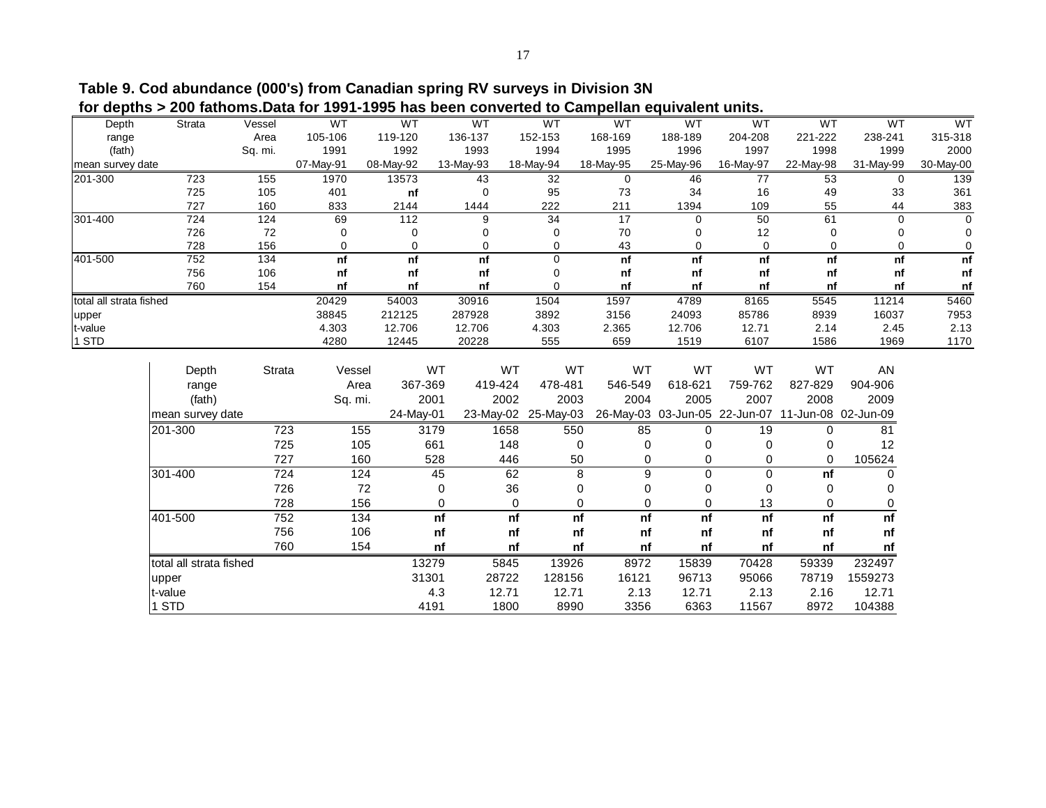**Table 9. Cod abundance (000's) from Canadian spring RV surveys in Division 3N for depths > 200 fathoms.Data for 1991-1995 has been converted to Campellan equivalent units.**

| Depth range (fath) | Strata | Area Sq. mi. | WT 105-106 1991 | WT 119-120 1992 | WT 136-137 1993 | WT 152-153 1994 | WT 168-169 1995 | WT 188-189 1996 | WT 204-208 1997 | WT 221-222 1998 | WT 238-241 1999 | WT 315-318 2000 |
|---|---|---|---|---|---|---|---|---|---|---|---|---|
| mean survey date | | | 07-May-91 | 08-May-92 | 13-May-93 | 18-May-94 | 18-May-95 | 25-May-96 | 16-May-97 | 22-May-98 | 31-May-99 | 30-May-00 |
| 201-300 | 723 | 155 | 1970 | 13573 | 43 | 32 | 0 | 46 | 77 | 53 | 0 | 139 |
| | 725 | 105 | 401 | **nf** | 0 | 95 | 73 | 34 | 16 | 49 | 33 | 361 |
| | 727 | 160 | 833 | 2144 | 1444 | 222 | 211 | 1394 | 109 | 55 | 44 | 383 |
| 301-400 | 724 | 124 | 69 | 112 | 9 | 34 | 17 | 0 | 50 | 61 | 0 | 0 |
| | 726 | 72 | 0 | 0 | 0 | 0 | 70 | 0 | 12 | 0 | 0 | 0 |
| | 728 | 156 | 0 | 0 | 0 | 0 | 43 | 0 | 0 | 0 | 0 | 0 |
| 401-500 | 752 | 134 | **nf** | **nf** | **nf** | 0 | **nf** | **nf** | **nf** | **nf** | **nf** | **nf** |
| | 756 | 106 | **nf** | **nf** | **nf** | 0 | **nf** | **nf** | **nf** | **nf** | **nf** | **nf** |
| | 760 | 154 | **nf** | **nf** | **nf** | 0 | **nf** | **nf** | **nf** | **nf** | **nf** | **nf** |
| total all strata fished | | | 20429 | 54003 | 30916 | 1504 | 1597 | 4789 | 8165 | 5545 | 11214 | 5460 |
| upper | | | 38845 | 212125 | 287928 | 3892 | 3156 | 24093 | 85786 | 8939 | 16037 | 7953 |
| t-value | | | 4.303 | 12.706 | 12.706 | 4.303 | 2.365 | 12.706 | 12.71 | 2.14 | 2.45 | 2.13 |
| 1 STD | | | 4280 | 12445 | 20228 | 555 | 659 | 1519 | 6107 | 1586 | 1969 | 1170 |

| Depth range (fath) | Strata | Area Sq. mi. | WT 367-369 2001 | WT 419-424 2002 | WT 478-481 2003 | WT 546-549 2004 | WT 618-621 2005 | WT 759-762 2007 | WT 827-829 2008 | AN 904-906 2009 |
|---|---|---|---|---|---|---|---|---|---|---|
| mean survey date | | | 24-May-01 | 23-May-02 | 25-May-03 | 26-May-03 | 03-Jun-05 | 22-Jun-07 | 11-Jun-08 | 02-Jun-09 |
| 201-300 | 723 | 155 | 3179 | 1658 | 550 | 85 | 0 | 19 | 0 | 81 |
| | 725 | 105 | 661 | 148 | 0 | 0 | 0 | 0 | 0 | 12 |
| | 727 | 160 | 528 | 446 | 50 | 0 | 0 | 0 | 0 | 105624 |
| 301-400 | 724 | 124 | 45 | 62 | 8 | 9 | 0 | 0 | **nf** | 0 |
| | 726 | 72 | 0 | 36 | 0 | 0 | 0 | 0 | 0 | 0 |
| | 728 | 156 | 0 | 0 | 0 | 0 | 0 | 13 | 0 | 0 |
| 401-500 | 752 | 134 | **nf** | **nf** | **nf** | **nf** | **nf** | **nf** | **nf** | **nf** |
| | 756 | 106 | **nf** | **nf** | **nf** | **nf** | **nf** | **nf** | **nf** | **nf** |
| | 760 | 154 | **nf** | **nf** | **nf** | **nf** | **nf** | **nf** | **nf** | **nf** |
| total all strata fished | | | 13279 | 5845 | 13926 | 8972 | 15839 | 70428 | 59339 | 232497 |
| upper | | | 31301 | 28722 | 128156 | 16121 | 96713 | 95066 | 78719 | 1559273 |
| t-value | | | 4.3 | 12.71 | 12.71 | 2.13 | 12.71 | 2.13 | 2.16 | 12.71 |
| 1 STD | | | 4191 | 1800 | 8990 | 3356 | 6363 | 11567 | 8972 | 104388 |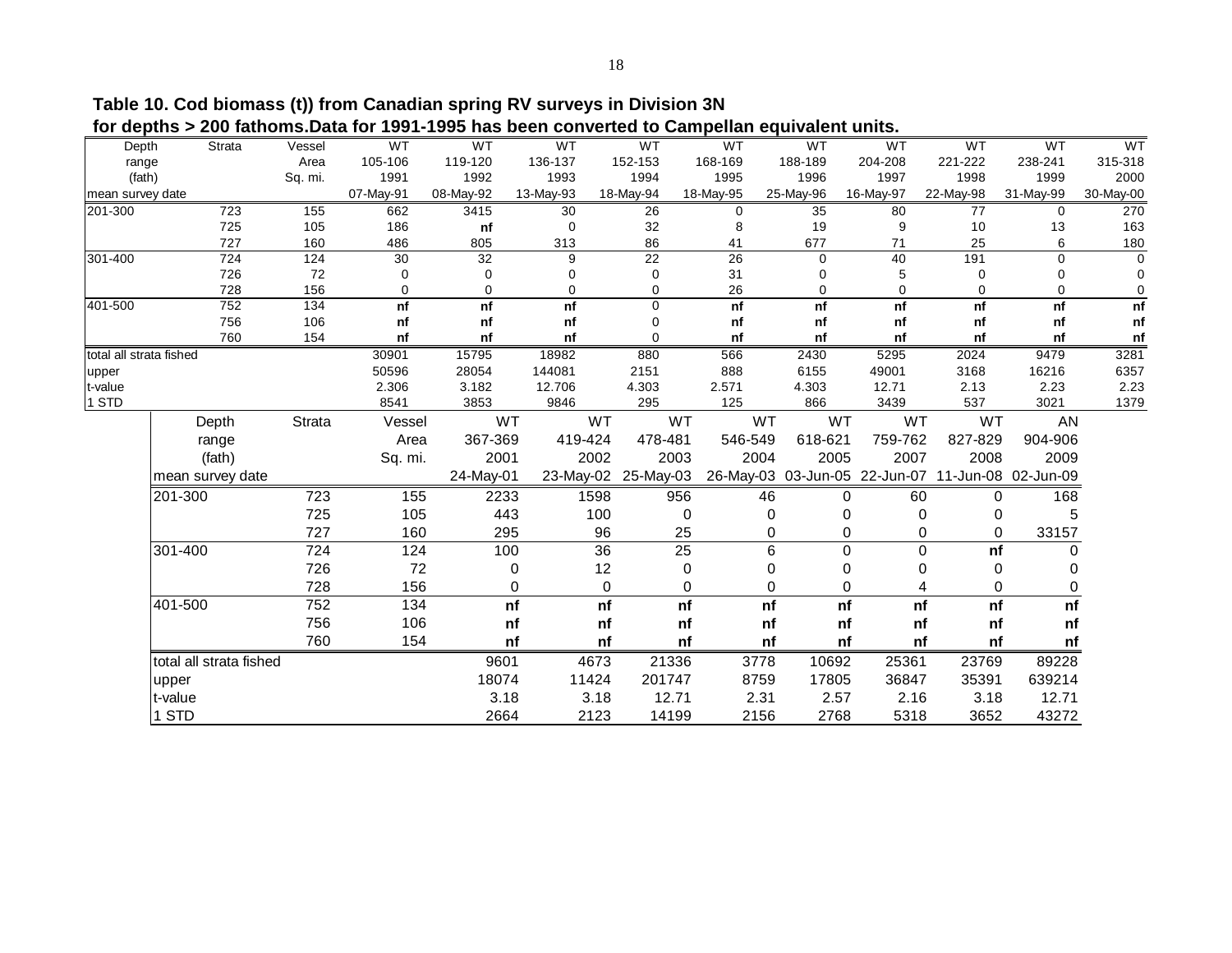**Table 10. Cod biomass (t)) from Canadian spring RV surveys in Division 3N for depths > 200 fathoms.Data for 1991-1995 has been converted to Campellan equivalent units.**

| Depth range (fath) | Strata | Vessel / Area Sq. mi. | WT 105-106 1991 | WT 119-120 1992 | WT 136-137 1993 | WT 152-153 1994 | WT 168-169 1995 | WT 188-189 1996 | WT 204-208 1997 | WT 221-222 1998 | WT 238-241 1999 | WT 315-318 2000 |
|---|---|---|---|---|---|---|---|---|---|---|---|---|
| mean survey date | | | 07-May-91 | 08-May-92 | 13-May-93 | 18-May-94 | 18-May-95 | 25-May-96 | 16-May-97 | 22-May-98 | 31-May-99 | 30-May-00 |
| 201-300 | 723 | 155 | 662 | 3415 | 30 | 26 | 0 | 35 | 80 | 77 | 0 | 270 |
| | 725 | 105 | 186 | **nf** | 0 | 32 | 8 | 19 | 9 | 10 | 13 | 163 |
| | 727 | 160 | 486 | 805 | 313 | 86 | 41 | 677 | 71 | 25 | 6 | 180 |
| 301-400 | 724 | 124 | 30 | 32 | 9 | 22 | 26 | 0 | 40 | 191 | 0 | 0 |
| | 726 | 72 | 0 | 0 | 0 | 0 | 31 | 0 | 5 | 0 | 0 | 0 |
| | 728 | 156 | 0 | 0 | 0 | 0 | 26 | 0 | 0 | 0 | 0 | 0 |
| 401-500 | 752 | 134 | **nf** | **nf** | **nf** | 0 | **nf** | **nf** | **nf** | **nf** | **nf** | **nf** |
| | 756 | 106 | **nf** | **nf** | **nf** | 0 | **nf** | **nf** | **nf** | **nf** | **nf** | **nf** |
| | 760 | 154 | **nf** | **nf** | **nf** | 0 | **nf** | **nf** | **nf** | **nf** | **nf** | **nf** |
| total all strata fished | | | 30901 | 15795 | 18982 | 880 | 566 | 2430 | 5295 | 2024 | 9479 | 3281 |
| upper | | | 50596 | 28054 | 144081 | 2151 | 888 | 6155 | 49001 | 3168 | 16216 | 6357 |
| t-value | | | 2.306 | 3.182 | 12.706 | 4.303 | 2.571 | 4.303 | 12.71 | 2.13 | 2.23 | 2.23 |
| 1 STD | | | 8541 | 3853 | 9846 | 295 | 125 | 866 | 3439 | 537 | 3021 | 1379 |

| Depth range (fath) | Strata | Vessel / Area Sq. mi. | WT 367-369 2001 | WT 419-424 2002 | WT 478-481 2003 | WT 546-549 2004 | WT 618-621 2005 | WT 759-762 2007 | WT 827-829 2008 | AN 904-906 2009 |
|---|---|---|---|---|---|---|---|---|---|---|
| mean survey date | | | 24-May-01 | 23-May-02 | 25-May-03 | 26-May-03 | 03-Jun-05 | 22-Jun-07 | 11-Jun-08 | 02-Jun-09 |
| 201-300 | 723 | 155 | 2233 | 1598 | 956 | 46 | 0 | 60 | 0 | 168 |
| | 725 | 105 | 443 | 100 | 0 | 0 | 0 | 0 | 0 | 5 |
| | 727 | 160 | 295 | 96 | 25 | 0 | 0 | 0 | 0 | 33157 |
| 301-400 | 724 | 124 | 100 | 36 | 25 | 6 | 0 | 0 | **nf** | 0 |
| | 726 | 72 | 0 | 12 | 0 | 0 | 0 | 0 | 0 | 0 |
| | 728 | 156 | 0 | 0 | 0 | 0 | 0 | 4 | 0 | 0 |
| 401-500 | 752 | 134 | **nf** | **nf** | **nf** | **nf** | **nf** | **nf** | **nf** | **nf** |
| | 756 | 106 | **nf** | **nf** | **nf** | **nf** | **nf** | **nf** | **nf** | **nf** |
| | 760 | 154 | **nf** | **nf** | **nf** | **nf** | **nf** | **nf** | **nf** | **nf** |
| total all strata fished | | | 9601 | 4673 | 21336 | 3778 | 10692 | 25361 | 23769 | 89228 |
| upper | | | 18074 | 11424 | 201747 | 8759 | 17805 | 36847 | 35391 | 639214 |
| t-value | | | 3.18 | 3.18 | 12.71 | 2.31 | 2.57 | 2.16 | 3.18 | 12.71 |
| 1 STD | | | 2664 | 2123 | 14199 | 2156 | 2768 | 5318 | 3652 | 43272 |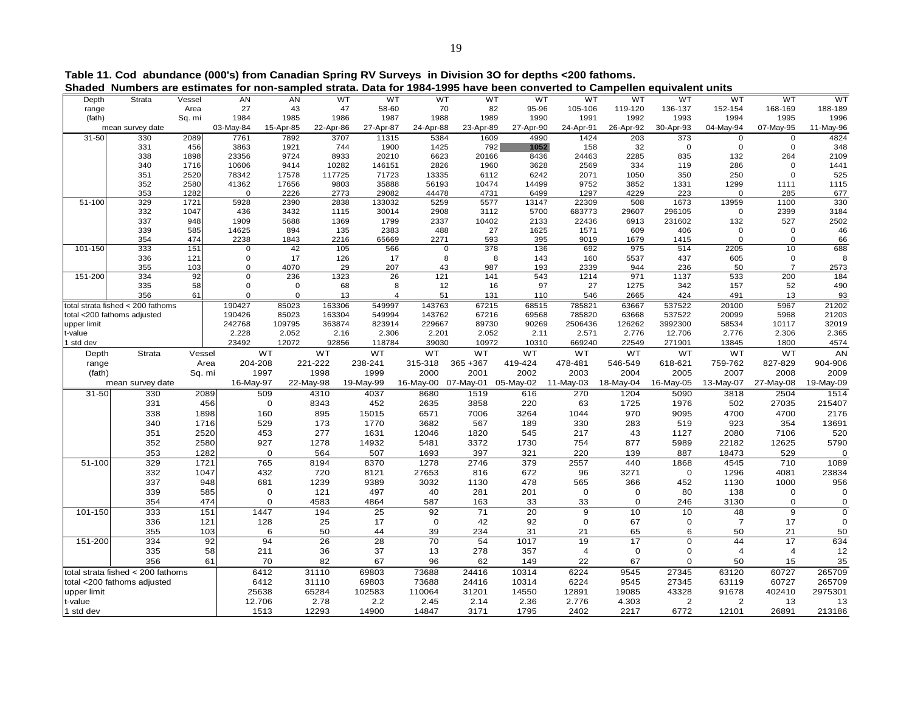**Table 11. Cod abundance (000's) from Canadian Spring RV Surveys in Division 3O for depths <200 fathoms.**
**Shaded Numbers are estimates for non-sampled strata. Data for 1984-1995 have been converted to Campellen equivalent units**

| Depth range (fath) | Strata | Vessel Area Sq. mi | AN 27 1984 | AN 43 1985 | WT 47 1986 | WT 58-60 1987 | WT 70 1988 | WT 82 1989 | WT 95-96 1990 | WT 105-106 1991 | WT 119-120 1992 | WT 136-137 1993 | WT 152-154 1994 | WT 168-169 1995 | WT 188-189 1996 |
|---|---|---|---|---|---|---|---|---|---|---|---|---|---|---|---|
| mean survey date | | | 03-May-84 | 15-Apr-85 | 22-Apr-86 | 27-Apr-87 | 24-Apr-88 | 23-Apr-89 | 27-Apr-90 | 24-Apr-91 | 26-Apr-92 | 30-Apr-93 | 04-May-94 | 07-May-95 | 11-May-96 |
| 31-50 | 330 | 2089 | 7761 | 7892 | 3707 | 11315 | 5384 | 1609 | 4990 | 1424 | 203 | 373 | 0 | 0 | 4824 |
| | 331 | 456 | 3863 | 1921 | 744 | 1900 | 1425 | 792 | **1052** | 158 | 32 | 0 | 0 | 0 | 348 |
| | 338 | 1898 | 23356 | 9724 | 8933 | 20210 | 6623 | 20166 | 8436 | 24463 | 2285 | 835 | 132 | 264 | 2109 |
| | 340 | 1716 | 10606 | 9414 | 10282 | 146151 | 2826 | 1960 | 3628 | 2569 | 334 | 119 | 286 | 0 | 1441 |
| | 351 | 2520 | 78342 | 17578 | 117725 | 71723 | 13335 | 6112 | 6242 | 2071 | 1050 | 350 | 250 | 0 | 525 |
| | 352 | 2580 | 41362 | 17656 | 9803 | 35888 | 56193 | 10474 | 14499 | 9752 | 3852 | 1331 | 1299 | 1111 | 1115 |
| | 353 | 1282 | 0 | 2226 | 2773 | 29082 | 44478 | 4731 | 6499 | 1297 | 4229 | 223 | 0 | 285 | 677 |
| 51-100 | 329 | 1721 | 5928 | 2390 | 2838 | 133032 | 5259 | 5577 | 13147 | 22309 | 508 | 1673 | 13959 | 1100 | 330 |
| | 332 | 1047 | 436 | 3432 | 1115 | 30014 | 2908 | 3112 | 5700 | 683773 | 29607 | 296105 | 0 | 2399 | 3184 |
| | 337 | 948 | 1909 | 5688 | 1369 | 1799 | 2337 | 10402 | 2133 | 22436 | 6913 | 231602 | 132 | 527 | 2502 |
| | 339 | 585 | 14625 | 894 | 135 | 2383 | 488 | 27 | 1625 | 1571 | 609 | 406 | 0 | 0 | 46 |
| | 354 | 474 | 2238 | 1843 | 2216 | 65669 | 2271 | 593 | 395 | 9019 | 1679 | 1415 | 0 | 0 | 66 |
| 101-150 | 333 | 151 | 0 | 42 | 105 | 566 | 0 | 378 | 136 | 692 | 975 | 514 | 2205 | 10 | 688 |
| | 336 | 121 | 0 | 17 | 126 | 17 | 8 | 8 | 143 | 160 | 5537 | 437 | 605 | 0 | 8 |
| | 355 | 103 | 0 | 4070 | 29 | 207 | 43 | 987 | 193 | 2339 | 944 | 236 | 50 | 7 | 2573 |
| 151-200 | 334 | 92 | 0 | 236 | 1323 | 26 | 121 | 141 | 543 | 1214 | 971 | 1137 | 533 | 200 | 184 |
| | 335 | 58 | 0 | 0 | 68 | 8 | 12 | 16 | 97 | 27 | 1275 | 342 | 157 | 52 | 490 |
| | 356 | 61 | 0 | 0 | 13 | 4 | 51 | 131 | 110 | 546 | 2665 | 424 | 491 | 13 | 93 |
| total strata fished < 200 fathoms | | | 190427 | 85023 | 163306 | 549997 | 143763 | 67215 | 68515 | 785821 | 63667 | 537522 | 20100 | 5967 | 21202 |
| total <200 fathoms adjusted | | | 190426 | 85023 | 163304 | 549994 | 143762 | 67216 | 69568 | 785820 | 63668 | 537522 | 20099 | 5968 | 21203 |
| upper limit | | | 242768 | 109795 | 363874 | 823914 | 229667 | 89730 | 90269 | 2506436 | 126262 | 3992300 | 58534 | 10117 | 32019 |
| t-value | | | 2.228 | 2.052 | 2.16 | 2.306 | 2.201 | 2.052 | 2.11 | 2.571 | 2.776 | 12.706 | 2.776 | 2.306 | 2.365 |
| 1 std dev | | | 23492 | 12072 | 92856 | 118784 | 39030 | 10972 | 10310 | 669240 | 22549 | 271901 | 13845 | 1800 | 4574 |

| Depth range (fath) | Strata | Vessel Area Sq. mi | WT 204-208 1997 | WT 221-222 1998 | WT 238-241 1999 | WT 315-318 2000 | WT 365 +367 2001 | WT 419-424 2002 | WT 478-481 2003 | WT 546-549 2004 | WT 618-621 2005 | WT 759-762 2007 | WT 827-829 2008 | AN 904-906 2009 |
|---|---|---|---|---|---|---|---|---|---|---|---|---|---|---|
| mean survey date | | | 16-May-97 | 22-May-98 | 19-May-99 | 16-May-00 | 07-May-01 | 05-May-02 | 11-May-03 | 18-May-04 | 16-May-05 | 13-May-07 | 27-May-08 | 19-May-09 |
| 31-50 | 330 | 2089 | 509 | 4310 | 4037 | 8680 | 1519 | 616 | 270 | 1204 | 5090 | 3818 | 2504 | 1514 |
| | 331 | 456 | 0 | 8343 | 452 | 2635 | 3858 | 220 | 63 | 1725 | 1976 | 502 | 27035 | 215407 |
| | 338 | 1898 | 160 | 895 | 15015 | 6571 | 7006 | 3264 | 1044 | 970 | 9095 | 4700 | 4700 | 2176 |
| | 340 | 1716 | 529 | 173 | 1770 | 3682 | 567 | 189 | 330 | 283 | 519 | 923 | 354 | 13691 |
| | 351 | 2520 | 453 | 277 | 1631 | 12046 | 1820 | 545 | 217 | 43 | 1127 | 2080 | 7106 | 520 |
| | 352 | 2580 | 927 | 1278 | 14932 | 5481 | 3372 | 1730 | 754 | 877 | 5989 | 22182 | 12625 | 5790 |
| | 353 | 1282 | 0 | 564 | 507 | 1693 | 397 | 321 | 220 | 139 | 887 | 18473 | 529 | 0 |
| 51-100 | 329 | 1721 | 765 | 8194 | 8370 | 1278 | 2746 | 379 | 2557 | 440 | 1868 | 4545 | 710 | 1089 |
| | 332 | 1047 | 432 | 720 | 8121 | 27653 | 816 | 672 | 96 | 3271 | 0 | 1296 | 4081 | 23834 |
| | 337 | 948 | 681 | 1239 | 9389 | 3032 | 1130 | 478 | 565 | 366 | 452 | 1130 | 1000 | 956 |
| | 339 | 585 | 0 | 121 | 497 | 40 | 281 | 201 | 0 | 0 | 80 | 138 | 0 | 0 |
| | 354 | 474 | 0 | 4583 | 4864 | 587 | 163 | 33 | 33 | 0 | 246 | 3130 | 0 | 0 |
| 101-150 | 333 | 151 | 1447 | 194 | 25 | 92 | 71 | 20 | 9 | 10 | 10 | 48 | 9 | 0 |
| | 336 | 121 | 128 | 25 | 17 | 0 | 42 | 92 | 0 | 67 | 0 | 7 | 17 | 0 |
| | 355 | 103 | 6 | 50 | 44 | 39 | 234 | 31 | 21 | 65 | 6 | 50 | 21 | 50 |
| 151-200 | 334 | 92 | 94 | 26 | 28 | 70 | 54 | 1017 | 19 | 17 | 0 | 44 | 17 | 634 |
| | 335 | 58 | 211 | 36 | 37 | 13 | 278 | 357 | 4 | 0 | 0 | 4 | 4 | 12 |
| | 356 | 61 | 70 | 82 | 67 | 96 | 62 | 149 | 22 | 67 | 0 | 50 | 15 | 35 |
| total strata fished < 200 fathoms | | | 6412 | 31110 | 69803 | 73688 | 24416 | 10314 | 6224 | 9545 | 27345 | 63120 | 60727 | 265709 |
| total <200 fathoms adjusted | | | 6412 | 31110 | 69803 | 73688 | 24416 | 10314 | 6224 | 9545 | 27345 | 63119 | 60727 | 265709 |
| upper limit | | | 25638 | 65284 | 102583 | 110064 | 31201 | 14550 | 12891 | 19085 | 43328 | 91678 | 402410 | 2975301 |
| t-value | | | 12.706 | 2.78 | 2.2 | 2.45 | 2.14 | 2.36 | 2.776 | 4.303 | 2 | 2 | 13 | 13 |
| 1 std dev | | | 1513 | 12293 | 14900 | 14847 | 3171 | 1795 | 2402 | 2217 | 6772 | 12101 | 26891 | 213186 |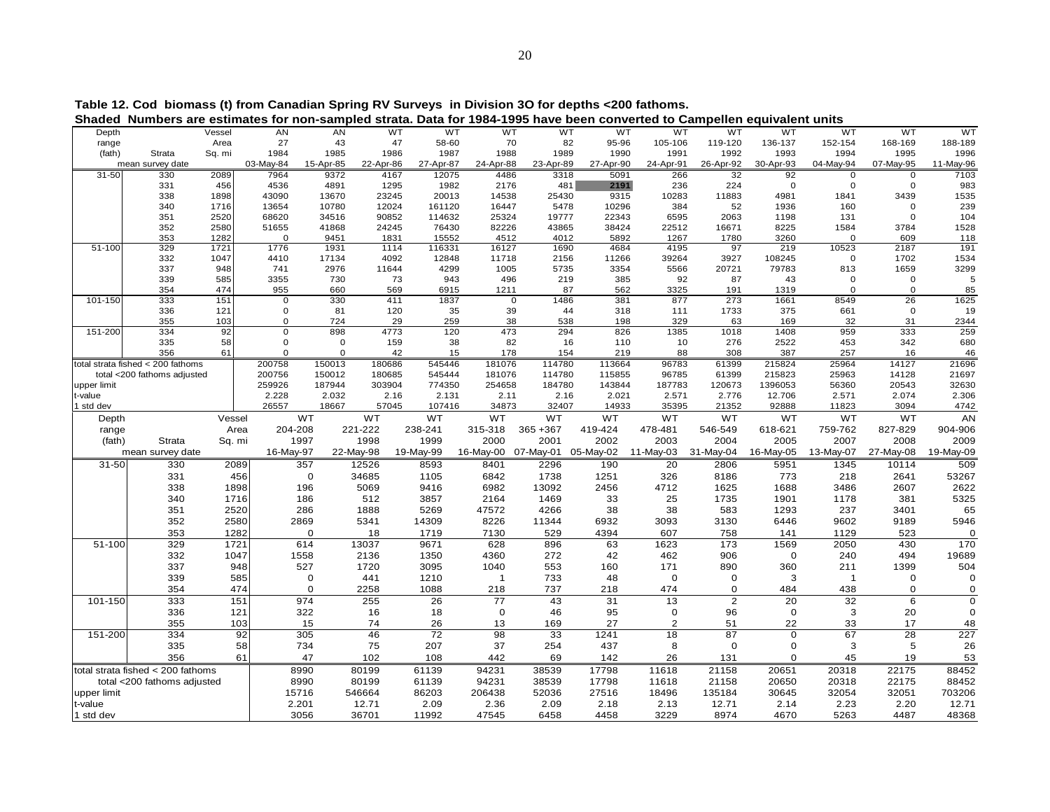**Table 12. Cod biomass (t) from Canadian Spring RV Surveys in Division 3O for depths <200 fathoms.**
**Shaded Numbers are estimates for non-sampled strata. Data for 1984-1995 have been converted to Campellen equivalent units**

| Depth | | Vessel | AN | AN | WT | WT | WT | WT | WT | WT | WT | WT | WT | WT | WT |
|---|---|---|---|---|---|---|---|---|---|---|---|---|---|---|---|
| range | | Area | 27 | 43 | 47 | 58-60 | 70 | 82 | 95-96 | 105-106 | 119-120 | 136-137 | 152-154 | 168-169 | 188-189 |
| (fath) | Strata | Sq. mi | 1984 | 1985 | 1986 | 1987 | 1988 | 1989 | 1990 | 1991 | 1992 | 1993 | 1994 | 1995 | 1996 |
| | mean survey date | | 03-May-84 | 15-Apr-85 | 22-Apr-86 | 27-Apr-87 | 24-Apr-88 | 23-Apr-89 | 27-Apr-90 | 24-Apr-91 | 26-Apr-92 | 30-Apr-93 | 04-May-94 | 07-May-95 | 11-May-96 |
| 31-50 | 330 | 2089 | 7964 | 9372 | 4167 | 12075 | 4486 | 3318 | 5091 | 266 | 32 | 92 | 0 | 0 | 7103 |
| | 331 | 456 | 4536 | 4891 | 1295 | 1982 | 2176 | 481 | **2191** | 236 | 224 | 0 | 0 | 0 | 983 |
| | 338 | 1898 | 43090 | 13670 | 23245 | 20013 | 14538 | 25430 | 9315 | 10283 | 11883 | 4981 | 1841 | 3439 | 1535 |
| | 340 | 1716 | 13654 | 10780 | 12024 | 161120 | 16447 | 5478 | 10296 | 384 | 52 | 1936 | 160 | 0 | 239 |
| | 351 | 2520 | 68620 | 34516 | 90852 | 114632 | 25324 | 19777 | 22343 | 6595 | 2063 | 1198 | 131 | 0 | 104 |
| | 352 | 2580 | 51655 | 41868 | 24245 | 76430 | 82226 | 43865 | 38424 | 22512 | 16671 | 8225 | 1584 | 3784 | 1528 |
| | 353 | 1282 | 0 | 9451 | 1831 | 15552 | 4512 | 4012 | 5892 | 1267 | 1780 | 3260 | 0 | 609 | 118 |
| 51-100 | 329 | 1721 | 1776 | 1931 | 1114 | 116331 | 16127 | 1690 | 4684 | 4195 | 97 | 219 | 10523 | 2187 | 191 |
| | 332 | 1047 | 4410 | 17134 | 4092 | 12848 | 11718 | 2156 | 11266 | 39264 | 3927 | 108245 | 0 | 1702 | 1534 |
| | 337 | 948 | 741 | 2976 | 11644 | 4299 | 1005 | 5735 | 3354 | 5566 | 20721 | 79783 | 813 | 1659 | 3299 |
| | 339 | 585 | 3355 | 730 | 73 | 943 | 496 | 219 | 385 | 92 | 87 | 43 | 0 | 0 | 5 |
| | 354 | 474 | 955 | 660 | 569 | 6915 | 1211 | 87 | 562 | 3325 | 191 | 1319 | 0 | 0 | 85 |
| 101-150 | 333 | 151 | 0 | 330 | 411 | 1837 | 0 | 1486 | 381 | 877 | 273 | 1661 | 8549 | 26 | 1625 |
| | 336 | 121 | 0 | 81 | 120 | 35 | 39 | 44 | 318 | 111 | 1733 | 375 | 661 | 0 | 19 |
| | 355 | 103 | 0 | 724 | 29 | 259 | 38 | 538 | 198 | 329 | 63 | 169 | 32 | 31 | 2344 |
| 151-200 | 334 | 92 | 0 | 898 | 4773 | 120 | 473 | 294 | 826 | 1385 | 1018 | 1408 | 959 | 333 | 259 |
| | 335 | 58 | 0 | 0 | 159 | 38 | 82 | 16 | 110 | 10 | 276 | 2522 | 453 | 342 | 680 |
| | 356 | 61 | 0 | 0 | 42 | 15 | 178 | 154 | 219 | 88 | 308 | 387 | 257 | 16 | 46 |
| total strata fished < 200 fathoms | | | 200758 | 150013 | 180686 | 545446 | 181076 | 114780 | 113664 | 96783 | 61399 | 215824 | 25964 | 14127 | 21696 |
| total <200 fathoms adjusted | | | 200756 | 150012 | 180685 | 545444 | 181076 | 114780 | 115855 | 96785 | 61399 | 215823 | 25963 | 14128 | 21697 |
| upper limit | | | 259926 | 187944 | 303904 | 774350 | 254658 | 184780 | 143844 | 187783 | 120673 | 1396053 | 56360 | 20543 | 32630 |
| t-value | | | 2.228 | 2.032 | 2.16 | 2.131 | 2.11 | 2.16 | 2.021 | 2.571 | 2.776 | 12.706 | 2.571 | 2.074 | 2.306 |
| 1 std dev | | | 26557 | 18667 | 57045 | 107416 | 34873 | 32407 | 14933 | 35395 | 21352 | 92888 | 11823 | 3094 | 4742 |

| Depth | | Vessel | WT | WT | WT | WT | WT | WT | WT | WT | WT | WT | WT | AN |
|---|---|---|---|---|---|---|---|---|---|---|---|---|---|---|
| range | | Area | 204-208 | 221-222 | 238-241 | 315-318 | 365 +367 | 419-424 | 478-481 | 546-549 | 618-621 | 759-762 | 827-829 | 904-906 |
| (fath) | Strata | Sq. mi | 1997 | 1998 | 1999 | 2000 | 2001 | 2002 | 2003 | 2004 | 2005 | 2007 | 2008 | 2009 |
| | mean survey date | | 16-May-97 | 22-May-98 | 19-May-99 | 16-May-00 | 07-May-01 | 05-May-02 | 11-May-03 | 31-May-04 | 16-May-05 | 13-May-07 | 27-May-08 | 19-May-09 |
| 31-50 | 330 | 2089 | 357 | 12526 | 8593 | 8401 | 2296 | 190 | 20 | 2806 | 5951 | 1345 | 10114 | 509 |
| | 331 | 456 | 0 | 34685 | 1105 | 6842 | 1738 | 1251 | 326 | 8186 | 773 | 218 | 2641 | 53267 |
| | 338 | 1898 | 196 | 5069 | 9416 | 6982 | 13092 | 2456 | 4712 | 1625 | 1688 | 3486 | 2607 | 2622 |
| | 340 | 1716 | 186 | 512 | 3857 | 2164 | 1469 | 33 | 25 | 1735 | 1901 | 1178 | 381 | 5325 |
| | 351 | 2520 | 286 | 1888 | 5269 | 47572 | 4266 | 38 | 38 | 583 | 1293 | 237 | 3401 | 65 |
| | 352 | 2580 | 2869 | 5341 | 14309 | 8226 | 11344 | 6932 | 3093 | 3130 | 6446 | 9602 | 9189 | 5946 |
| | 353 | 1282 | 0 | 18 | 1719 | 7130 | 529 | 4394 | 607 | 758 | 141 | 1129 | 523 | 0 |
| 51-100 | 329 | 1721 | 614 | 13037 | 9671 | 628 | 896 | 63 | 1623 | 173 | 1569 | 2050 | 430 | 170 |
| | 332 | 1047 | 1558 | 2136 | 1350 | 4360 | 272 | 42 | 462 | 906 | 0 | 240 | 494 | 19689 |
| | 337 | 948 | 527 | 1720 | 3095 | 1040 | 553 | 160 | 171 | 890 | 360 | 211 | 1399 | 504 |
| | 339 | 585 | 0 | 441 | 1210 | 1 | 733 | 48 | 0 | 0 | 3 | 1 | 0 | 0 |
| | 354 | 474 | 0 | 2258 | 1088 | 218 | 737 | 218 | 474 | 0 | 484 | 438 | 0 | 0 |
| 101-150 | 333 | 151 | 974 | 255 | 26 | 77 | 43 | 31 | 13 | 2 | 20 | 32 | 6 | 0 |
| | 336 | 121 | 322 | 16 | 18 | 0 | 46 | 95 | 0 | 96 | 0 | 3 | 20 | 0 |
| | 355 | 103 | 15 | 74 | 26 | 13 | 169 | 27 | 2 | 51 | 22 | 33 | 17 | 48 |
| 151-200 | 334 | 92 | 305 | 46 | 72 | 98 | 33 | 1241 | 18 | 87 | 0 | 67 | 28 | 227 |
| | 335 | 58 | 734 | 75 | 207 | 37 | 254 | 437 | 8 | 0 | 0 | 3 | 5 | 26 |
| | 356 | 61 | 47 | 102 | 108 | 442 | 69 | 142 | 26 | 131 | 0 | 45 | 19 | 53 |
| total strata fished < 200 fathoms | | | 8990 | 80199 | 61139 | 94231 | 38539 | 17798 | 11618 | 21158 | 20651 | 20318 | 22175 | 88452 |
| total <200 fathoms adjusted | | | 8990 | 80199 | 61139 | 94231 | 38539 | 17798 | 11618 | 21158 | 20650 | 20318 | 22175 | 88452 |
| upper limit | | | 15716 | 546664 | 86203 | 206438 | 52036 | 27516 | 18496 | 135184 | 30645 | 32054 | 32051 | 703206 |
| t-value | | | 2.201 | 12.71 | 2.09 | 2.36 | 2.09 | 2.18 | 2.13 | 12.71 | 2.14 | 2.23 | 2.20 | 12.71 |
| 1 std dev | | | 3056 | 36701 | 11992 | 47545 | 6458 | 4458 | 3229 | 8974 | 4670 | 5263 | 4487 | 48368 |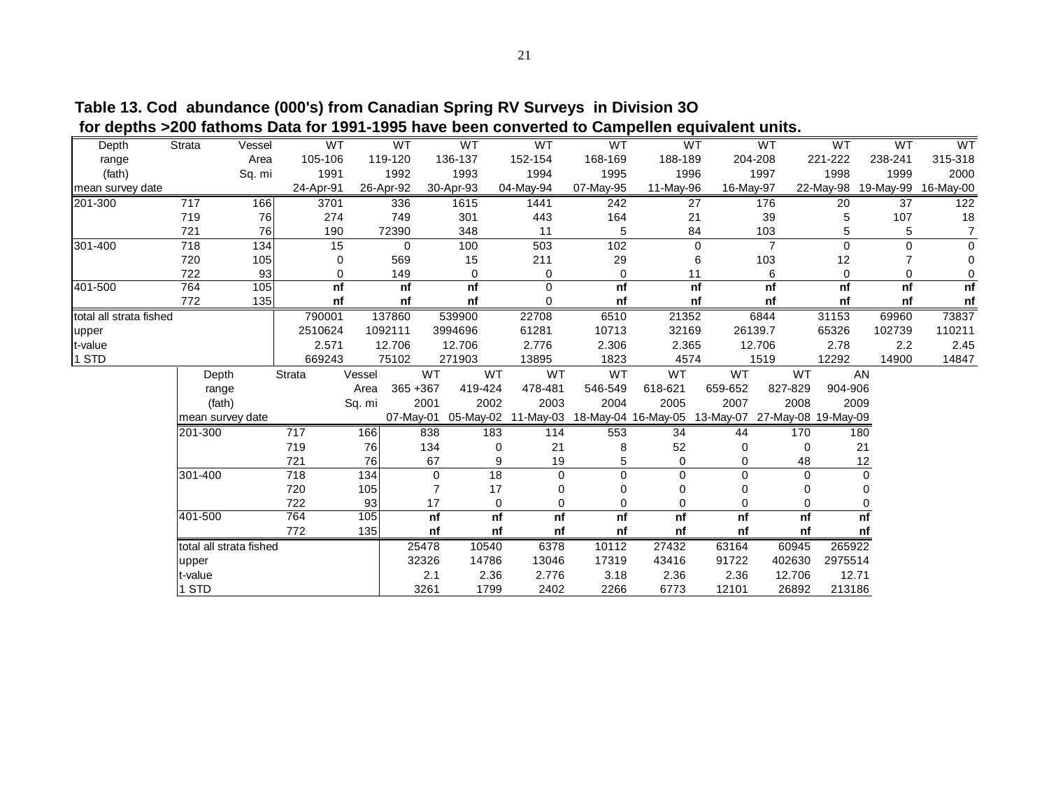**Table 13. Cod abundance (000's) from Canadian Spring RV Surveys in Division 3O for depths >200 fathoms Data for 1991-1995 have been converted to Campellen equivalent units.**

| Depth | Strata | Vessel | WT | WT | WT | WT | WT | WT | WT | WT | WT | WT |
|---|---|---|---|---|---|---|---|---|---|---|---|---|
| range | | Area | 105-106 | 119-120 | 136-137 | 152-154 | 168-169 | 188-189 | 204-208 | 221-222 | 238-241 | 315-318 |
| (fath) | | Sq. mi | 1991 | 1992 | 1993 | 1994 | 1995 | 1996 | 1997 | 1998 | 1999 | 2000 |
| mean survey date | | | 24-Apr-91 | 26-Apr-92 | 30-Apr-93 | 04-May-94 | 07-May-95 | 11-May-96 | 16-May-97 | 22-May-98 | 19-May-99 | 16-May-00 |
| 201-300 | 717 | 166 | 3701 | 336 | 1615 | 1441 | 242 | 27 | 176 | 20 | 37 | 122 |
| | 719 | 76 | 274 | 749 | 301 | 443 | 164 | 21 | 39 | 5 | 107 | 18 |
| | 721 | 76 | 190 | 72390 | 348 | 11 | 5 | 84 | 103 | 5 | 5 | 7 |
| 301-400 | 718 | 134 | 15 | 0 | 100 | 503 | 102 | 0 | 7 | 0 | 0 | 0 |
| | 720 | 105 | 0 | 569 | 15 | 211 | 29 | 6 | 103 | 12 | 7 | 0 |
| | 722 | 93 | 0 | 149 | 0 | 0 | 0 | 11 | 6 | 0 | 0 | 0 |
| 401-500 | 764 | 105 | **nf** | **nf** | **nf** | 0 | **nf** | **nf** | **nf** | **nf** | **nf** | **nf** |
| | 772 | 135 | **nf** | **nf** | **nf** | 0 | **nf** | **nf** | **nf** | **nf** | **nf** | **nf** |
| total all strata fished | | | 790001 | 137860 | 539900 | 22708 | 6510 | 21352 | 6844 | 31153 | 69960 | 73837 |
| upper | | | 2510624 | 1092111 | 3994696 | 61281 | 10713 | 32169 | 26139.7 | 65326 | 102739 | 110211 |
| t-value | | | 2.571 | 12.706 | 12.706 | 2.776 | 2.306 | 2.365 | 12.706 | 2.78 | 2.2 | 2.45 |
| 1 STD | | | 669243 | 75102 | 271903 | 13895 | 1823 | 4574 | 1519 | 12292 | 14900 | 14847 |

| Depth | Strata | Vessel | WT | WT | WT | WT | WT | WT | WT | AN |
|---|---|---|---|---|---|---|---|---|---|---|
| range | | Area | 365 +367 | 419-424 | 478-481 | 546-549 | 618-621 | 659-652 | 827-829 | 904-906 |
| (fath) | | Sq. mi | 2001 | 2002 | 2003 | 2004 | 2005 | 2007 | 2008 | 2009 |
| mean survey date | | | 07-May-01 | 05-May-02 | 11-May-03 | 18-May-04 | 16-May-05 | 13-May-07 | 27-May-08 | 19-May-09 |
| 201-300 | 717 | 166 | 838 | 183 | 114 | 553 | 34 | 44 | 170 | 180 |
| | 719 | 76 | 134 | 0 | 21 | 8 | 52 | 0 | 0 | 21 |
| | 721 | 76 | 67 | 9 | 19 | 5 | 0 | 0 | 48 | 12 |
| 301-400 | 718 | 134 | 0 | 18 | 0 | 0 | 0 | 0 | 0 | 0 |
| | 720 | 105 | 7 | 17 | 0 | 0 | 0 | 0 | 0 | 0 |
| | 722 | 93 | 17 | 0 | 0 | 0 | 0 | 0 | 0 | 0 |
| 401-500 | 764 | 105 | **nf** | **nf** | **nf** | **nf** | **nf** | **nf** | **nf** | **nf** |
| | 772 | 135 | **nf** | **nf** | **nf** | **nf** | **nf** | **nf** | **nf** | **nf** |
| total all strata fished | | | 25478 | 10540 | 6378 | 10112 | 27432 | 63164 | 60945 | 265922 |
| upper | | | 32326 | 14786 | 13046 | 17319 | 43416 | 91722 | 402630 | 2975514 |
| t-value | | | 2.1 | 2.36 | 2.776 | 3.18 | 2.36 | 2.36 | 12.706 | 12.71 |
| 1 STD | | | 3261 | 1799 | 2402 | 2266 | 6773 | 12101 | 26892 | 213186 |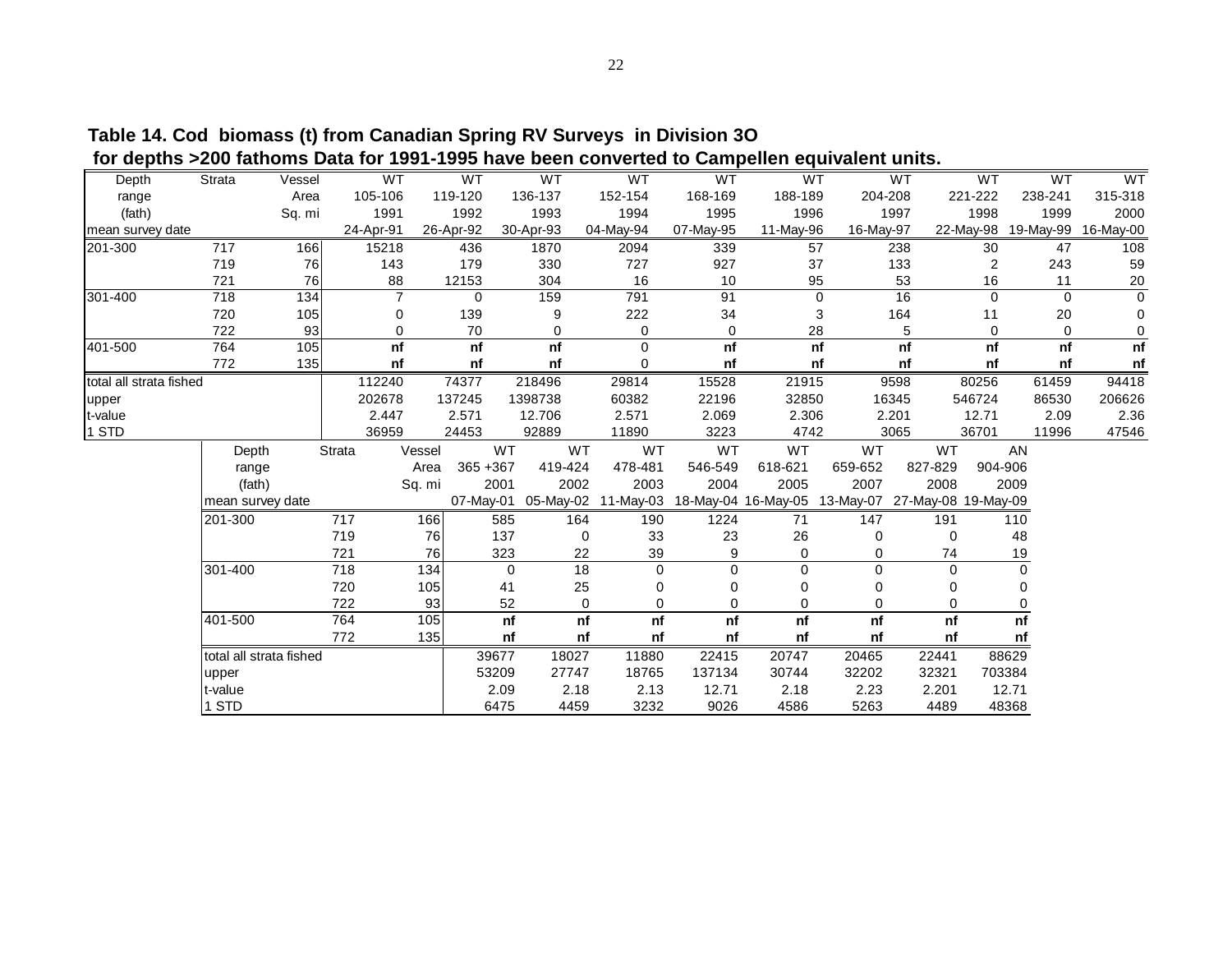**Table 14. Cod biomass (t) from Canadian Spring RV Surveys in Division 3O for depths >200 fathoms Data for 1991-1995 have been converted to Campellen equivalent units.**

| Depth range (fath) | Strata | Vessel Area Sq. mi | WT 105-106 1991 | WT 119-120 1992 | WT 136-137 1993 | WT 152-154 1994 | WT 168-169 1995 | WT 188-189 1996 | WT 204-208 1997 | WT 221-222 1998 | WT 238-241 1999 | WT 315-318 2000 |
|---|---|---|---|---|---|---|---|---|---|---|---|---|
| mean survey date | | | 24-Apr-91 | 26-Apr-92 | 30-Apr-93 | 04-May-94 | 07-May-95 | 11-May-96 | 16-May-97 | 22-May-98 | 19-May-99 | 16-May-00 |
| 201-300 | 717 | 166 | 15218 | 436 | 1870 | 2094 | 339 | 57 | 238 | 30 | 47 | 108 |
| | 719 | 76 | 143 | 179 | 330 | 727 | 927 | 37 | 133 | 2 | 243 | 59 |
| | 721 | 76 | 88 | 12153 | 304 | 16 | 10 | 95 | 53 | 16 | 11 | 20 |
| 301-400 | 718 | 134 | 7 | 0 | 159 | 791 | 91 | 0 | 16 | 0 | 0 | 0 |
| | 720 | 105 | 0 | 139 | 9 | 222 | 34 | 3 | 164 | 11 | 20 | 0 |
| | 722 | 93 | 0 | 70 | 0 | 0 | 0 | 28 | 5 | 0 | 0 | 0 |
| 401-500 | 764 | 105 | **nf** | **nf** | **nf** | 0 | **nf** | **nf** | **nf** | **nf** | **nf** | **nf** |
| | 772 | 135 | **nf** | **nf** | **nf** | 0 | **nf** | **nf** | **nf** | **nf** | **nf** | **nf** |
| total all strata fished | | | 112240 | 74377 | 218496 | 29814 | 15528 | 21915 | 9598 | 80256 | 61459 | 94418 |
| upper | | | 202678 | 137245 | 1398738 | 60382 | 22196 | 32850 | 16345 | 546724 | 86530 | 206626 |
| t-value | | | 2.447 | 2.571 | 12.706 | 2.571 | 2.069 | 2.306 | 2.201 | 12.71 | 2.09 | 2.36 |
| 1 STD | | | 36959 | 24453 | 92889 | 11890 | 3223 | 4742 | 3065 | 36701 | 11996 | 47546 |

| Depth range (fath) | Strata | Vessel Area Sq. mi | WT 365 +367 2001 | WT 419-424 2002 | WT 478-481 2003 | WT 546-549 2004 | WT 618-621 2005 | WT 659-652 2007 | WT 827-829 2008 | AN 904-906 2009 |
|---|---|---|---|---|---|---|---|---|---|---|
| mean survey date | | | 07-May-01 | 05-May-02 | 11-May-03 | 18-May-04 | 16-May-05 | 13-May-07 | 27-May-08 | 19-May-09 |
| 201-300 | 717 | 166 | 585 | 164 | 190 | 1224 | 71 | 147 | 191 | 110 |
| | 719 | 76 | 137 | 0 | 33 | 23 | 26 | 0 | 0 | 48 |
| | 721 | 76 | 323 | 22 | 39 | 9 | 0 | 0 | 74 | 19 |
| 301-400 | 718 | 134 | 0 | 18 | 0 | 0 | 0 | 0 | 0 | 0 |
| | 720 | 105 | 41 | 25 | 0 | 0 | 0 | 0 | 0 | 0 |
| | 722 | 93 | 52 | 0 | 0 | 0 | 0 | 0 | 0 | 0 |
| 401-500 | 764 | 105 | **nf** | **nf** | **nf** | **nf** | **nf** | **nf** | **nf** | **nf** |
| | 772 | 135 | **nf** | **nf** | **nf** | **nf** | **nf** | **nf** | **nf** | **nf** |
| total all strata fished | | | 39677 | 18027 | 11880 | 22415 | 20747 | 20465 | 22441 | 88629 |
| upper | | | 53209 | 27747 | 18765 | 137134 | 30744 | 32202 | 32321 | 703384 |
| t-value | | | 2.09 | 2.18 | 2.13 | 12.71 | 2.18 | 2.23 | 2.201 | 12.71 |
| 1 STD | | | 6475 | 4459 | 3232 | 9026 | 4586 | 5263 | 4489 | 48368 |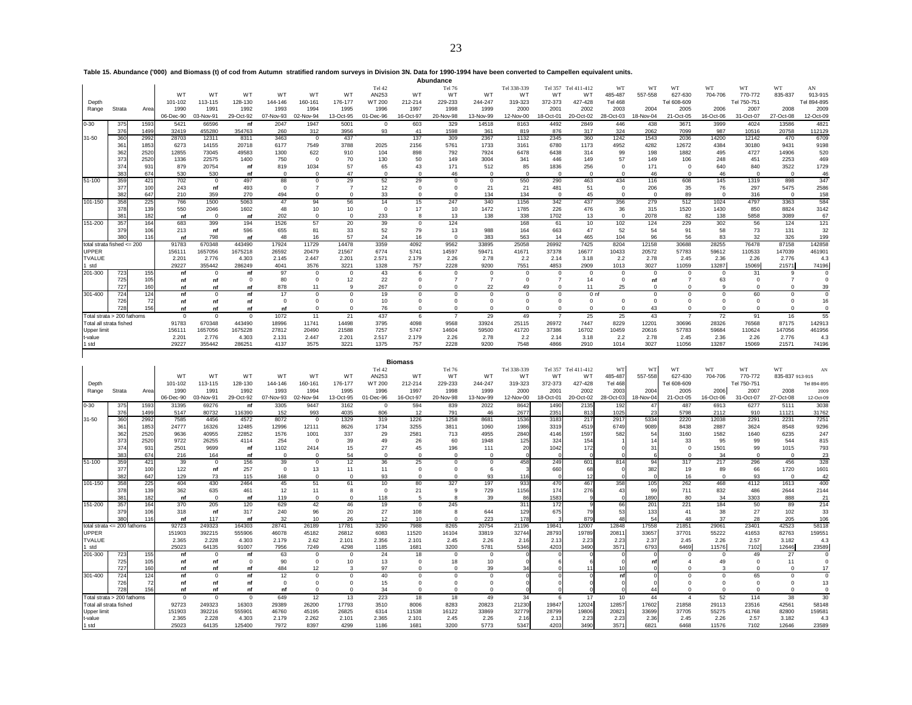**Table 15. Abundance ('000) and Biomass (t) of cod from Autumn stratified random surveys in Division 3N. Data for 1990-1994 have been converted to Campellen equivalent units.**

**Abundance**

| Depth Range | Strata | Area | WT 101-102 1990 06-Dec-90 | WT 113-115 1991 03-Nov-91 | WT 128-130 1992 29-Oct-92 | WT 144-146 1993 07-Nov-93 | WT 160-161 1994 02-Nov-94 | WT 176-177 1995 13-Oct-95 | Tel 42 AN253 WT 200 1996 01-Dec-96 | WT 212-214 1997 16-Oct-97 | Tel 76 WT 229-233 1998 20-Nov-98 | WT 244-247 1999 13-Nov-99 | Tel 338-339 WT 319-323 2000 12-Nov-00 | Tel 357 WT 372-373 2001 18-Oct-01 | Tel 411-412 WT 427-428 2002 20-Oct-02 | WT 485-487 Tel 468 2003 28-Oct-03 | WT 557-558 2004 18-Nov-04 | WT 627-630 Tel 608-609 2005 21-Oct-05 | WT 704-706 2006 16-Oct-06 | WT 770-772 Tel 750-751 2007 31-Oct-07 | WT 835-837 2008 27-Oct-08 | AN 913-915 Tel 894-895 2009 12-Oct-09 |
|---|---|---|---|---|---|---|---|---|---|---|---|---|---|---|---|---|---|---|---|---|---|---|
| 0-30 | 375 | 1593 | 5421 | 66596 | nf | 2047 | 1947 | 5001 | 0 | 603 | 329 | 14518 | 8163 | 4492 | 2849 | 446 | 438 | 3671 | 3999 | 4024 | 13586 | 4821 |
| | 376 | 1499 | 32419 | 455280 | 354763 | 260 | 312 | 3956 | 93 | 41 | 1598 | 361 | 819 | 876 | 317 | 324 | 2062 | 7099 | 987 | 10516 | 20758 | 112129 |
| 31-50 | 360 | 2992 | 28703 | 12311 | 8311 | 3463 | 0 | 437 | | 137 | 309 | 2367 | 1132 | 2345 | 360 | 1242 | 1543 | 2036 | 14200 | 12142 | 470 | 6709 |
| | 361 | 1853 | 6273 | 14155 | 20718 | 6177 | 7549 | 3788 | 2025 | 2156 | 5761 | 1733 | 3161 | 6780 | 1173 | 4952 | 4282 | 12672 | 4384 | 30180 | 9431 | 9198 |
| | 362 | 2520 | 12855 | 73045 | 49583 | 1300 | 622 | 910 | 104 | 898 | 792 | 7924 | 6478 | 6438 | 314 | 99 | 198 | 1882 | 495 | 4727 | 14906 | 520 |
| | 373 | 2520 | 1336 | 22575 | 1400 | 750 | 0 | 70 | 130 | 50 | 149 | 3004 | 341 | 446 | 149 | 57 | 149 | 106 | 248 | 451 | 2253 | 469 |
| | 374 | 931 | 879 | 20754 | nf | 819 | 1034 | 57 | 65 | 43 | 171 | 512 | 85 | 1836 | 256 | 0 | 171 | 0 | 640 | 840 | 3522 | 1729 |
| | 383 | 674 | 530 | 530 | nf | 0 | 0 | 47 | 0 | 0 | 46 | 0 | 0 | 0 | 0 | 0 | 46 | 0 | 46 | 0 | 0 | 46 |
| 51-100 | 359 | 421 | 702 | 0 | 497 | 88 | 0 | 29 | 52 | 29 | 0 | 0 | 550 | 290 | 463 | 434 | 116 | 608 | 145 | 1319 | 898 | 347 |
| | 377 | 100 | 243 | nf | 493 | 0 | 7 | 7 | 12 | 0 | 0 | 21 | 21 | 481 | 51 | 0 | 206 | 35 | 76 | 297 | 5475 | 2586 |
| | 382 | 647 | 210 | 359 | 270 | 494 | 0 | 0 | 33 | 0 | 0 | 134 | 134 | 0 | 45 | 0 | 0 | 89 | 0 | 316 | 0 | 158 |
| 101-150 | 358 | 225 | 766 | 1500 | 5063 | 47 | 94 | 56 | 14 | 15 | 247 | 340 | 1156 | 342 | 437 | 356 | 279 | 512 | 1024 | 4797 | 3363 | 584 |
| | 378 | 139 | 550 | 2046 | 1602 | 48 | 10 | 10 | 0 | 17 | 10 | 1472 | 1785 | 226 | 476 | 36 | 315 | 1520 | 1430 | 850 | 8824 | 3142 |
| | 381 | 182 | nf | 0 | nf | 202 | 0 | 0 | 233 | 8 | 13 | 138 | 338 | 1702 | 13 | 0 | 2078 | 82 | 138 | 5858 | 3089 | 67 |
| 151-200 | 357 | 164 | 683 | 399 | 194 | 1526 | 57 | 20 | 39 | 0 | 124 | | 168 | 61 | 10 | 102 | 124 | 229 | 302 | 56 | 124 | 121 |
| | 379 | 106 | 213 | nf | 596 | 655 | 81 | 33 | 52 | 79 | 13 | 988 | 164 | 663 | 47 | 52 | 54 | 91 | 58 | 73 | 131 | 32 |
| | 380 | 116 | nf | 798 | nf | 48 | 16 | 57 | 24 | 16 | 0 | 383 | 563 | 14 | 465 | 104 | 96 | 56 | 83 | 32 | 326 | 199 |
| total strata fished <= 200 | | | 91783 | 670348 | 443490 | 17924 | 11729 | 14478 | 3359 | 4092 | 9562 | 33895 | 25058 | 26992 | 7425 | 8204 | 12158 | 30688 | 28255 | 76478 | 87158 | 142858 |
| UPPER | | | 156111 | 1657056 | 1675218 | 26592 | 20479 | 21567 | 6774 | 5741 | 14597 | 59471 | 41671 | 37378 | 16677 | 10433 | 20572 | 57783 | 59612 | 110533 | 147039 | 461901 |
| TVALUE | | | 2.201 | 2.776 | 4.303 | 2.145 | 2.447 | 2.201 | 2.571 | 2.179 | 2.26 | 2.78 | 2.2 | 2.14 | 3.18 | 2.2 | 2.78 | 2.45 | 2.36 | 2.26 | 2.776 | 4.3 |
| 1 std | | | 29227 | 355442 | 286249 | 4041 | 3576 | 3221 | 1328 | 757 | 2228 | 9200 | 7551 | 4853 | 2909 | 1013 | 3027 | 11059 | 13287 | 15069 | 21571 | 74196 |
| 201-300 | 723 | 155 | nf | 0 | nf | 97 | 0 | 0 | 43 | 6 | 0 | 0 | 0 | 0 | 0 | 0 | 0 | 0 | 0 | 31 | 9 | 0 |
| | 725 | 105 | nf | nf | 0 | 80 | 0 | 12 | 22 | 0 | 7 | 7 | 0 | 7 | 14 | 0 | nf | 7 | 63 | 0 | 7 | 0 |
| | 727 | 160 | nf | nf | nf | 878 | 11 | 9 | 267 | 0 | 0 | 22 | 49 | 0 | 11 | 25 | 0 | 0 | 9 | 0 | 0 | 39 |
| 301-400 | 724 | 124 | nf | 0 | nf | 17 | 0 | 0 | 19 | 0 | 0 | 0 | 0 | 0 | 0 | nf | 0 | 0 | 0 | 60 | 0 | 0 |
| | 726 | 72 | nf | nf | nf | 0 | 0 | 0 | 10 | 0 | 0 | 0 | 0 | 0 | 0 | 0 | 0 | 0 | 0 | 0 | 0 | 16 |
| | 728 | 156 | nf | nf | nf | nf | 0 | 0 | 76 | 0 | 0 | 0 | 0 | 0 | 0 | | 43 | 0 | 0 | 0 | 0 | 0 |
| Total strata > 200 fathoms | | | 0 | 0 | 0 | 1072 | 11 | 21 | 437 | 6 | 7 | 29 | 49 | 7 | 25 | 25 | 43 | 7 | 72 | 91 | 16 | 55 |
| Total all strata fished | | | 91783 | 670348 | 443490 | 18996 | 11741 | 14498 | 3795 | 4098 | 9568 | 33924 | 25115 | 26972 | 7447 | 8229 | 12201 | 30696 | 28326 | 76568 | 87175 | 142913 |
| Upper limit | | | 156111 | 1657056 | 1675228 | 27812 | 20490 | 21588 | 7257 | 5747 | 14604 | 59500 | 41720 | 37386 | 16702 | 10459 | 20616 | 57783 | 59684 | 110624 | 147056 | 461956 |
| t-value | | | 2.201 | 2.776 | 4.303 | 2.131 | 2.447 | 2.201 | 2.517 | 2.179 | 2.26 | 2.78 | 2.2 | 2.14 | 3.18 | 2.2 | 2.78 | 2.45 | 2.36 | 2.26 | 2.776 | 4.3 |
| 1 std | | | 29227 | 355442 | 286251 | 4137 | 3575 | 3221 | 1375 | 757 | 2228 | 9200 | 7548 | 4866 | 2910 | 1014 | 3027 | 11056 | 13287 | 15069 | 21571 | 74196 |

**Biomass**

| Depth Range | Strata | Area | WT 101-102 1990 06-Dec-90 | WT 113-115 1991 03-Nov-91 | WT 128-130 1992 29-Oct-92 | WT 144-146 1993 07-Nov-93 | WT 160-161 1994 02-Nov-94 | WT 176-177 1995 13-Oct-95 | Tel 42 AN253 WT 200 1996 01-Dec-96 | WT 212-214 1997 16-Oct-97 | Tel 76 WT 229-233 1998 20-Nov-98 | WT 244-247 1999 13-Nov-99 | Tel 338-339 WT 319-323 2000 12-Nov-00 | Tel 357 WT 372-373 2001 18-Oct-01 | Tel 411-412 WT 427-428 2002 20-Oct-02 | WT 485-487 Tel 468 2003 28-Oct-03 | WT 557-558 2004 18-Nov-04 | WT 627-630 Tel 608-609 2005 21-Oct-05 | WT 704-706 2006 16-Oct-06 | WT 770-772 Tel 750-751 2007 31-Oct-07 | WT 835-837 2008 27-Oct-08 | AN 913-915 Tel 894-895 2009 12-Oct-09 |
|---|---|---|---|---|---|---|---|---|---|---|---|---|---|---|---|---|---|---|---|---|---|---|
| 0-30 | 375 | 1593 | 31395 | 69276 | nf | 3305 | 9447 | 3162 | 0 | 594 | 839 | 2022 | 8642 | 1490 | 2135 | 192 | 47 | 487 | 6913 | 6277 | 5111 | 3038 |
| | 376 | 1499 | 5147 | 80732 | 116390 | 152 | 993 | 4035 | 806 | 12 | 791 | 46 | 2677 | 2351 | 813 | 1025 | 23 | 5798 | 2112 | 910 | 11121 | 31762 |
| 31-50 | 360 | 2992 | 7585 | 4456 | 4572 | 8072 | 0 | 1329 | 319 | 1226 | 1258 | 8681 | 1536 | 3183 | 217 | 2917 | 5334 | 2220 | 12038 | 2291 | 2231 | 7251 |
| | 361 | 1853 | 24777 | 16326 | 12485 | 12996 | 12111 | 8626 | 1734 | 3255 | 3811 | 1060 | 1986 | 3319 | 4519 | 6749 | 9089 | 8438 | 2887 | 3624 | 8548 | 9296 |
| | 362 | 2520 | 9636 | 40955 | 22852 | 1576 | 1001 | 337 | 29 | 2581 | 713 | 4955 | 2840 | 4146 | 1597 | 582 | 54 | 3160 | 1582 | 1640 | 6235 | 247 |
| | 373 | 2520 | 9722 | 26255 | 4114 | 254 | 0 | 39 | 49 | 26 | 60 | 1948 | 125 | 324 | 154 | 1 | 14 | 33 | 95 | 99 | 544 | 815 |
| | 374 | 931 | 2501 | 9699 | nf | 1102 | 2414 | 15 | 27 | 45 | 196 | 111 | 20 | 1042 | 172 | 0 | 31 | 0 | 1501 | 99 | 1015 | 793 |
| | 383 | 674 | 216 | 164 | nf | 0 | 0 | 54 | 0 | 0 | 0 | 0 | 0 | 0 | 0 | 0 | 6 | 0 | 34 | 0 | 0 | 23 |
| 51-100 | 359 | 421 | 39 | 0 | 156 | 39 | 0 | 12 | 36 | 25 | 0 | 0 | 458 | 249 | 601 | 814 | 94 | 317 | 217 | 296 | 456 | 328 |
| | 377 | 100 | 122 | nf | 257 | 0 | 13 | 11 | 11 | 0 | 0 | 6 | 3 | 660 | 68 | 0 | 382 | 19 | 89 | 66 | 1720 | 1601 |
| | 382 | 647 | 129 | 73 | 115 | 168 | 0 | 0 | 93 | 0 | 0 | 93 | 116 | 0 | 12 | 0 | 0 | 16 | 0 | 93 | 0 | 42 |
| 101-150 | 358 | 225 | 404 | 430 | 2464 | 45 | 51 | 61 | 10 | 80 | 327 | 197 | 933 | 470 | 467 | 358 | 105 | 262 | 468 | 4112 | 1613 | 400 |
| | 378 | 139 | 362 | 635 | 461 | 12 | 11 | 8 | 0 | 21 | 9 | 729 | 1156 | 174 | 276 | 43 | 99 | 711 | 832 | 486 | 2644 | 2144 |
| | 381 | 182 | nf | 0 | nf | 119 | 0 | 0 | 118 | 5 | 8 | 39 | 86 | 1583 | 9 | 0 | 1890 | 80 | 34 | 3303 | 888 | 21 |
| 151-200 | 357 | 164 | 370 | 205 | 120 | 629 | 42 | 46 | 19 | 0 | 245 | | 311 | 172 | 9 | 66 | 201 | 221 | 184 | 50 | 89 | 214 |
| | 379 | 106 | 318 | nf | 317 | 240 | 96 | 20 | 27 | 108 | 8 | 644 | 129 | 675 | 79 | 53 | 133 | 41 | 38 | 27 | 102 | 33 |
| | 380 | 116 | nf | 117 | nf | 32 | 10 | 26 | 12 | 10 | 0 | 223 | 178 | 3 | 879 | 48 | 54 | 48 | 37 | 28 | 205 | 106 |
| total strata <= 200 fathoms | | | 92723 | 249323 | 164303 | 28741 | 26189 | 17781 | 3290 | 7988 | 8265 | 20754 | 21196 | 19841 | 12007 | 12848 | 17558 | 21851 | 29061 | 23401 | 42523 | 58118 |
| UPPER | | | 151903 | 392215 | 555906 | 46078 | 45182 | 26812 | 6083 | 11520 | 16104 | 33819 | 32744 | 28793 | 19789 | 20811 | 33657 | 37701 | 55222 | 41653 | 82763 | 159551 |
| TVALUE | | | 2.365 | 2.228 | 4.303 | 2.179 | 2.62 | 2.101 | 2.356 | 2.101 | 2.45 | 2.26 | 2.16 | 2.13 | 2.23 | 2.23 | 2.37 | 2.45 | 2.26 | 2.57 | 3.182 | 4.3 |
| 1 std | | | 25023 | 64135 | 91007 | 7956 | 7249 | 4298 | 1185 | 1681 | 3200 | 5781 | 5346 | 4203 | 3490 | 3571 | 6793 | 6469 | 11576 | 7102 | 12646 | 23589 |
| 201-300 | 723 | 155 | nf | 0 | nf | 63 | 0 | 0 | 24 | 18 | 0 | 0 | 0 | 0 | 0 | 0 | 0 | 0 | 0 | 49 | 27 | 0 |
| | 725 | 105 | nf | nf | 0 | 90 | 0 | 10 | 13 | 0 | 18 | 10 | 0 | 6 | 6 | 0 | nf | 4 | 49 | 0 | 11 | 0 |
| | 727 | 160 | nf | nf | nf | 484 | 12 | 3 | 97 | 0 | 0 | 39 | 34 | 0 | 11 | 10 | 0 | 0 | 3 | 0 | 0 | 17 |
| 301-400 | 724 | 124 | nf | 0 | nf | 12 | 0 | 0 | 40 | 0 | 0 | 0 | 0 | 0 | 0 | nf | 0 | 0 | 0 | 65 | 0 | 0 |
| | 726 | 72 | nf | nf | nf | 0 | 0 | 0 | 15 | 0 | 0 | 0 | 0 | 0 | 0 | 0 | 0 | 0 | 0 | 0 | 0 | 13 |
| | 728 | 156 | nf | nf | nf | nf | 0 | 0 | 34 | 0 | 0 | 0 | 0 | 0 | 0 | 0 | 44 | 0 | 0 | 0 | 0 | 0 |
| Total strata > 200 fathoms | | | 0 | 0 | 0 | 649 | 12 | 13 | 223 | 18 | 18 | 49 | 34 | 6 | 17 | 10 | 44 | 4 | 52 | 114 | 38 | 30 |
| Total all strata fished | | | 92723 | 249323 | 16303 | 29389 | 26200 | 17793 | 3510 | 8006 | 8283 | 20823 | 21230 | 19847 | 12024 | 12857 | 17602 | 21858 | 29113 | 23516 | 42561 | 58148 |
| Upper limit | | | 151903 | 392215 | 555901 | 46760 | 45195 | 26825 | 6314 | 11538 | 16122 | 33869 | 32779 | 28799 | 19806 | 20821 | 33699 | 37705 | 55275 | 41768 | 82800 | 159581 |
| t-value | | | 2.365 | 2.228 | 4.303 | 2.179 | 2.262 | 2.101 | 2.365 | 2.101 | 2.45 | 2.26 | 2.16 | 2.13 | 2.23 | 2.23 | 2.36 | 2.45 | 2.26 | 2.57 | 3.182 | 4.3 |
| 1 std | | | 25023 | 64135 | 125400 | 7972 | 8397 | 4299 | 1186 | 1681 | 3200 | 5773 | 5347 | 4203 | 3490 | 3571 | 6821 | 6468 | 11576 | 7102 | 12646 | 23589 |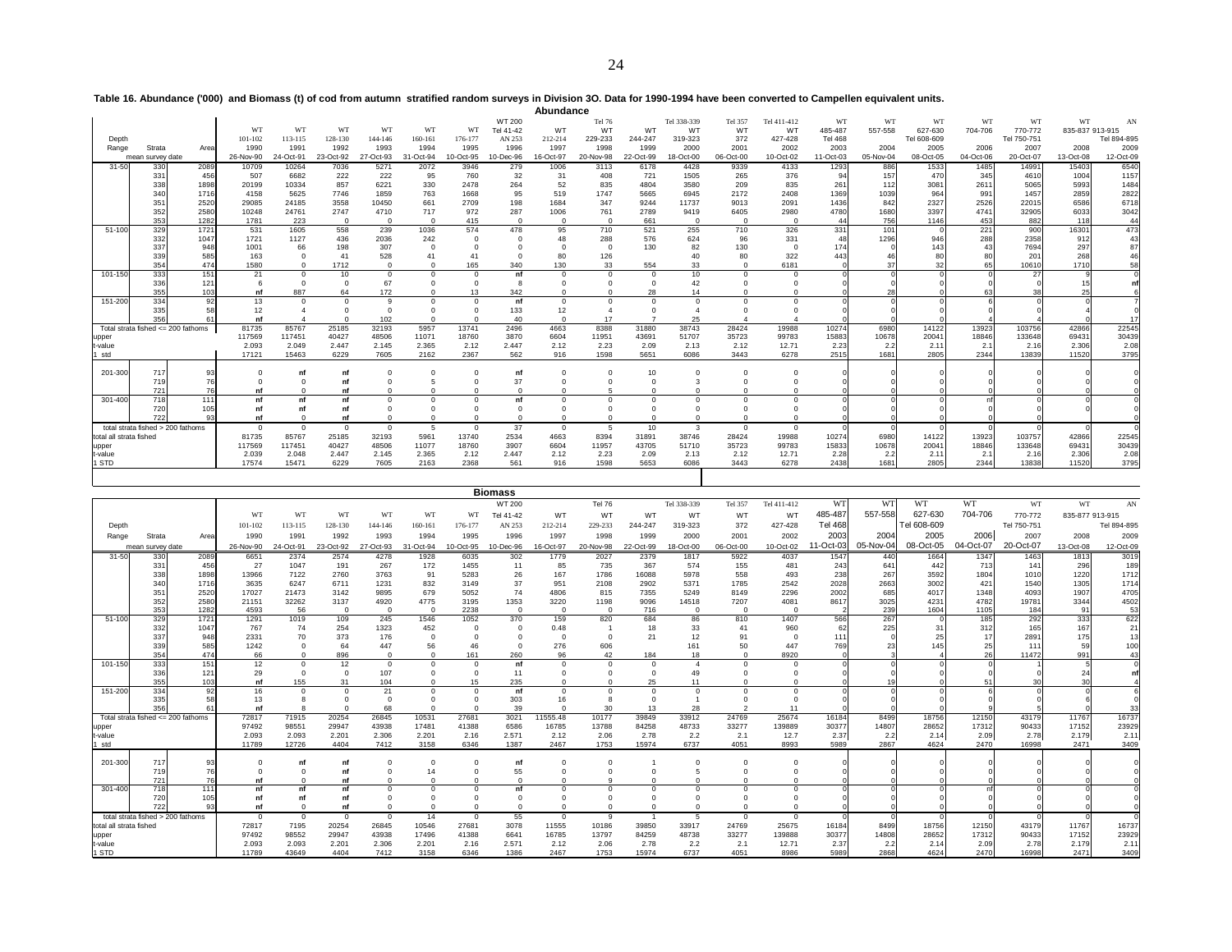**Table 16. Abundance ('000) and Biomass (t) of cod from autumn stratified random surveys in Division 3O. Data for 1990-1994 have been converted to Campelen equivalent units.**

**Abundance**

| Depth | Strata | Area | WT 101-102 | WT 113-115 | WT 128-130 | WT 144-146 | WT 160-161 | WT 176-177 | WT 200 Tel 41-42 AN 253 | WT 212-214 | Tel 76 WT 229-233 | WT 244-247 | Tel 338-339 WT 319-323 | Tel 357 WT 372 | Tel 411-412 WT 427-428 | WT 485-487 Tel 468 | WT 557-558 | WT 627-630 Tel 608-609 | WT 704-706 | WT 770-772 Tel 750-751 | WT 835-837 913-915 | AN Tel 894-895 |
|---|---|---|---|---|---|---|---|---|---|---|---|---|---|---|---|---|---|---|---|---|---|---|
| Range | | | 1990 | 1991 | 1992 | 1993 | 1994 | 1995 | 1996 | 1997 | 1998 | 1999 | 2000 | 2001 | 2002 | 2003 | 2004 | 2005 | 2006 | 2007 | 2008 | 2009 |
| | mean survey date | | 26-Nov-90 | 24-Oct-91 | 23-Oct-92 | 27-Oct-93 | 31-Oct-94 | 10-Oct-95 | 10-Dec-96 | 16-Oct-97 | 20-Nov-98 | 22-Oct-99 | 18-Oct-00 | 06-Oct-00 | 10-Oct-02 | 11-Oct-03 | 05-Nov-04 | 08-Oct-05 | 04-Oct-06 | 20-Oct-07 | 13-Oct-08 | 12-Oct-09 |
| 31-50 | 330 | 2089 | 10709 | 10264 | 7036 | 5271 | 2072 | 3946 | 279 | 1006 | 3113 | 6178 | 4428 | 9339 | 4133 | 1293 | 886 | 1533 | 1485 | 14991 | 15403 | 6540 |
| | 331 | 456 | 507 | 6682 | 222 | 222 | 95 | 760 | 32 | 31 | 408 | 721 | 1505 | 265 | 376 | 94 | 157 | 470 | 345 | 4610 | 1004 | 1157 |
| | 338 | 1898 | 20199 | 10334 | 857 | 6221 | 330 | 2478 | 264 | 52 | 835 | 4804 | 3580 | 209 | 835 | 261 | 112 | 3081 | 2611 | 5065 | 5993 | 1484 |
| | 340 | 1716 | 4158 | 5625 | 7746 | 1859 | 763 | 1668 | 95 | 519 | 1747 | 5665 | 6945 | 2172 | 2408 | 1369 | 1039 | 964 | 991 | 1457 | 2859 | 2822 |
| | 351 | 2520 | 29085 | 24185 | 3558 | 10450 | 661 | 2709 | 198 | 1684 | 347 | 9244 | 11737 | 9013 | 2091 | 1436 | 842 | 2327 | 2526 | 22015 | 6586 | 6718 |
| | 352 | 2580 | 10248 | 24761 | 2747 | 4710 | 717 | 972 | 287 | 1006 | 761 | 2789 | 9419 | 6405 | 2980 | 4780 | 1680 | 3397 | 4741 | 32905 | 6033 | 3042 |
| | 353 | 1282 | 1781 | 223 | 0 | 0 | 0 | 415 | 0 | 0 | 0 | 661 | 0 | 0 | 0 | 44 | 756 | 1146 | 453 | 882 | 118 | 44 |
| 51-100 | 329 | 1721 | 531 | 1605 | 558 | 239 | 1036 | 574 | 478 | 95 | 710 | 521 | 255 | 710 | 326 | 331 | 101 | 0 | 221 | 900 | 16301 | 473 |
| | 332 | 1047 | 1721 | 1127 | 436 | 2036 | 242 | 0 | 0 | 48 | 288 | 576 | 624 | 96 | 331 | 48 | 1296 | 946 | 288 | 2358 | 912 | 43 |
| | 337 | 948 | 1001 | 66 | 198 | 307 | 0 | 0 | 0 | 0 | 0 | 130 | 82 | 130 | 0 | 174 | 0 | 143 | 43 | 7694 | 297 | 87 |
| | 339 | 585 | 163 | 0 | 41 | 528 | 41 | 41 | 0 | 80 | 126 | | 40 | 80 | 322 | 443 | 46 | 80 | 80 | 201 | 268 | 46 |
| | 354 | 474 | 1580 | 0 | 1712 | 0 | 0 | 165 | 340 | 130 | 33 | 554 | 33 | 0 | 6181 | 0 | 37 | 32 | 65 | 10610 | 1710 | 58 |
| 101-150 | 333 | 151 | 21 | 0 | 10 | 0 | 0 | 0 | nf | 0 | 0 | 0 | 10 | 0 | 0 | 0 | 0 | 0 | 0 | 27 | 9 | 0 |
| | 336 | 121 | 6 | 0 | 0 | 67 | 0 | 0 | 8 | 0 | 0 | 0 | 42 | 0 | 0 | 0 | 0 | 0 | 0 | 0 | 15 | nf |
| | 355 | 103 | nf | 887 | 64 | 172 | 0 | 13 | 342 | 0 | 0 | 28 | 14 | 0 | 0 | 0 | 28 | 0 | 63 | 38 | 25 | 6 |
| 151-200 | 334 | 92 | 13 | 0 | 0 | 9 | 0 | 0 | nf | 0 | 0 | 0 | 0 | 0 | 0 | 0 | 0 | 0 | 6 | 0 | 0 | 7 |
| | 335 | 58 | 12 | 4 | 0 | 0 | 0 | 0 | 133 | 12 | 4 | 0 | 4 | 0 | 0 | 0 | 0 | 0 | 0 | 0 | 4 | 0 |
| | 356 | 61 | nf | 4 | 0 | 102 | 0 | 0 | 40 | 0 | 17 | 7 | 25 | 4 | 4 | 0 | 0 | 0 | 4 | 4 | 0 | 17 |
| Total strata fished <= 200 fathoms | | | 81735 | 85767 | 25185 | 32193 | 5957 | 13741 | 2496 | 4663 | 8388 | 31880 | 38743 | 28424 | 19988 | 10274 | 6980 | 14122 | 13923 | 103756 | 42866 | 22545 |
| upper | | | 117569 | 117451 | 40427 | 48506 | 11071 | 18760 | 3870 | 6604 | 11951 | 43691 | 51707 | 35723 | 99783 | 15883 | 10678 | 20041 | 18846 | 133648 | 69431 | 30439 |
| t-value | | | 2.093 | 2.049 | 2.447 | 2.145 | 2.365 | 2.12 | 2.447 | 2.12 | 2.23 | 2.09 | 2.13 | 2.12 | 12.71 | 2.23 | 2.2 | 2.11 | 2.1 | 2.16 | 2.306 | 2.08 |
| 1 std | | | 17121 | 15463 | 6229 | 7605 | 2162 | 2367 | 562 | 916 | 1598 | 5651 | 6086 | 3443 | 6278 | 2515 | 1681 | 2805 | 2344 | 13839 | 11520 | 3795 |
| 201-300 | 717 | 93 | 0 | nf | nf | 0 | 0 | 0 | nf | 0 | 0 | 10 | 0 | 0 | 0 | 0 | 0 | 0 | 0 | 0 | 0 | 0 |
| | 719 | 76 | 0 | 0 | nf | 0 | 5 | 0 | 37 | 0 | 0 | 0 | 3 | 0 | 0 | 0 | 0 | 0 | 0 | 0 | 0 | 0 |
| | 721 | 76 | nf | 0 | nf | 0 | 0 | 0 | 0 | 0 | 5 | 0 | 0 | 0 | 0 | 0 | 0 | 0 | 0 | 0 | 0 | 0 |
| 301-400 | 718 | 111 | nf | nf | nf | 0 | 0 | 0 | nf | 0 | 0 | 0 | 0 | 0 | 0 | 0 | 0 | 0 | nf | 0 | 0 | 0 |
| | 720 | 105 | nf | nf | nf | 0 | 0 | 0 | 0 | 0 | 0 | 0 | 0 | 0 | 0 | 0 | 0 | 0 | 0 | 0 | 0 | 0 |
| | 722 | 93 | nf | 0 | nf | 0 | 0 | 0 | 0 | 0 | 0 | 0 | 0 | 0 | 0 | 0 | 0 | 0 | 0 | 0 | | 0 |
| total strata fished > 200 fathoms | | | 0 | 0 | 0 | 0 | 5 | 0 | 37 | 0 | 5 | 10 | 3 | 0 | 0 | 0 | 0 | 0 | 0 | 0 | 0 | 0 |
| total all strata fished | | | 81735 | 85767 | 25185 | 32193 | 5961 | 13740 | 2534 | 4663 | 8394 | 31891 | 38746 | 28424 | 19988 | 10274 | 6980 | 14122 | 13923 | 103757 | 42866 | 22545 |
| upper | | | 117569 | 117451 | 40427 | 48506 | 11077 | 18760 | 3907 | 6604 | 11957 | 43705 | 51710 | 35723 | 99783 | 15833 | 10678 | 20041 | 18846 | 133648 | 69431 | 30439 |
| t-value | | | 2.039 | 2.048 | 2.447 | 2.145 | 2.365 | 2.12 | 2.447 | 2.12 | 2.23 | 2.09 | 2.13 | 2.12 | 12.71 | 2.28 | 2.2 | 2.11 | 2.1 | 2.16 | 2.306 | 2.08 |
| 1 STD | | | 17574 | 15471 | 6229 | 7605 | 2163 | 2368 | 561 | 916 | 1598 | 5653 | 6086 | 3443 | 6278 | 2438 | 1681 | 2805 | 2344 | 13838 | 11520 | 3795 |

**Biomass**

| Depth | Strata | Area | WT 101-102 | WT 113-115 | WT 128-130 | WT 144-146 | WT 160-161 | WT 176-177 | WT 200 Tel 41-42 AN 253 | WT 212-214 | Tel 76 WT 229-233 | WT 244-247 | Tel 338-339 WT 319-323 | Tel 357 WT 372 | Tel 411-412 WT 427-428 | WT 485-487 Tel 468 | WT 557-558 | WT 627-630 Tel 608-609 | WT 704-706 | WT 770-772 Tel 750-751 | WT 835-877 913-915 | AN Tel 894-895 |
|---|---|---|---|---|---|---|---|---|---|---|---|---|---|---|---|---|---|---|---|---|---|---|
| Range | | | 1990 | 1991 | 1992 | 1993 | 1994 | 1995 | 1996 | 1997 | 1998 | 1999 | 2000 | 2001 | 2002 | 2003 | 2004 | 2005 | 2006 | 2007 | 2008 | 2009 |
| | mean survey date | | 26-Nov-90 | 24-Oct-91 | 23-Oct-92 | 27-Oct-93 | 31-Oct-94 | 10-Oct-95 | 10-Dec-96 | 16-Oct-97 | 20-Nov-98 | 22-Oct-99 | 18-Oct-00 | 06-Oct-00 | 10-Oct-02 | 11-Oct-03 | 05-Nov-04 | 08-Oct-05 | 04-Oct-07 | 20-Oct-07 | 13-Oct-08 | 12-Oct-09 |
| 31-50 | 330 | 2089 | 6651 | 2374 | 2574 | 4278 | 1928 | 6035 | 302 | 1779 | 2027 | 2379 | 1817 | 5922 | 4037 | 1547 | 440 | 1664 | 1347 | 1463 | 1813 | 3019 |
| | 331 | 456 | 27 | 1047 | 191 | 267 | 172 | 1455 | 11 | 85 | 735 | 367 | 574 | 155 | 481 | 243 | 641 | 442 | 713 | 141 | 296 | 189 |
| | 338 | 1898 | 13966 | 7122 | 2760 | 3763 | 91 | 5283 | 26 | 167 | 1786 | 16088 | 5978 | 558 | 493 | 238 | 267 | 3592 | 1804 | 1010 | 1220 | 1712 |
| | 340 | 1716 | 3635 | 6247 | 6711 | 1231 | 832 | 3149 | 37 | 951 | 2108 | 2902 | 5371 | 1785 | 2542 | 2028 | 2663 | 3002 | 421 | 1540 | 1305 | 1714 |
| | 351 | 2520 | 17027 | 21473 | 3142 | 9895 | 679 | 5052 | 74 | 4806 | 815 | 7355 | 5249 | 8149 | 2296 | 2002 | 685 | 4017 | 1348 | 4093 | 1907 | 4705 |
| | 352 | 2580 | 21151 | 32262 | 3137 | 4920 | 4775 | 3195 | 1353 | 3220 | 1198 | 9096 | 14518 | 7207 | 4081 | 8617 | 3025 | 4231 | 4782 | 19781 | 3344 | 4502 |
| | 353 | 1282 | 4593 | 56 | 0 | 0 | 0 | 2238 | 0 | 0 | 0 | 716 | 0 | 0 | 0 | 2 | 239 | 1604 | 1105 | 184 | 91 | 53 |
| 51-100 | 329 | 1721 | 1291 | 1019 | 109 | 245 | 1546 | 1052 | 370 | 159 | 820 | 684 | 86 | 810 | 1407 | 566 | 267 | 0 | 185 | 292 | 333 | 622 |
| | 332 | 1047 | 767 | 74 | 254 | 1323 | 452 | 0 | 0 | 0.48 | 1 | 18 | 33 | 41 | 960 | 62 | 225 | 31 | 312 | 165 | 167 | 21 |
| | 337 | 948 | 2331 | 70 | 373 | 176 | 0 | 0 | 0 | 0 | 0 | 21 | 12 | 91 | 0 | 111 | 0 | 25 | 17 | 2891 | 175 | 13 |
| | 339 | 585 | 1242 | 0 | 64 | 447 | 56 | 46 | 0 | 276 | 606 | | 161 | 50 | 447 | 769 | 23 | 145 | 25 | 111 | 59 | 100 |
| | 354 | 474 | 66 | 0 | 896 | 0 | 0 | 161 | 260 | 96 | 42 | 184 | 18 | 0 | 8920 | 0 | 3 | 4 | 26 | 11472 | 991 | 43 |
| 101-150 | 333 | 151 | 12 | 0 | 12 | 0 | 0 | 0 | nf | 0 | 0 | 0 | 4 | 0 | 0 | 0 | 0 | 0 | 0 | 1 | 5 | 0 |
| | 336 | 121 | 29 | 0 | 0 | 107 | 0 | 0 | 11 | 0 | 0 | 0 | 49 | 0 | 0 | 0 | 0 | 0 | 0 | 0 | 24 | nf |
| | 355 | 103 | nf | 155 | 31 | 104 | 0 | 15 | 235 | 0 | 0 | 25 | 11 | 0 | 0 | 0 | 19 | 0 | 51 | 30 | 30 | 4 |
| 151-200 | 334 | 92 | 16 | 0 | 0 | 21 | 0 | 0 | nf | 0 | 0 | 0 | 0 | 0 | 0 | 0 | 0 | 0 | 6 | 0 | 0 | 6 |
| | 335 | 58 | 13 | 8 | 0 | 0 | 0 | 0 | 303 | 16 | 8 | 0 | 1 | 0 | 0 | 0 | 0 | 0 | 0 | 0 | 6 | 0 |
| | 356 | 61 | nf | 8 | 0 | 68 | 0 | 0 | 39 | 0 | 30 | 13 | 28 | 2 | 11 | 0 | 0 | 0 | 9 | 5 | 0 | 33 |
| Total strata fished <= 200 fathoms | | | 72817 | 71915 | 20254 | 26845 | 10531 | 27681 | 3021 | 11555.48 | 10177 | 39849 | 33912 | 24769 | 25674 | 16184 | 8499 | 18756 | 12150 | 43179 | 11767 | 16737 |
| upper | | | 97492 | 98551 | 29947 | 43938 | 17481 | 41388 | 6586 | 16785 | 13788 | 84258 | 48733 | 33277 | 139889 | 30377 | 14807 | 28652 | 17312 | 90433 | 17152 | 23929 |
| t-value | | | 2.093 | 2.093 | 2.201 | 2.306 | 2.201 | 2.16 | 2.571 | 2.12 | 2.06 | 2.78 | 2.2 | 2.1 | 12.7 | 2.37 | 2.2 | 2.14 | 2.09 | 2.78 | 2.179 | 2.11 |
| 1 std | | | 11789 | 12726 | 4404 | 7412 | 3158 | 6346 | 1387 | 2467 | 1753 | 15974 | 6737 | 4051 | 8993 | 5989 | 2867 | 4624 | 2470 | 16998 | 2471 | 3409 |
| 201-300 | 717 | 93 | 0 | nf | nf | 0 | 0 | 0 | nf | 0 | 0 | 1 | 0 | 0 | 0 | 0 | 0 | 0 | 0 | 0 | 0 | 0 |
| | 719 | 76 | 0 | 0 | nf | 0 | 14 | 0 | 55 | 0 | 0 | 0 | 5 | 0 | 0 | 0 | 0 | 0 | 0 | 0 | 0 | 0 |
| | 721 | 76 | nf | 0 | nf | 0 | 0 | 0 | 0 | 0 | 9 | 0 | 0 | 0 | 0 | 0 | 0 | 0 | 0 | 0 | 0 | 0 |
| 301-400 | 718 | 111 | nf | nf | nf | 0 | 0 | 0 | nf | 0 | 0 | 0 | 0 | 0 | 0 | 0 | 0 | 0 | nf | 0 | 0 | 0 |
| | 720 | 105 | nf | nf | nf | 0 | 0 | 0 | 0 | 0 | 0 | 0 | 0 | 0 | 0 | 0 | 0 | 0 | 0 | 0 | 0 | 0 |
| | 722 | 93 | nf | 0 | nf | 0 | 0 | 0 | 0 | 0 | 0 | 0 | 0 | 0 | 0 | 0 | 0 | 0 | 0 | 0 | 0 | 0 |
| total strata fished > 200 fathoms | | | 0 | 0 | 0 | 0 | 14 | 0 | 55 | 0 | 9 | 1 | 5 | 0 | 0 | 0 | 0 | 0 | 0 | 0 | 0 | 0 |
| total all strata fished | | | 72817 | 7195 | 20254 | 26845 | 10546 | 27681 | 3078 | 11555 | 10186 | 39850 | 33917 | 24769 | 25675 | 16184 | 8499 | 18756 | 12150 | 43179 | 11767 | 16737 |
| upper | | | 97492 | 98552 | 29947 | 43938 | 17496 | 41388 | 6641 | 16785 | 13797 | 84259 | 48738 | 33277 | 139888 | 30377 | 14808 | 28652 | 17312 | 90433 | 17152 | 23929 |
| t-value | | | 2.093 | 2.093 | 2.201 | 2.306 | 2.201 | 2.16 | 2.571 | 2.12 | 2.06 | 2.78 | 2.2 | 2.1 | 12.71 | 2.37 | 2.2 | 2.14 | 2.09 | 2.78 | 2.179 | 2.11 |
| 1 STD | | | 11789 | 43649 | 4404 | 7412 | 3158 | 6346 | 1386 | 2467 | 1753 | 15974 | 6737 | 4051 | 8986 | 5989 | 2868 | 4624 | 2470 | 16998 | 2471 | 3409 |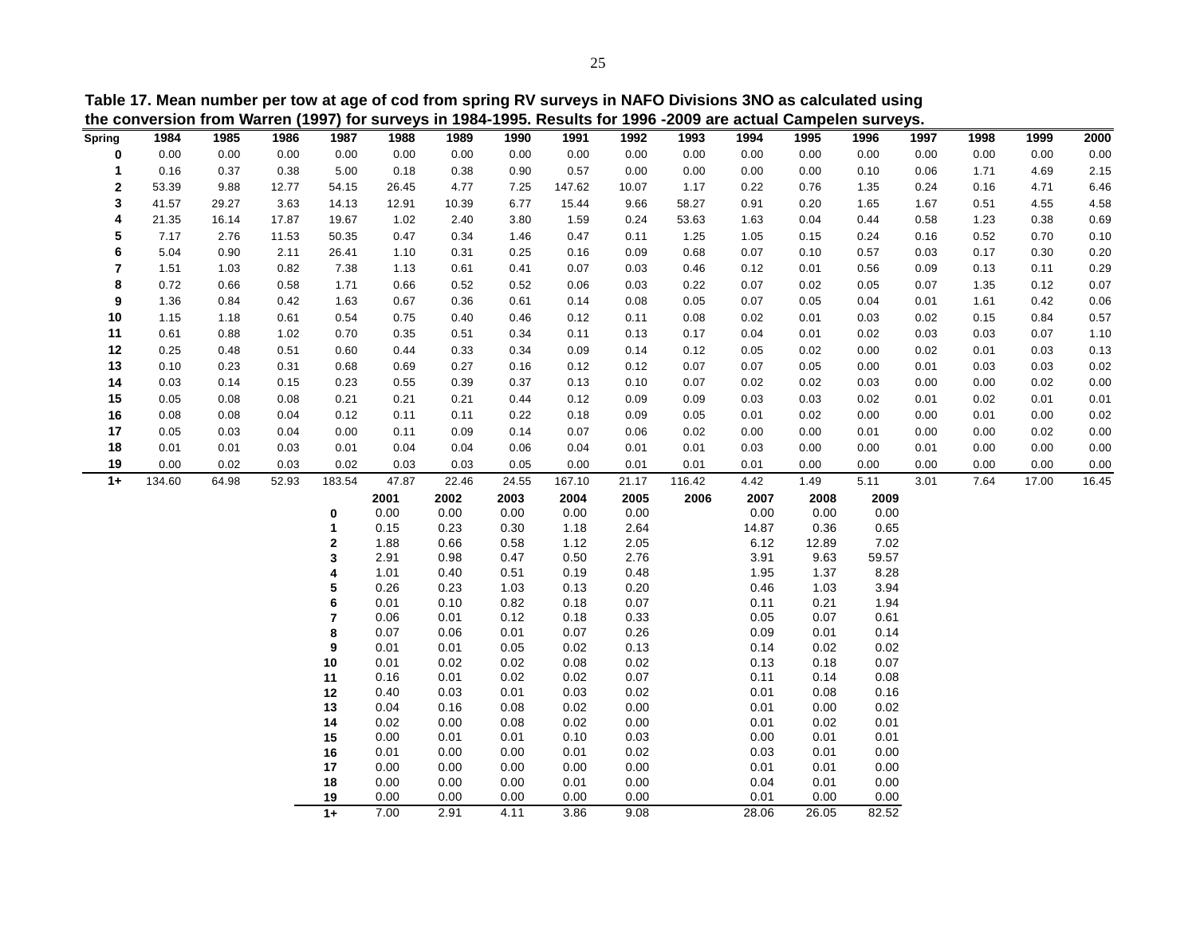**Table 17. Mean number per tow at age of cod from spring RV surveys in NAFO Divisions 3NO as calculated using the conversion from Warren (1997) for surveys in 1984-1995. Results for 1996 -2009 are actual Campelen surveys.**

| Spring | 1984 | 1985 | 1986 | 1987 | 1988 | 1989 | 1990 | 1991 | 1992 | 1993 | 1994 | 1995 | 1996 | 1997 | 1998 | 1999 | 2000 |
|---|---|---|---|---|---|---|---|---|---|---|---|---|---|---|---|---|---|
| 0 | 0.00 | 0.00 | 0.00 | 0.00 | 0.00 | 0.00 | 0.00 | 0.00 | 0.00 | 0.00 | 0.00 | 0.00 | 0.00 | 0.00 | 0.00 | 0.00 | 0.00 |
| 1 | 0.16 | 0.37 | 0.38 | 5.00 | 0.18 | 0.38 | 0.90 | 0.57 | 0.00 | 0.00 | 0.00 | 0.00 | 0.10 | 0.06 | 1.71 | 4.69 | 2.15 |
| 2 | 53.39 | 9.88 | 12.77 | 54.15 | 26.45 | 4.77 | 7.25 | 147.62 | 10.07 | 1.17 | 0.22 | 0.76 | 1.35 | 0.24 | 0.16 | 4.71 | 6.46 |
| 3 | 41.57 | 29.27 | 3.63 | 14.13 | 12.91 | 10.39 | 6.77 | 15.44 | 9.66 | 58.27 | 0.91 | 0.20 | 1.65 | 1.67 | 0.51 | 4.55 | 4.58 |
| 4 | 21.35 | 16.14 | 17.87 | 19.67 | 1.02 | 2.40 | 3.80 | 1.59 | 0.24 | 53.63 | 1.63 | 0.04 | 0.44 | 0.58 | 1.23 | 0.38 | 0.69 |
| 5 | 7.17 | 2.76 | 11.53 | 50.35 | 0.47 | 0.34 | 1.46 | 0.47 | 0.11 | 1.25 | 1.05 | 0.15 | 0.24 | 0.16 | 0.52 | 0.70 | 0.10 |
| 6 | 5.04 | 0.90 | 2.11 | 26.41 | 1.10 | 0.31 | 0.25 | 0.16 | 0.09 | 0.68 | 0.07 | 0.10 | 0.57 | 0.03 | 0.17 | 0.30 | 0.20 |
| 7 | 1.51 | 1.03 | 0.82 | 7.38 | 1.13 | 0.61 | 0.41 | 0.07 | 0.03 | 0.46 | 0.12 | 0.01 | 0.56 | 0.09 | 0.13 | 0.11 | 0.29 |
| 8 | 0.72 | 0.66 | 0.58 | 1.71 | 0.66 | 0.52 | 0.52 | 0.06 | 0.03 | 0.22 | 0.07 | 0.02 | 0.05 | 0.07 | 1.35 | 0.12 | 0.07 |
| 9 | 1.36 | 0.84 | 0.42 | 1.63 | 0.67 | 0.36 | 0.61 | 0.14 | 0.08 | 0.05 | 0.07 | 0.05 | 0.04 | 0.01 | 1.61 | 0.42 | 0.06 |
| 10 | 1.15 | 1.18 | 0.61 | 0.54 | 0.75 | 0.40 | 0.46 | 0.12 | 0.11 | 0.08 | 0.02 | 0.01 | 0.03 | 0.02 | 0.15 | 0.84 | 0.57 |
| 11 | 0.61 | 0.88 | 1.02 | 0.70 | 0.35 | 0.51 | 0.34 | 0.11 | 0.13 | 0.17 | 0.04 | 0.01 | 0.02 | 0.03 | 0.03 | 0.07 | 1.10 |
| 12 | 0.25 | 0.48 | 0.51 | 0.60 | 0.44 | 0.33 | 0.34 | 0.09 | 0.14 | 0.12 | 0.05 | 0.02 | 0.00 | 0.02 | 0.01 | 0.03 | 0.13 |
| 13 | 0.10 | 0.23 | 0.31 | 0.68 | 0.69 | 0.27 | 0.16 | 0.12 | 0.12 | 0.07 | 0.07 | 0.05 | 0.00 | 0.01 | 0.03 | 0.03 | 0.02 |
| 14 | 0.03 | 0.14 | 0.15 | 0.23 | 0.55 | 0.39 | 0.37 | 0.13 | 0.10 | 0.07 | 0.02 | 0.02 | 0.03 | 0.00 | 0.00 | 0.02 | 0.00 |
| 15 | 0.05 | 0.08 | 0.08 | 0.21 | 0.21 | 0.21 | 0.44 | 0.12 | 0.09 | 0.09 | 0.03 | 0.03 | 0.02 | 0.01 | 0.02 | 0.01 | 0.01 |
| 16 | 0.08 | 0.08 | 0.04 | 0.12 | 0.11 | 0.11 | 0.22 | 0.18 | 0.09 | 0.05 | 0.01 | 0.02 | 0.00 | 0.00 | 0.01 | 0.00 | 0.02 |
| 17 | 0.05 | 0.03 | 0.04 | 0.00 | 0.11 | 0.09 | 0.14 | 0.07 | 0.06 | 0.02 | 0.00 | 0.00 | 0.01 | 0.00 | 0.00 | 0.02 | 0.00 |
| 18 | 0.01 | 0.01 | 0.03 | 0.01 | 0.04 | 0.04 | 0.06 | 0.04 | 0.01 | 0.01 | 0.03 | 0.00 | 0.00 | 0.01 | 0.00 | 0.00 | 0.00 |
| 19 | 0.00 | 0.02 | 0.03 | 0.02 | 0.03 | 0.03 | 0.05 | 0.00 | 0.01 | 0.01 | 0.01 | 0.00 | 0.00 | 0.00 | 0.00 | 0.00 | 0.00 |
| 1+ | 134.60 | 64.98 | 52.93 | 183.54 | 47.87 | 22.46 | 24.55 | 167.10 | 21.17 | 116.42 | 4.42 | 1.49 | 5.11 | 3.01 | 7.64 | 17.00 | 16.45 |

| | 2001 | 2002 | 2003 | 2004 | 2005 | 2006 | 2007 | 2008 | 2009 |
|---|---|---|---|---|---|---|---|---|---|
| 0 | 0.00 | 0.00 | 0.00 | 0.00 | 0.00 | | 0.00 | 0.00 | 0.00 |
| 1 | 0.15 | 0.23 | 0.30 | 1.18 | 2.64 | | 14.87 | 0.36 | 0.65 |
| 2 | 1.88 | 0.66 | 0.58 | 1.12 | 2.05 | | 6.12 | 12.89 | 7.02 |
| 3 | 2.91 | 0.98 | 0.47 | 0.50 | 2.76 | | 3.91 | 9.63 | 59.57 |
| 4 | 1.01 | 0.40 | 0.51 | 0.19 | 0.48 | | 1.95 | 1.37 | 8.28 |
| 5 | 0.26 | 0.23 | 1.03 | 0.13 | 0.20 | | 0.46 | 1.03 | 3.94 |
| 6 | 0.01 | 0.10 | 0.82 | 0.18 | 0.07 | | 0.11 | 0.21 | 1.94 |
| 7 | 0.06 | 0.01 | 0.12 | 0.18 | 0.33 | | 0.05 | 0.07 | 0.61 |
| 8 | 0.07 | 0.06 | 0.01 | 0.07 | 0.26 | | 0.09 | 0.01 | 0.14 |
| 9 | 0.01 | 0.01 | 0.05 | 0.02 | 0.13 | | 0.14 | 0.02 | 0.02 |
| 10 | 0.01 | 0.02 | 0.02 | 0.08 | 0.02 | | 0.13 | 0.18 | 0.07 |
| 11 | 0.16 | 0.01 | 0.02 | 0.02 | 0.07 | | 0.11 | 0.14 | 0.08 |
| 12 | 0.40 | 0.03 | 0.01 | 0.03 | 0.02 | | 0.01 | 0.08 | 0.16 |
| 13 | 0.04 | 0.16 | 0.08 | 0.02 | 0.00 | | 0.01 | 0.00 | 0.02 |
| 14 | 0.02 | 0.00 | 0.08 | 0.02 | 0.00 | | 0.01 | 0.02 | 0.01 |
| 15 | 0.00 | 0.01 | 0.01 | 0.10 | 0.03 | | 0.00 | 0.01 | 0.01 |
| 16 | 0.01 | 0.00 | 0.00 | 0.01 | 0.02 | | 0.03 | 0.01 | 0.00 |
| 17 | 0.00 | 0.00 | 0.00 | 0.00 | 0.00 | | 0.01 | 0.01 | 0.00 |
| 18 | 0.00 | 0.00 | 0.00 | 0.01 | 0.00 | | 0.04 | 0.01 | 0.00 |
| 19 | 0.00 | 0.00 | 0.00 | 0.00 | 0.00 | | 0.01 | 0.00 | 0.00 |
| 1+ | 7.00 | 2.91 | 4.11 | 3.86 | 9.08 | | 28.06 | 26.05 | 82.52 |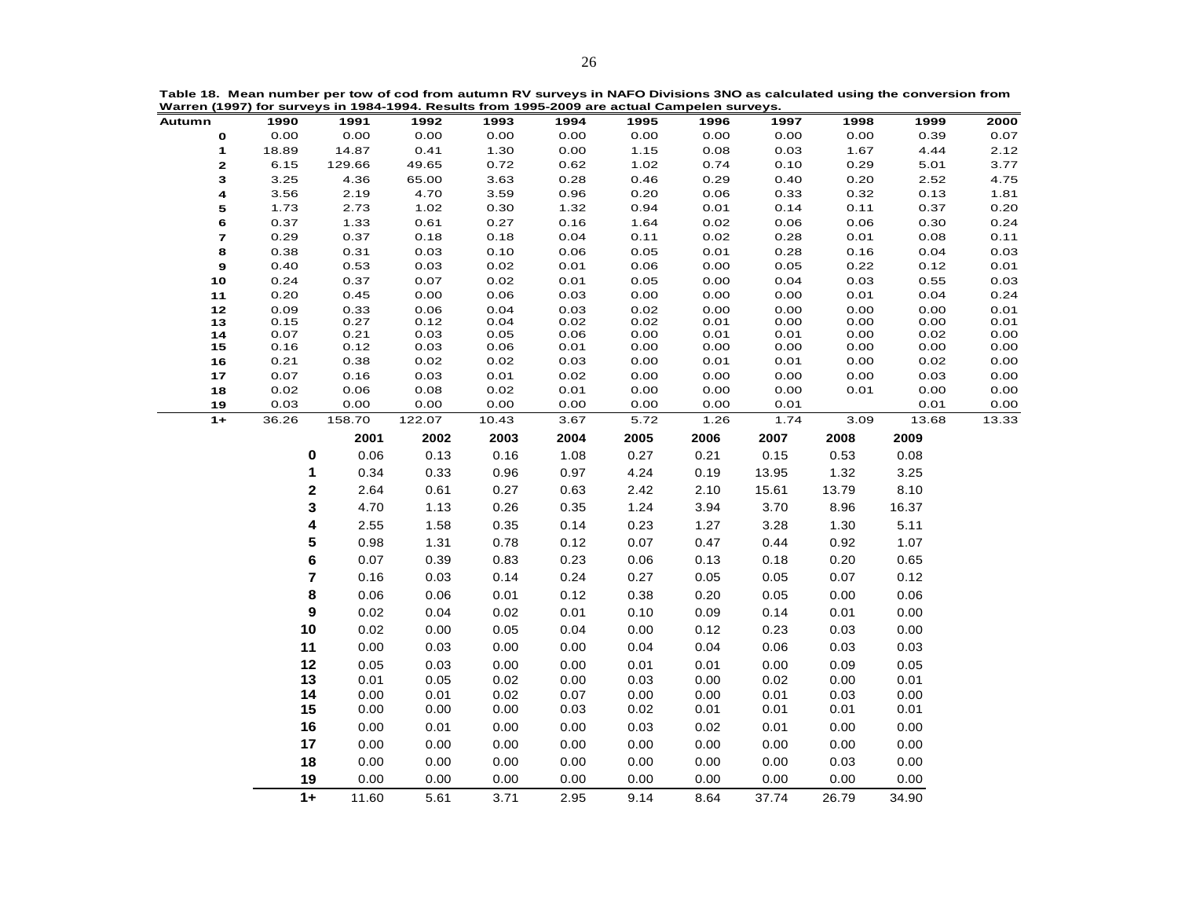**Table 18. Mean number per tow of cod from autumn RV surveys in NAFO Divisions 3NO as calculated using the conversion from Warren (1997) for surveys in 1984-1994. Results from 1995-2009 are actual Campelen surveys.**

| Autumn | 1990 | 1991 | 1992 | 1993 | 1994 | 1995 | 1996 | 1997 | 1998 | 1999 | 2000 |
|---|---|---|---|---|---|---|---|---|---|---|---|
| 0 | 0.00 | 0.00 | 0.00 | 0.00 | 0.00 | 0.00 | 0.00 | 0.00 | 0.00 | 0.39 | 0.07 |
| 1 | 18.89 | 14.87 | 0.41 | 1.30 | 0.00 | 1.15 | 0.08 | 0.03 | 1.67 | 4.44 | 2.12 |
| 2 | 6.15 | 129.66 | 49.65 | 0.72 | 0.62 | 1.02 | 0.74 | 0.10 | 0.29 | 5.01 | 3.77 |
| 3 | 3.25 | 4.36 | 65.00 | 3.63 | 0.28 | 0.46 | 0.29 | 0.40 | 0.20 | 2.52 | 4.75 |
| 4 | 3.56 | 2.19 | 4.70 | 3.59 | 0.96 | 0.20 | 0.06 | 0.33 | 0.32 | 0.13 | 1.81 |
| 5 | 1.73 | 2.73 | 1.02 | 0.30 | 1.32 | 0.94 | 0.01 | 0.14 | 0.11 | 0.37 | 0.20 |
| 6 | 0.37 | 1.33 | 0.61 | 0.27 | 0.16 | 1.64 | 0.02 | 0.06 | 0.06 | 0.30 | 0.24 |
| 7 | 0.29 | 0.37 | 0.18 | 0.18 | 0.04 | 0.11 | 0.02 | 0.28 | 0.01 | 0.08 | 0.11 |
| 8 | 0.38 | 0.31 | 0.03 | 0.10 | 0.06 | 0.05 | 0.01 | 0.28 | 0.16 | 0.04 | 0.03 |
| 9 | 0.40 | 0.53 | 0.03 | 0.02 | 0.01 | 0.06 | 0.00 | 0.05 | 0.22 | 0.12 | 0.01 |
| 10 | 0.24 | 0.37 | 0.07 | 0.02 | 0.01 | 0.05 | 0.00 | 0.04 | 0.03 | 0.55 | 0.03 |
| 11 | 0.20 | 0.45 | 0.00 | 0.06 | 0.03 | 0.00 | 0.00 | 0.00 | 0.01 | 0.04 | 0.24 |
| 12 | 0.09 | 0.33 | 0.06 | 0.04 | 0.03 | 0.02 | 0.00 | 0.00 | 0.00 | 0.00 | 0.01 |
| 13 | 0.15 | 0.27 | 0.12 | 0.04 | 0.02 | 0.02 | 0.01 | 0.00 | 0.00 | 0.00 | 0.01 |
| 14 | 0.07 | 0.21 | 0.03 | 0.05 | 0.06 | 0.00 | 0.01 | 0.01 | 0.00 | 0.02 | 0.00 |
| 15 | 0.16 | 0.12 | 0.03 | 0.06 | 0.01 | 0.00 | 0.00 | 0.00 | 0.00 | 0.00 | 0.00 |
| 16 | 0.21 | 0.38 | 0.02 | 0.02 | 0.03 | 0.00 | 0.01 | 0.01 | 0.00 | 0.02 | 0.00 |
| 17 | 0.07 | 0.16 | 0.03 | 0.01 | 0.02 | 0.00 | 0.00 | 0.00 | 0.00 | 0.03 | 0.00 |
| 18 | 0.02 | 0.06 | 0.08 | 0.02 | 0.01 | 0.00 | 0.00 | 0.00 | 0.01 | 0.00 | 0.00 |
| 19 | 0.03 | 0.00 | 0.00 | 0.00 | 0.00 | 0.00 | 0.00 | 0.01 | | 0.01 | 0.00 |
| 1+ | 36.26 | 158.70 | 122.07 | 10.43 | 3.67 | 5.72 | 1.26 | 1.74 | 3.09 | 13.68 | 13.33 |

| | 2001 | 2002 | 2003 | 2004 | 2005 | 2006 | 2007 | 2008 | 2009 |
|---|---|---|---|---|---|---|---|---|---|
| 0 | 0.06 | 0.13 | 0.16 | 1.08 | 0.27 | 0.21 | 0.15 | 0.53 | 0.08 |
| 1 | 0.34 | 0.33 | 0.96 | 0.97 | 4.24 | 0.19 | 13.95 | 1.32 | 3.25 |
| 2 | 2.64 | 0.61 | 0.27 | 0.63 | 2.42 | 2.10 | 15.61 | 13.79 | 8.10 |
| 3 | 4.70 | 1.13 | 0.26 | 0.35 | 1.24 | 3.94 | 3.70 | 8.96 | 16.37 |
| 4 | 2.55 | 1.58 | 0.35 | 0.14 | 0.23 | 1.27 | 3.28 | 1.30 | 5.11 |
| 5 | 0.98 | 1.31 | 0.78 | 0.12 | 0.07 | 0.47 | 0.44 | 0.92 | 1.07 |
| 6 | 0.07 | 0.39 | 0.83 | 0.23 | 0.06 | 0.13 | 0.18 | 0.20 | 0.65 |
| 7 | 0.16 | 0.03 | 0.14 | 0.24 | 0.27 | 0.05 | 0.05 | 0.07 | 0.12 |
| 8 | 0.06 | 0.06 | 0.01 | 0.12 | 0.38 | 0.20 | 0.05 | 0.00 | 0.06 |
| 9 | 0.02 | 0.04 | 0.02 | 0.01 | 0.10 | 0.09 | 0.14 | 0.01 | 0.00 |
| 10 | 0.02 | 0.00 | 0.05 | 0.04 | 0.00 | 0.12 | 0.23 | 0.03 | 0.00 |
| 11 | 0.00 | 0.03 | 0.00 | 0.00 | 0.04 | 0.04 | 0.06 | 0.03 | 0.03 |
| 12 | 0.05 | 0.03 | 0.00 | 0.00 | 0.01 | 0.01 | 0.00 | 0.09 | 0.05 |
| 13 | 0.01 | 0.05 | 0.02 | 0.00 | 0.03 | 0.00 | 0.02 | 0.00 | 0.01 |
| 14 | 0.00 | 0.01 | 0.02 | 0.07 | 0.00 | 0.00 | 0.01 | 0.03 | 0.00 |
| 15 | 0.00 | 0.00 | 0.00 | 0.03 | 0.02 | 0.01 | 0.01 | 0.01 | 0.01 |
| 16 | 0.00 | 0.01 | 0.00 | 0.00 | 0.03 | 0.02 | 0.01 | 0.00 | 0.00 |
| 17 | 0.00 | 0.00 | 0.00 | 0.00 | 0.00 | 0.00 | 0.00 | 0.00 | 0.00 |
| 18 | 0.00 | 0.00 | 0.00 | 0.00 | 0.00 | 0.00 | 0.00 | 0.03 | 0.00 |
| 19 | 0.00 | 0.00 | 0.00 | 0.00 | 0.00 | 0.00 | 0.00 | 0.00 | 0.00 |
| 1+ | 11.60 | 5.61 | 3.71 | 2.95 | 9.14 | 8.64 | 37.74 | 26.79 | 34.90 |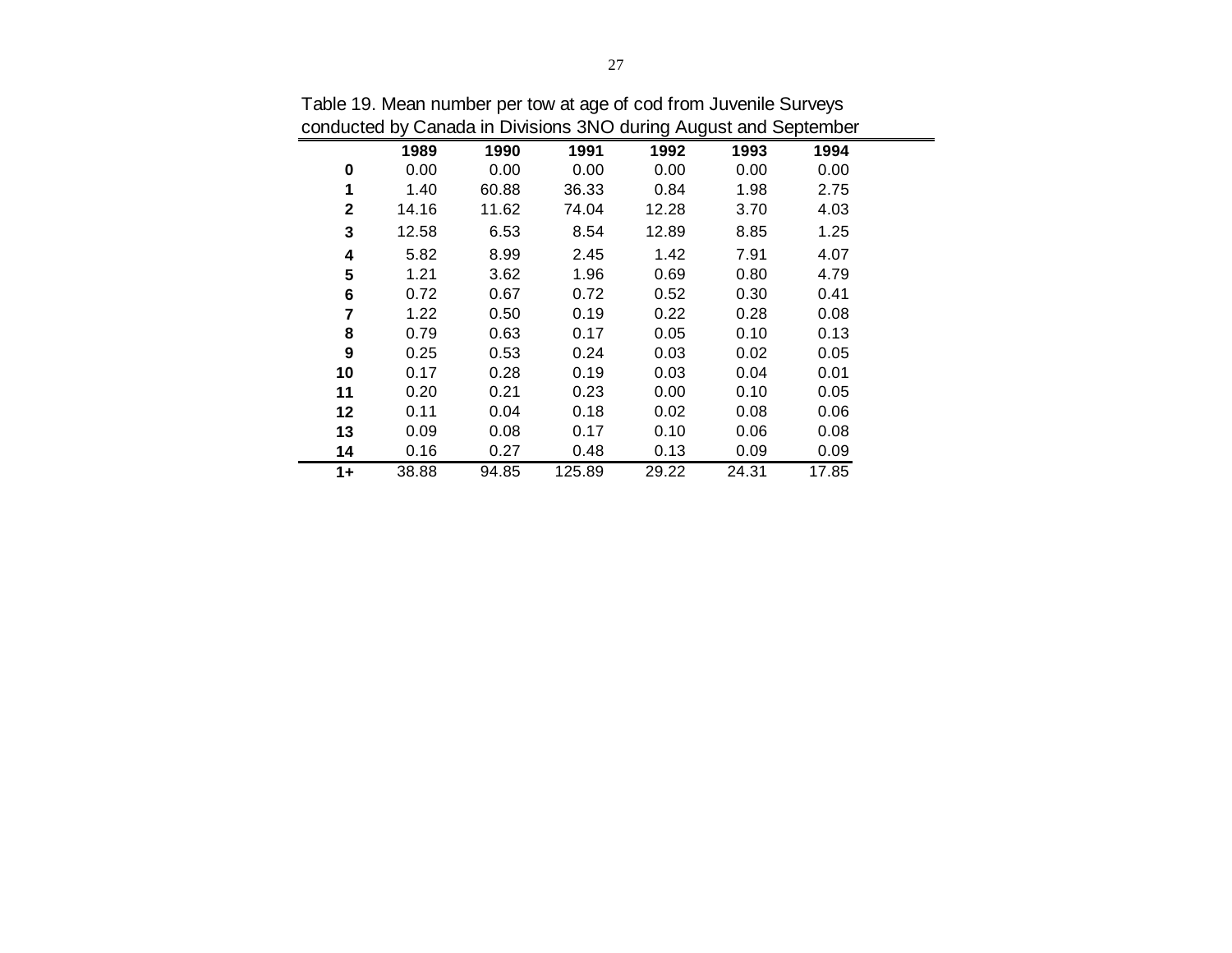Table 19. Mean number per tow at age of cod from Juvenile Surveys conducted by Canada in Divisions 3NO during August and September

| | 1989 | 1990 | 1991 | 1992 | 1993 | 1994 |
|---|---|---|---|---|---|---|
| **0** | 0.00 | 0.00 | 0.00 | 0.00 | 0.00 | 0.00 |
| **1** | 1.40 | 60.88 | 36.33 | 0.84 | 1.98 | 2.75 |
| **2** | 14.16 | 11.62 | 74.04 | 12.28 | 3.70 | 4.03 |
| **3** | 12.58 | 6.53 | 8.54 | 12.89 | 8.85 | 1.25 |
| **4** | 5.82 | 8.99 | 2.45 | 1.42 | 7.91 | 4.07 |
| **5** | 1.21 | 3.62 | 1.96 | 0.69 | 0.80 | 4.79 |
| **6** | 0.72 | 0.67 | 0.72 | 0.52 | 0.30 | 0.41 |
| **7** | 1.22 | 0.50 | 0.19 | 0.22 | 0.28 | 0.08 |
| **8** | 0.79 | 0.63 | 0.17 | 0.05 | 0.10 | 0.13 |
| **9** | 0.25 | 0.53 | 0.24 | 0.03 | 0.02 | 0.05 |
| **10** | 0.17 | 0.28 | 0.19 | 0.03 | 0.04 | 0.01 |
| **11** | 0.20 | 0.21 | 0.23 | 0.00 | 0.10 | 0.05 |
| **12** | 0.11 | 0.04 | 0.18 | 0.02 | 0.08 | 0.06 |
| **13** | 0.09 | 0.08 | 0.17 | 0.10 | 0.06 | 0.08 |
| **14** | 0.16 | 0.27 | 0.48 | 0.13 | 0.09 | 0.09 |
| **1+** | 38.88 | 94.85 | 125.89 | 29.22 | 24.31 | 17.85 |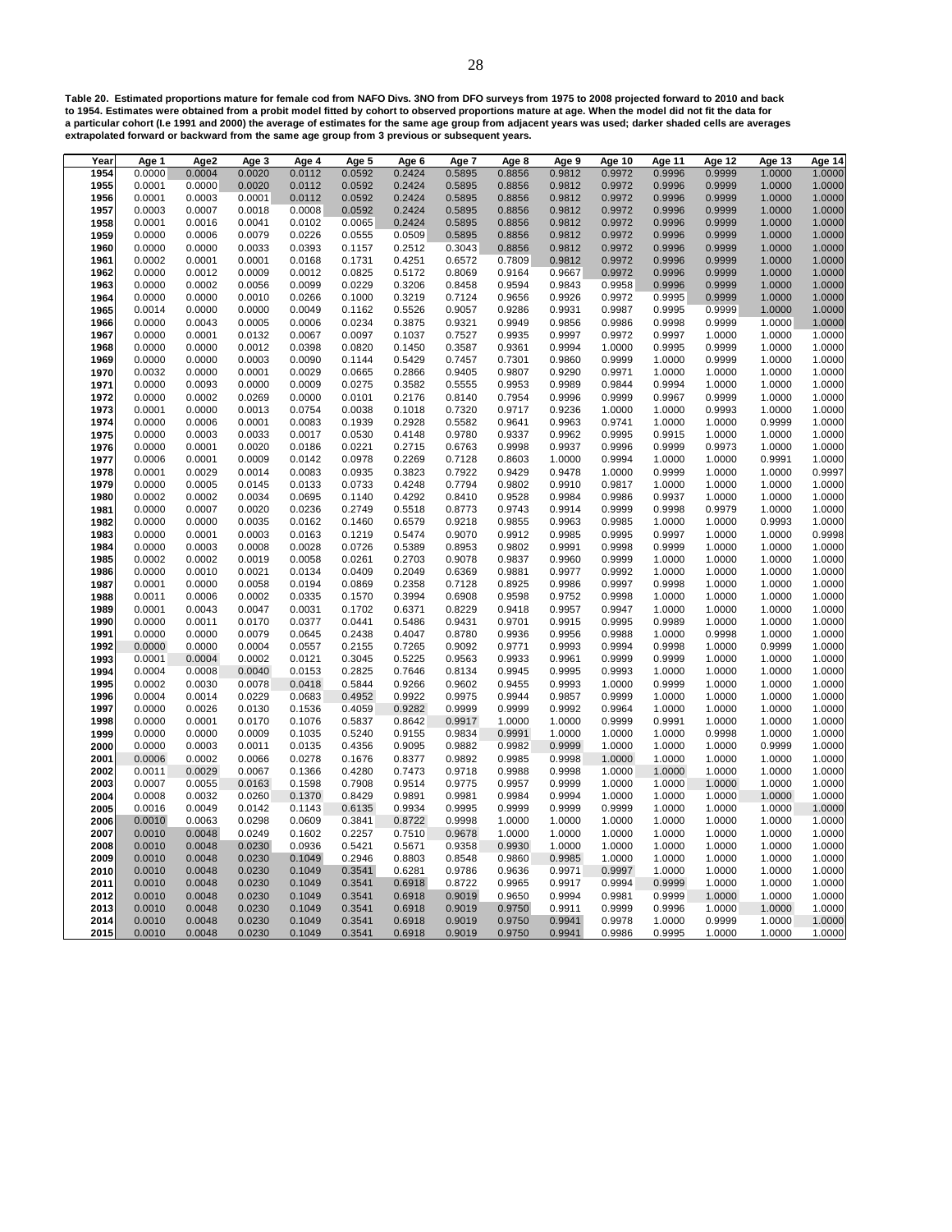**Table 20. Estimated proportions mature for female cod from NAFO Divs. 3NO from DFO surveys from 1975 to 2008 projected forward to 2010 and back to 1954. Estimates were obtained from a probit model fitted by cohort to observed proportions mature at age. When the model did not fit the data for a particular cohort (I.e 1991 and 2000) the average of estimates for the same age group from adjacent years was used; darker shaded cells are averages extrapolated forward or backward from the same age group from 3 previous or subsequent years.**

| Year | Age 1 | Age2 | Age 3 | Age 4 | Age 5 | Age 6 | Age 7 | Age 8 | Age 9 | Age 10 | Age 11 | Age 12 | Age 13 | Age 14 |
|---|---|---|---|---|---|---|---|---|---|---|---|---|---|---|
| 1954 | 0.0000 | 0.0004 | 0.0020 | 0.0112 | 0.0592 | 0.2424 | 0.5895 | 0.8856 | 0.9812 | 0.9972 | 0.9996 | 0.9999 | 1.0000 | 1.0000 |
| 1955 | 0.0001 | 0.0000 | 0.0020 | 0.0112 | 0.0592 | 0.2424 | 0.5895 | 0.8856 | 0.9812 | 0.9972 | 0.9996 | 0.9999 | 1.0000 | 1.0000 |
| 1956 | 0.0001 | 0.0003 | 0.0001 | 0.0112 | 0.0592 | 0.2424 | 0.5895 | 0.8856 | 0.9812 | 0.9972 | 0.9996 | 0.9999 | 1.0000 | 1.0000 |
| 1957 | 0.0003 | 0.0007 | 0.0018 | 0.0008 | 0.0592 | 0.2424 | 0.5895 | 0.8856 | 0.9812 | 0.9972 | 0.9996 | 0.9999 | 1.0000 | 1.0000 |
| 1958 | 0.0001 | 0.0016 | 0.0041 | 0.0102 | 0.0065 | 0.2424 | 0.5895 | 0.8856 | 0.9812 | 0.9972 | 0.9996 | 0.9999 | 1.0000 | 1.0000 |
| 1959 | 0.0000 | 0.0006 | 0.0079 | 0.0226 | 0.0555 | 0.0509 | 0.5895 | 0.8856 | 0.9812 | 0.9972 | 0.9996 | 0.9999 | 1.0000 | 1.0000 |
| 1960 | 0.0000 | 0.0000 | 0.0033 | 0.0393 | 0.1157 | 0.2512 | 0.3043 | 0.8856 | 0.9812 | 0.9972 | 0.9996 | 0.9999 | 1.0000 | 1.0000 |
| 1961 | 0.0002 | 0.0001 | 0.0001 | 0.0168 | 0.1731 | 0.4251 | 0.6572 | 0.7809 | 0.9812 | 0.9972 | 0.9996 | 0.9999 | 1.0000 | 1.0000 |
| 1962 | 0.0000 | 0.0012 | 0.0009 | 0.0012 | 0.0825 | 0.5172 | 0.8069 | 0.9164 | 0.9667 | 0.9972 | 0.9996 | 0.9999 | 1.0000 | 1.0000 |
| 1963 | 0.0000 | 0.0002 | 0.0056 | 0.0099 | 0.0229 | 0.3206 | 0.8458 | 0.9594 | 0.9843 | 0.9958 | 0.9996 | 0.9999 | 1.0000 | 1.0000 |
| 1964 | 0.0000 | 0.0000 | 0.0010 | 0.0266 | 0.1000 | 0.3219 | 0.7124 | 0.9656 | 0.9926 | 0.9972 | 0.9995 | 0.9999 | 1.0000 | 1.0000 |
| 1965 | 0.0014 | 0.0000 | 0.0000 | 0.0049 | 0.1162 | 0.5526 | 0.9057 | 0.9286 | 0.9931 | 0.9987 | 0.9995 | 0.9999 | 1.0000 | 1.0000 |
| 1966 | 0.0000 | 0.0043 | 0.0005 | 0.0006 | 0.0234 | 0.3875 | 0.9321 | 0.9949 | 0.9856 | 0.9986 | 0.9998 | 0.9999 | 1.0000 | 1.0000 |
| 1967 | 0.0000 | 0.0001 | 0.0132 | 0.0067 | 0.0097 | 0.1037 | 0.7527 | 0.9935 | 0.9997 | 0.9972 | 0.9997 | 1.0000 | 1.0000 | 1.0000 |
| 1968 | 0.0000 | 0.0000 | 0.0012 | 0.0398 | 0.0820 | 0.1450 | 0.3587 | 0.9361 | 0.9994 | 1.0000 | 0.9995 | 0.9999 | 1.0000 | 1.0000 |
| 1969 | 0.0000 | 0.0000 | 0.0003 | 0.0090 | 0.1144 | 0.5429 | 0.7457 | 0.7301 | 0.9860 | 0.9999 | 1.0000 | 0.9999 | 1.0000 | 1.0000 |
| 1970 | 0.0032 | 0.0000 | 0.0001 | 0.0029 | 0.0665 | 0.2866 | 0.9405 | 0.9807 | 0.9290 | 0.9971 | 1.0000 | 1.0000 | 1.0000 | 1.0000 |
| 1971 | 0.0000 | 0.0093 | 0.0000 | 0.0009 | 0.0275 | 0.3582 | 0.5555 | 0.9953 | 0.9989 | 0.9844 | 0.9994 | 1.0000 | 1.0000 | 1.0000 |
| 1972 | 0.0000 | 0.0002 | 0.0269 | 0.0000 | 0.0101 | 0.2176 | 0.8140 | 0.7954 | 0.9996 | 0.9999 | 0.9967 | 0.9999 | 1.0000 | 1.0000 |
| 1973 | 0.0001 | 0.0000 | 0.0013 | 0.0754 | 0.0038 | 0.1018 | 0.7320 | 0.9717 | 0.9236 | 1.0000 | 1.0000 | 0.9993 | 1.0000 | 1.0000 |
| 1974 | 0.0000 | 0.0006 | 0.0001 | 0.0083 | 0.1939 | 0.2928 | 0.5582 | 0.9641 | 0.9963 | 0.9741 | 1.0000 | 1.0000 | 0.9999 | 1.0000 |
| 1975 | 0.0000 | 0.0003 | 0.0033 | 0.0017 | 0.0530 | 0.4148 | 0.9780 | 0.9337 | 0.9962 | 0.9995 | 0.9915 | 1.0000 | 1.0000 | 1.0000 |
| 1976 | 0.0000 | 0.0001 | 0.0020 | 0.0186 | 0.0221 | 0.2715 | 0.6763 | 0.9998 | 0.9937 | 0.9996 | 0.9999 | 0.9973 | 1.0000 | 1.0000 |
| 1977 | 0.0006 | 0.0001 | 0.0009 | 0.0142 | 0.0978 | 0.2269 | 0.7128 | 0.8603 | 1.0000 | 0.9994 | 1.0000 | 1.0000 | 0.9991 | 1.0000 |
| 1978 | 0.0001 | 0.0029 | 0.0014 | 0.0083 | 0.0935 | 0.3823 | 0.7922 | 0.9429 | 0.9478 | 1.0000 | 0.9999 | 1.0000 | 1.0000 | 0.9997 |
| 1979 | 0.0000 | 0.0005 | 0.0145 | 0.0133 | 0.0733 | 0.4248 | 0.7794 | 0.9802 | 0.9910 | 0.9817 | 1.0000 | 1.0000 | 1.0000 | 1.0000 |
| 1980 | 0.0002 | 0.0002 | 0.0034 | 0.0695 | 0.1140 | 0.4292 | 0.8410 | 0.9528 | 0.9984 | 0.9986 | 0.9937 | 1.0000 | 1.0000 | 1.0000 |
| 1981 | 0.0000 | 0.0007 | 0.0020 | 0.0236 | 0.2749 | 0.5518 | 0.8773 | 0.9743 | 0.9914 | 0.9999 | 0.9998 | 0.9979 | 1.0000 | 1.0000 |
| 1982 | 0.0000 | 0.0000 | 0.0035 | 0.0162 | 0.1460 | 0.6579 | 0.9218 | 0.9855 | 0.9963 | 0.9985 | 1.0000 | 1.0000 | 0.9993 | 1.0000 |
| 1983 | 0.0000 | 0.0001 | 0.0003 | 0.0163 | 0.1219 | 0.5474 | 0.9070 | 0.9912 | 0.9985 | 0.9995 | 0.9997 | 1.0000 | 1.0000 | 0.9998 |
| 1984 | 0.0000 | 0.0003 | 0.0008 | 0.0028 | 0.0726 | 0.5389 | 0.8953 | 0.9802 | 0.9991 | 0.9998 | 0.9999 | 1.0000 | 1.0000 | 1.0000 |
| 1985 | 0.0002 | 0.0002 | 0.0019 | 0.0058 | 0.0261 | 0.2703 | 0.9078 | 0.9837 | 0.9960 | 0.9999 | 1.0000 | 1.0000 | 1.0000 | 1.0000 |
| 1986 | 0.0000 | 0.0010 | 0.0021 | 0.0134 | 0.0409 | 0.2049 | 0.6369 | 0.9881 | 0.9977 | 0.9992 | 1.0000 | 1.0000 | 1.0000 | 1.0000 |
| 1987 | 0.0001 | 0.0000 | 0.0058 | 0.0194 | 0.0869 | 0.2358 | 0.7128 | 0.8925 | 0.9986 | 0.9997 | 0.9998 | 1.0000 | 1.0000 | 1.0000 |
| 1988 | 0.0011 | 0.0006 | 0.0002 | 0.0335 | 0.1570 | 0.3994 | 0.6908 | 0.9598 | 0.9752 | 0.9998 | 1.0000 | 1.0000 | 1.0000 | 1.0000 |
| 1989 | 0.0001 | 0.0043 | 0.0047 | 0.0031 | 0.1702 | 0.6371 | 0.8229 | 0.9418 | 0.9957 | 0.9947 | 1.0000 | 1.0000 | 1.0000 | 1.0000 |
| 1990 | 0.0000 | 0.0011 | 0.0170 | 0.0377 | 0.0441 | 0.5486 | 0.9431 | 0.9701 | 0.9915 | 0.9995 | 0.9989 | 1.0000 | 1.0000 | 1.0000 |
| 1991 | 0.0000 | 0.0000 | 0.0079 | 0.0645 | 0.2438 | 0.4047 | 0.8780 | 0.9936 | 0.9956 | 0.9988 | 1.0000 | 0.9998 | 1.0000 | 1.0000 |
| 1992 | 0.0000 | 0.0000 | 0.0004 | 0.0557 | 0.2155 | 0.7265 | 0.9092 | 0.9771 | 0.9993 | 0.9994 | 0.9998 | 1.0000 | 0.9999 | 1.0000 |
| 1993 | 0.0001 | 0.0004 | 0.0002 | 0.0121 | 0.3045 | 0.5225 | 0.9563 | 0.9933 | 0.9961 | 0.9999 | 0.9999 | 1.0000 | 1.0000 | 1.0000 |
| 1994 | 0.0004 | 0.0008 | 0.0040 | 0.0153 | 0.2825 | 0.7646 | 0.8134 | 0.9945 | 0.9995 | 0.9993 | 1.0000 | 1.0000 | 1.0000 | 1.0000 |
| 1995 | 0.0002 | 0.0030 | 0.0078 | 0.0418 | 0.5844 | 0.9266 | 0.9602 | 0.9455 | 0.9993 | 1.0000 | 0.9999 | 1.0000 | 1.0000 | 1.0000 |
| 1996 | 0.0004 | 0.0014 | 0.0229 | 0.0683 | 0.4952 | 0.9922 | 0.9975 | 0.9944 | 0.9857 | 0.9999 | 1.0000 | 1.0000 | 1.0000 | 1.0000 |
| 1997 | 0.0000 | 0.0026 | 0.0130 | 0.1536 | 0.4059 | 0.9282 | 0.9999 | 0.9999 | 0.9992 | 0.9964 | 1.0000 | 1.0000 | 1.0000 | 1.0000 |
| 1998 | 0.0000 | 0.0001 | 0.0170 | 0.1076 | 0.5837 | 0.8642 | 0.9917 | 1.0000 | 1.0000 | 0.9999 | 0.9991 | 1.0000 | 1.0000 | 1.0000 |
| 1999 | 0.0000 | 0.0000 | 0.0009 | 0.1035 | 0.5240 | 0.9155 | 0.9834 | 0.9991 | 1.0000 | 1.0000 | 1.0000 | 0.9998 | 1.0000 | 1.0000 |
| 2000 | 0.0000 | 0.0003 | 0.0011 | 0.0135 | 0.4356 | 0.9095 | 0.9882 | 0.9982 | 0.9999 | 1.0000 | 1.0000 | 1.0000 | 0.9999 | 1.0000 |
| 2001 | 0.0006 | 0.0002 | 0.0066 | 0.0278 | 0.1676 | 0.8377 | 0.9892 | 0.9985 | 0.9998 | 1.0000 | 1.0000 | 1.0000 | 1.0000 | 1.0000 |
| 2002 | 0.0011 | 0.0029 | 0.0067 | 0.1366 | 0.4280 | 0.7473 | 0.9718 | 0.9988 | 0.9998 | 1.0000 | 1.0000 | 1.0000 | 1.0000 | 1.0000 |
| 2003 | 0.0007 | 0.0055 | 0.0163 | 0.1598 | 0.7908 | 0.9514 | 0.9775 | 0.9957 | 0.9999 | 1.0000 | 1.0000 | 1.0000 | 1.0000 | 1.0000 |
| 2004 | 0.0008 | 0.0032 | 0.0260 | 0.1370 | 0.8429 | 0.9891 | 0.9981 | 0.9984 | 0.9994 | 1.0000 | 1.0000 | 1.0000 | 1.0000 | 1.0000 |
| 2005 | 0.0016 | 0.0049 | 0.0142 | 0.1143 | 0.6135 | 0.9934 | 0.9995 | 0.9999 | 0.9999 | 0.9999 | 1.0000 | 1.0000 | 1.0000 | 1.0000 |
| 2006 | 0.0010 | 0.0063 | 0.0298 | 0.0609 | 0.3841 | 0.8722 | 0.9998 | 1.0000 | 1.0000 | 1.0000 | 1.0000 | 1.0000 | 1.0000 | 1.0000 |
| 2007 | 0.0010 | 0.0048 | 0.0249 | 0.1602 | 0.2257 | 0.7510 | 0.9678 | 1.0000 | 1.0000 | 1.0000 | 1.0000 | 1.0000 | 1.0000 | 1.0000 |
| 2008 | 0.0010 | 0.0048 | 0.0230 | 0.0936 | 0.5421 | 0.5671 | 0.9358 | 0.9930 | 1.0000 | 1.0000 | 1.0000 | 1.0000 | 1.0000 | 1.0000 |
| 2009 | 0.0010 | 0.0048 | 0.0230 | 0.1049 | 0.2946 | 0.8803 | 0.8548 | 0.9860 | 0.9985 | 1.0000 | 1.0000 | 1.0000 | 1.0000 | 1.0000 |
| 2010 | 0.0010 | 0.0048 | 0.0230 | 0.1049 | 0.3541 | 0.6281 | 0.9786 | 0.9636 | 0.9971 | 0.9997 | 1.0000 | 1.0000 | 1.0000 | 1.0000 |
| 2011 | 0.0010 | 0.0048 | 0.0230 | 0.1049 | 0.3541 | 0.6918 | 0.8722 | 0.9965 | 0.9917 | 0.9994 | 0.9999 | 1.0000 | 1.0000 | 1.0000 |
| 2012 | 0.0010 | 0.0048 | 0.0230 | 0.1049 | 0.3541 | 0.6918 | 0.9019 | 0.9650 | 0.9994 | 0.9981 | 0.9999 | 1.0000 | 1.0000 | 1.0000 |
| 2013 | 0.0010 | 0.0048 | 0.0230 | 0.1049 | 0.3541 | 0.6918 | 0.9019 | 0.9750 | 0.9911 | 0.9999 | 0.9996 | 1.0000 | 1.0000 | 1.0000 |
| 2014 | 0.0010 | 0.0048 | 0.0230 | 0.1049 | 0.3541 | 0.6918 | 0.9019 | 0.9750 | 0.9941 | 0.9978 | 1.0000 | 0.9999 | 1.0000 | 1.0000 |
| 2015 | 0.0010 | 0.0048 | 0.0230 | 0.1049 | 0.3541 | 0.6918 | 0.9019 | 0.9750 | 0.9941 | 0.9986 | 0.9995 | 1.0000 | 1.0000 | 1.0000 |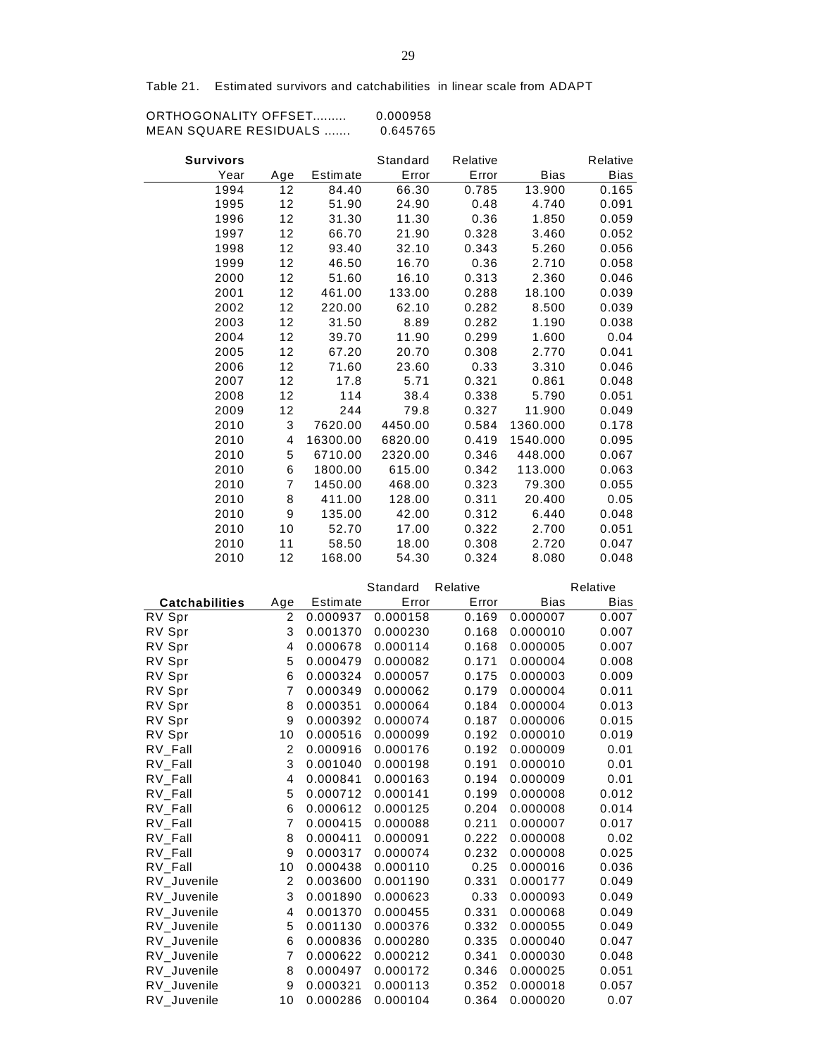Table 21. Estimated survivors and catchabilities in linear scale from ADAPT

ORTHOGONALITY OFFSET......... 0.000958
MEAN SQUARE RESIDUALS ....... 0.645765

| **Survivors** Year | Age | Estimate | Standard Error | Relative Error | Bias | Relative Bias |
|---|---|---|---|---|---|---|
| 1994 | 12 | 84.40 | 66.30 | 0.785 | 13.900 | 0.165 |
| 1995 | 12 | 51.90 | 24.90 | 0.48 | 4.740 | 0.091 |
| 1996 | 12 | 31.30 | 11.30 | 0.36 | 1.850 | 0.059 |
| 1997 | 12 | 66.70 | 21.90 | 0.328 | 3.460 | 0.052 |
| 1998 | 12 | 93.40 | 32.10 | 0.343 | 5.260 | 0.056 |
| 1999 | 12 | 46.50 | 16.70 | 0.36 | 2.710 | 0.058 |
| 2000 | 12 | 51.60 | 16.10 | 0.313 | 2.360 | 0.046 |
| 2001 | 12 | 461.00 | 133.00 | 0.288 | 18.100 | 0.039 |
| 2002 | 12 | 220.00 | 62.10 | 0.282 | 8.500 | 0.039 |
| 2003 | 12 | 31.50 | 8.89 | 0.282 | 1.190 | 0.038 |
| 2004 | 12 | 39.70 | 11.90 | 0.299 | 1.600 | 0.04 |
| 2005 | 12 | 67.20 | 20.70 | 0.308 | 2.770 | 0.041 |
| 2006 | 12 | 71.60 | 23.60 | 0.33 | 3.310 | 0.046 |
| 2007 | 12 | 17.8 | 5.71 | 0.321 | 0.861 | 0.048 |
| 2008 | 12 | 114 | 38.4 | 0.338 | 5.790 | 0.051 |
| 2009 | 12 | 244 | 79.8 | 0.327 | 11.900 | 0.049 |
| 2010 | 3 | 7620.00 | 4450.00 | 0.584 | 1360.000 | 0.178 |
| 2010 | 4 | 16300.00 | 6820.00 | 0.419 | 1540.000 | 0.095 |
| 2010 | 5 | 6710.00 | 2320.00 | 0.346 | 448.000 | 0.067 |
| 2010 | 6 | 1800.00 | 615.00 | 0.342 | 113.000 | 0.063 |
| 2010 | 7 | 1450.00 | 468.00 | 0.323 | 79.300 | 0.055 |
| 2010 | 8 | 411.00 | 128.00 | 0.311 | 20.400 | 0.05 |
| 2010 | 9 | 135.00 | 42.00 | 0.312 | 6.440 | 0.048 |
| 2010 | 10 | 52.70 | 17.00 | 0.322 | 2.700 | 0.051 |
| 2010 | 11 | 58.50 | 18.00 | 0.308 | 2.720 | 0.047 |
| 2010 | 12 | 168.00 | 54.30 | 0.324 | 8.080 | 0.048 |

| **Catchabilities** | Age | Estimate | Standard Error | Relative Error | Bias | Relative Bias |
|---|---|---|---|---|---|---|
| RV Spr | 2 | 0.000937 | 0.000158 | 0.169 | 0.000007 | 0.007 |
| RV Spr | 3 | 0.001370 | 0.000230 | 0.168 | 0.000010 | 0.007 |
| RV Spr | 4 | 0.000678 | 0.000114 | 0.168 | 0.000005 | 0.007 |
| RV Spr | 5 | 0.000479 | 0.000082 | 0.171 | 0.000004 | 0.008 |
| RV Spr | 6 | 0.000324 | 0.000057 | 0.175 | 0.000003 | 0.009 |
| RV Spr | 7 | 0.000349 | 0.000062 | 0.179 | 0.000004 | 0.011 |
| RV Spr | 8 | 0.000351 | 0.000064 | 0.184 | 0.000004 | 0.013 |
| RV Spr | 9 | 0.000392 | 0.000074 | 0.187 | 0.000006 | 0.015 |
| RV Spr | 10 | 0.000516 | 0.000099 | 0.192 | 0.000010 | 0.019 |
| RV_Fall | 2 | 0.000916 | 0.000176 | 0.192 | 0.000009 | 0.01 |
| RV_Fall | 3 | 0.001040 | 0.000198 | 0.191 | 0.000010 | 0.01 |
| RV_Fall | 4 | 0.000841 | 0.000163 | 0.194 | 0.000009 | 0.01 |
| RV_Fall | 5 | 0.000712 | 0.000141 | 0.199 | 0.000008 | 0.012 |
| RV_Fall | 6 | 0.000612 | 0.000125 | 0.204 | 0.000008 | 0.014 |
| RV_Fall | 7 | 0.000415 | 0.000088 | 0.211 | 0.000007 | 0.017 |
| RV_Fall | 8 | 0.000411 | 0.000091 | 0.222 | 0.000008 | 0.02 |
| RV_Fall | 9 | 0.000317 | 0.000074 | 0.232 | 0.000008 | 0.025 |
| RV_Fall | 10 | 0.000438 | 0.000110 | 0.25 | 0.000016 | 0.036 |
| RV_Juvenile | 2 | 0.003600 | 0.001190 | 0.331 | 0.000177 | 0.049 |
| RV_Juvenile | 3 | 0.001890 | 0.000623 | 0.33 | 0.000093 | 0.049 |
| RV_Juvenile | 4 | 0.001370 | 0.000455 | 0.331 | 0.000068 | 0.049 |
| RV_Juvenile | 5 | 0.001130 | 0.000376 | 0.332 | 0.000055 | 0.049 |
| RV_Juvenile | 6 | 0.000836 | 0.000280 | 0.335 | 0.000040 | 0.047 |
| RV_Juvenile | 7 | 0.000622 | 0.000212 | 0.341 | 0.000030 | 0.048 |
| RV_Juvenile | 8 | 0.000497 | 0.000172 | 0.346 | 0.000025 | 0.051 |
| RV_Juvenile | 9 | 0.000321 | 0.000113 | 0.352 | 0.000018 | 0.057 |
| RV_Juvenile | 10 | 0.000286 | 0.000104 | 0.364 | 0.000020 | 0.07 |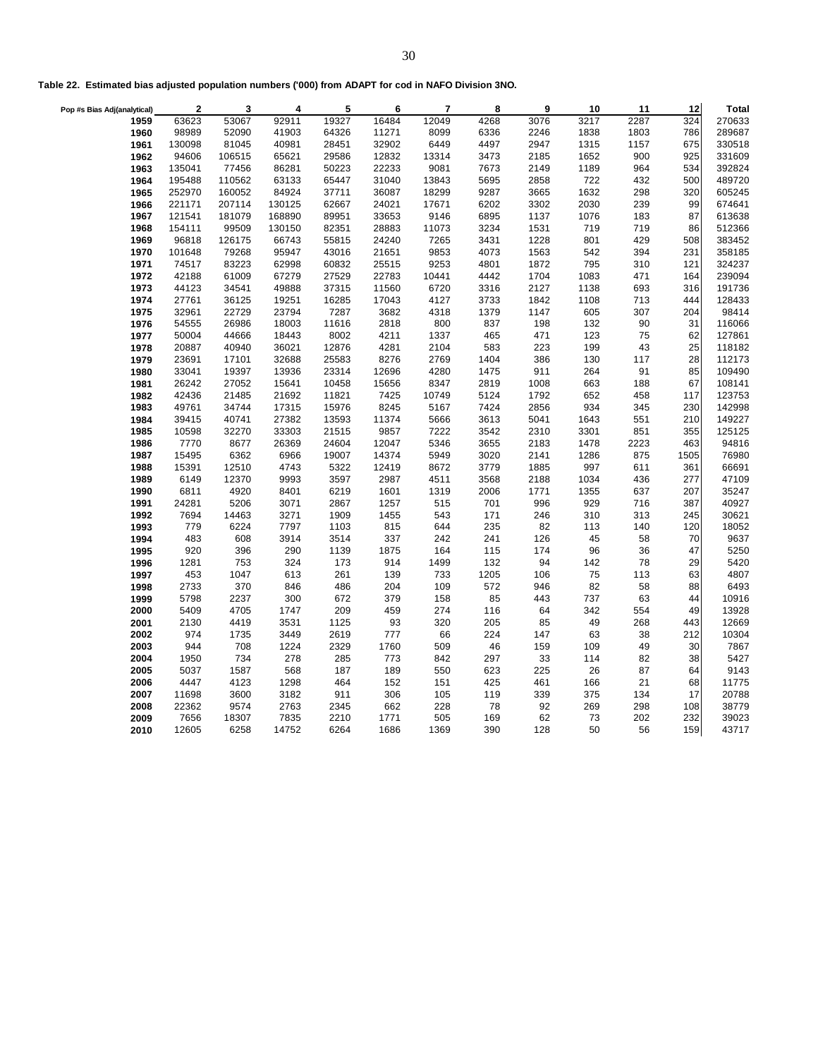**Table 22. Estimated bias adjusted population numbers ('000) from ADAPT for cod in NAFO Division 3NO.**

| Pop #s Bias Adj(analytical) | 2 | 3 | 4 | 5 | 6 | 7 | 8 | 9 | 10 | 11 | 12 | Total |
|---|---|---|---|---|---|---|---|---|---|---|---|---|
| 1959 | 63623 | 53067 | 92911 | 19327 | 16484 | 12049 | 4268 | 3076 | 3217 | 2287 | 324 | 270633 |
| 1960 | 98989 | 52090 | 41903 | 64326 | 11271 | 8099 | 6336 | 2246 | 1838 | 1803 | 786 | 289687 |
| 1961 | 130098 | 81045 | 40981 | 28451 | 32902 | 6449 | 4497 | 2947 | 1315 | 1157 | 675 | 330518 |
| 1962 | 94606 | 106515 | 65621 | 29586 | 12832 | 13314 | 3473 | 2185 | 1652 | 900 | 925 | 331609 |
| 1963 | 135041 | 77456 | 86281 | 50223 | 22233 | 9081 | 7673 | 2149 | 1189 | 964 | 534 | 392824 |
| 1964 | 195488 | 110562 | 63133 | 65447 | 31040 | 13843 | 5695 | 2858 | 722 | 432 | 500 | 489720 |
| 1965 | 252970 | 160052 | 84924 | 37711 | 36087 | 18299 | 9287 | 3665 | 1632 | 298 | 320 | 605245 |
| 1966 | 221171 | 207114 | 130125 | 62667 | 24021 | 17671 | 6202 | 3302 | 2030 | 239 | 99 | 674641 |
| 1967 | 121541 | 181079 | 168890 | 89951 | 33653 | 9146 | 6895 | 1137 | 1076 | 183 | 87 | 613638 |
| 1968 | 154111 | 99509 | 130150 | 82351 | 28883 | 11073 | 3234 | 1531 | 719 | 719 | 86 | 512366 |
| 1969 | 96818 | 126175 | 66743 | 55815 | 24240 | 7265 | 3431 | 1228 | 801 | 429 | 508 | 383452 |
| 1970 | 101648 | 79268 | 95947 | 43016 | 21651 | 9853 | 4073 | 1563 | 542 | 394 | 231 | 358185 |
| 1971 | 74517 | 83223 | 62998 | 60832 | 25515 | 9253 | 4801 | 1872 | 795 | 310 | 121 | 324237 |
| 1972 | 42188 | 61009 | 67279 | 27529 | 22783 | 10441 | 4442 | 1704 | 1083 | 471 | 164 | 239094 |
| 1973 | 44123 | 34541 | 49888 | 37315 | 11560 | 6720 | 3316 | 2127 | 1138 | 693 | 316 | 191736 |
| 1974 | 27761 | 36125 | 19251 | 16285 | 17043 | 4127 | 3733 | 1842 | 1108 | 713 | 444 | 128433 |
| 1975 | 32961 | 22729 | 23794 | 7287 | 3682 | 4318 | 1379 | 1147 | 605 | 307 | 204 | 98414 |
| 1976 | 54555 | 26986 | 18003 | 11616 | 2818 | 800 | 837 | 198 | 132 | 90 | 31 | 116066 |
| 1977 | 50004 | 44666 | 18443 | 8002 | 4211 | 1337 | 465 | 471 | 123 | 75 | 62 | 127861 |
| 1978 | 20887 | 40940 | 36021 | 12876 | 4281 | 2104 | 583 | 223 | 199 | 43 | 25 | 118182 |
| 1979 | 23691 | 17101 | 32688 | 25583 | 8276 | 2769 | 1404 | 386 | 130 | 117 | 28 | 112173 |
| 1980 | 33041 | 19397 | 13936 | 23314 | 12696 | 4280 | 1475 | 911 | 264 | 91 | 85 | 109490 |
| 1981 | 26242 | 27052 | 15641 | 10458 | 15656 | 8347 | 2819 | 1008 | 663 | 188 | 67 | 108141 |
| 1982 | 42436 | 21485 | 21692 | 11821 | 7425 | 10749 | 5124 | 1792 | 652 | 458 | 117 | 123753 |
| 1983 | 49761 | 34744 | 17315 | 15976 | 8245 | 5167 | 7424 | 2856 | 934 | 345 | 230 | 142998 |
| 1984 | 39415 | 40741 | 27382 | 13593 | 11374 | 5666 | 3613 | 5041 | 1643 | 551 | 210 | 149227 |
| 1985 | 10598 | 32270 | 33303 | 21515 | 9857 | 7222 | 3542 | 2310 | 3301 | 851 | 355 | 125125 |
| 1986 | 7770 | 8677 | 26369 | 24604 | 12047 | 5346 | 3655 | 2183 | 1478 | 2223 | 463 | 94816 |
| 1987 | 15495 | 6362 | 6966 | 19007 | 14374 | 5949 | 3020 | 2141 | 1286 | 875 | 1505 | 76980 |
| 1988 | 15391 | 12510 | 4743 | 5322 | 12419 | 8672 | 3779 | 1885 | 997 | 611 | 361 | 66691 |
| 1989 | 6149 | 12370 | 9993 | 3597 | 2987 | 4511 | 3568 | 2188 | 1034 | 436 | 277 | 47109 |
| 1990 | 6811 | 4920 | 8401 | 6219 | 1601 | 1319 | 2006 | 1771 | 1355 | 637 | 207 | 35247 |
| 1991 | 24281 | 5206 | 3071 | 2867 | 1257 | 515 | 701 | 996 | 929 | 716 | 387 | 40927 |
| 1992 | 7694 | 14463 | 3271 | 1909 | 1455 | 543 | 171 | 246 | 310 | 313 | 245 | 30621 |
| 1993 | 779 | 6224 | 7797 | 1103 | 815 | 644 | 235 | 82 | 113 | 140 | 120 | 18052 |
| 1994 | 483 | 608 | 3914 | 3514 | 337 | 242 | 241 | 126 | 45 | 58 | 70 | 9637 |
| 1995 | 920 | 396 | 290 | 1139 | 1875 | 164 | 115 | 174 | 96 | 36 | 47 | 5250 |
| 1996 | 1281 | 753 | 324 | 173 | 914 | 1499 | 132 | 94 | 142 | 78 | 29 | 5420 |
| 1997 | 453 | 1047 | 613 | 261 | 139 | 733 | 1205 | 106 | 75 | 113 | 63 | 4807 |
| 1998 | 2733 | 370 | 846 | 486 | 204 | 109 | 572 | 946 | 82 | 58 | 88 | 6493 |
| 1999 | 5798 | 2237 | 300 | 672 | 379 | 158 | 85 | 443 | 737 | 63 | 44 | 10916 |
| 2000 | 5409 | 4705 | 1747 | 209 | 459 | 274 | 116 | 64 | 342 | 554 | 49 | 13928 |
| 2001 | 2130 | 4419 | 3531 | 1125 | 93 | 320 | 205 | 85 | 49 | 268 | 443 | 12669 |
| 2002 | 974 | 1735 | 3449 | 2619 | 777 | 66 | 224 | 147 | 63 | 38 | 212 | 10304 |
| 2003 | 944 | 708 | 1224 | 2329 | 1760 | 509 | 46 | 159 | 109 | 49 | 30 | 7867 |
| 2004 | 1950 | 734 | 278 | 285 | 773 | 842 | 297 | 33 | 114 | 82 | 38 | 5427 |
| 2005 | 5037 | 1587 | 568 | 187 | 189 | 550 | 623 | 225 | 26 | 87 | 64 | 9143 |
| 2006 | 4447 | 4123 | 1298 | 464 | 152 | 151 | 425 | 461 | 166 | 21 | 68 | 11775 |
| 2007 | 11698 | 3600 | 3182 | 911 | 306 | 105 | 119 | 339 | 375 | 134 | 17 | 20788 |
| 2008 | 22362 | 9574 | 2763 | 2345 | 662 | 228 | 78 | 92 | 269 | 298 | 108 | 38779 |
| 2009 | 7656 | 18307 | 7835 | 2210 | 1771 | 505 | 169 | 62 | 73 | 202 | 232 | 39023 |
| 2010 | 12605 | 6258 | 14752 | 6264 | 1686 | 1369 | 390 | 128 | 50 | 56 | 159 | 43717 |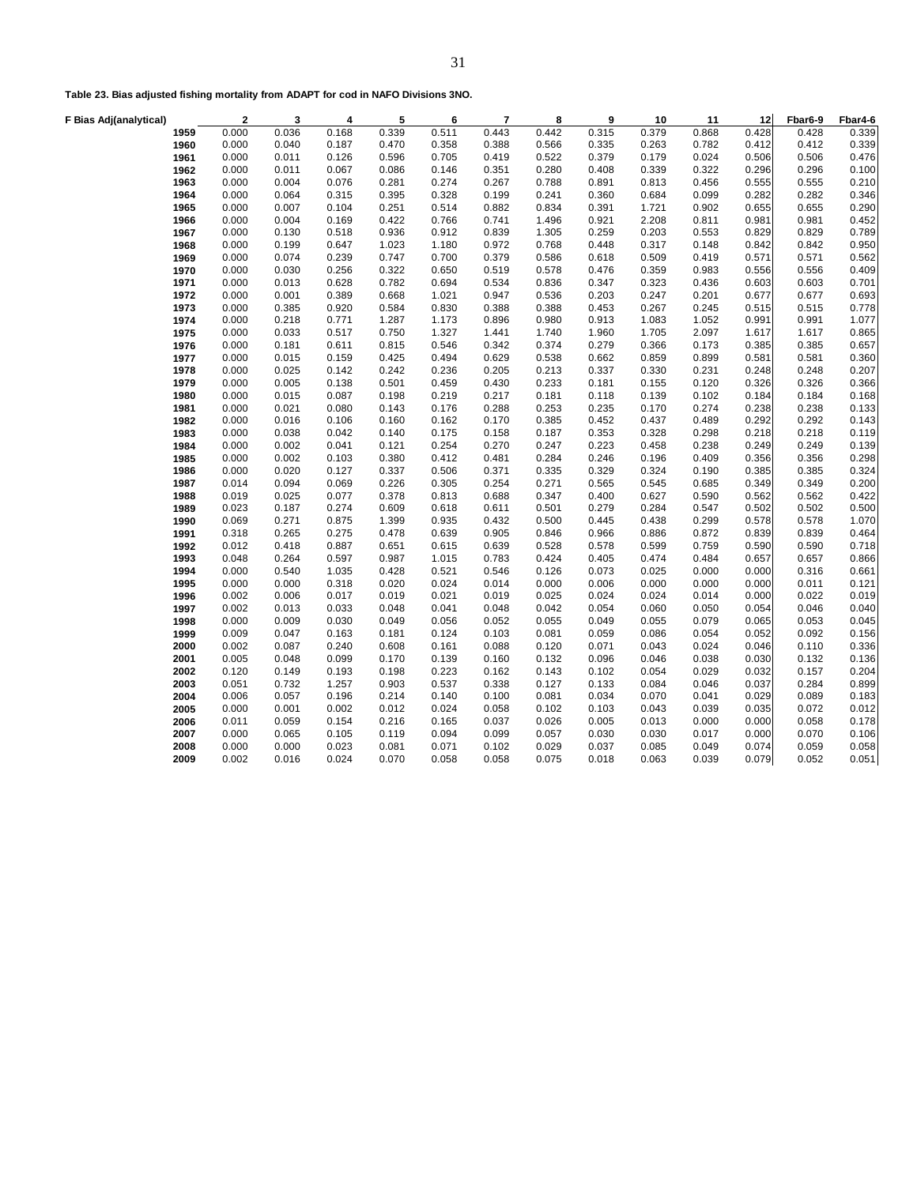**Table 23. Bias adjusted fishing mortality from ADAPT for cod in NAFO Divisions 3NO.**

| F Bias Adj(analytical) | 2 | 3 | 4 | 5 | 6 | 7 | 8 | 9 | 10 | 11 | 12 | Fbar6-9 | Fbar4-6 |
|---|---|---|---|---|---|---|---|---|---|---|---|---|---|
| 1959 | 0.000 | 0.036 | 0.168 | 0.339 | 0.511 | 0.443 | 0.442 | 0.315 | 0.379 | 0.868 | 0.428 | 0.428 | 0.339 |
| 1960 | 0.000 | 0.040 | 0.187 | 0.470 | 0.358 | 0.388 | 0.566 | 0.335 | 0.263 | 0.782 | 0.412 | 0.412 | 0.339 |
| 1961 | 0.000 | 0.011 | 0.126 | 0.596 | 0.705 | 0.419 | 0.522 | 0.379 | 0.179 | 0.024 | 0.506 | 0.506 | 0.476 |
| 1962 | 0.000 | 0.011 | 0.067 | 0.086 | 0.146 | 0.351 | 0.280 | 0.408 | 0.339 | 0.322 | 0.296 | 0.296 | 0.100 |
| 1963 | 0.000 | 0.004 | 0.076 | 0.281 | 0.274 | 0.267 | 0.788 | 0.891 | 0.813 | 0.456 | 0.555 | 0.555 | 0.210 |
| 1964 | 0.000 | 0.064 | 0.315 | 0.395 | 0.328 | 0.199 | 0.241 | 0.360 | 0.684 | 0.099 | 0.282 | 0.282 | 0.346 |
| 1965 | 0.000 | 0.007 | 0.104 | 0.251 | 0.514 | 0.882 | 0.834 | 0.391 | 1.721 | 0.902 | 0.655 | 0.655 | 0.290 |
| 1966 | 0.000 | 0.004 | 0.169 | 0.422 | 0.766 | 0.741 | 1.496 | 0.921 | 2.208 | 0.811 | 0.981 | 0.981 | 0.452 |
| 1967 | 0.000 | 0.130 | 0.518 | 0.936 | 0.912 | 0.839 | 1.305 | 0.259 | 0.203 | 0.553 | 0.829 | 0.829 | 0.789 |
| 1968 | 0.000 | 0.199 | 0.647 | 1.023 | 1.180 | 0.972 | 0.768 | 0.448 | 0.317 | 0.148 | 0.842 | 0.842 | 0.950 |
| 1969 | 0.000 | 0.074 | 0.239 | 0.747 | 0.700 | 0.379 | 0.586 | 0.618 | 0.509 | 0.419 | 0.571 | 0.571 | 0.562 |
| 1970 | 0.000 | 0.030 | 0.256 | 0.322 | 0.650 | 0.519 | 0.578 | 0.476 | 0.359 | 0.983 | 0.556 | 0.556 | 0.409 |
| 1971 | 0.000 | 0.013 | 0.628 | 0.782 | 0.694 | 0.534 | 0.836 | 0.347 | 0.323 | 0.436 | 0.603 | 0.603 | 0.701 |
| 1972 | 0.000 | 0.001 | 0.389 | 0.668 | 1.021 | 0.947 | 0.536 | 0.203 | 0.247 | 0.201 | 0.677 | 0.677 | 0.693 |
| 1973 | 0.000 | 0.385 | 0.920 | 0.584 | 0.830 | 0.388 | 0.388 | 0.453 | 0.267 | 0.245 | 0.515 | 0.515 | 0.778 |
| 1974 | 0.000 | 0.218 | 0.771 | 1.287 | 1.173 | 0.896 | 0.980 | 0.913 | 1.083 | 1.052 | 0.991 | 0.991 | 1.077 |
| 1975 | 0.000 | 0.033 | 0.517 | 0.750 | 1.327 | 1.441 | 1.740 | 1.960 | 1.705 | 2.097 | 1.617 | 1.617 | 0.865 |
| 1976 | 0.000 | 0.181 | 0.611 | 0.815 | 0.546 | 0.342 | 0.374 | 0.279 | 0.366 | 0.173 | 0.385 | 0.385 | 0.657 |
| 1977 | 0.000 | 0.015 | 0.159 | 0.425 | 0.494 | 0.629 | 0.538 | 0.662 | 0.859 | 0.899 | 0.581 | 0.581 | 0.360 |
| 1978 | 0.000 | 0.025 | 0.142 | 0.242 | 0.236 | 0.205 | 0.213 | 0.337 | 0.330 | 0.231 | 0.248 | 0.248 | 0.207 |
| 1979 | 0.000 | 0.005 | 0.138 | 0.501 | 0.459 | 0.430 | 0.233 | 0.181 | 0.155 | 0.120 | 0.326 | 0.326 | 0.366 |
| 1980 | 0.000 | 0.015 | 0.087 | 0.198 | 0.219 | 0.217 | 0.181 | 0.118 | 0.139 | 0.102 | 0.184 | 0.184 | 0.168 |
| 1981 | 0.000 | 0.021 | 0.080 | 0.143 | 0.176 | 0.288 | 0.253 | 0.235 | 0.170 | 0.274 | 0.238 | 0.238 | 0.133 |
| 1982 | 0.000 | 0.016 | 0.106 | 0.160 | 0.162 | 0.170 | 0.385 | 0.452 | 0.437 | 0.489 | 0.292 | 0.292 | 0.143 |
| 1983 | 0.000 | 0.038 | 0.042 | 0.140 | 0.175 | 0.158 | 0.187 | 0.353 | 0.328 | 0.298 | 0.218 | 0.218 | 0.119 |
| 1984 | 0.000 | 0.002 | 0.041 | 0.121 | 0.254 | 0.270 | 0.247 | 0.223 | 0.458 | 0.238 | 0.249 | 0.249 | 0.139 |
| 1985 | 0.000 | 0.002 | 0.103 | 0.380 | 0.412 | 0.481 | 0.284 | 0.246 | 0.196 | 0.409 | 0.356 | 0.356 | 0.298 |
| 1986 | 0.000 | 0.020 | 0.127 | 0.337 | 0.506 | 0.371 | 0.335 | 0.329 | 0.324 | 0.190 | 0.385 | 0.385 | 0.324 |
| 1987 | 0.014 | 0.094 | 0.069 | 0.226 | 0.305 | 0.254 | 0.271 | 0.565 | 0.545 | 0.685 | 0.349 | 0.349 | 0.200 |
| 1988 | 0.019 | 0.025 | 0.077 | 0.378 | 0.813 | 0.688 | 0.347 | 0.400 | 0.627 | 0.590 | 0.562 | 0.562 | 0.422 |
| 1989 | 0.023 | 0.187 | 0.274 | 0.609 | 0.618 | 0.611 | 0.501 | 0.279 | 0.284 | 0.547 | 0.502 | 0.502 | 0.500 |
| 1990 | 0.069 | 0.271 | 0.875 | 1.399 | 0.935 | 0.432 | 0.500 | 0.445 | 0.438 | 0.299 | 0.578 | 0.578 | 1.070 |
| 1991 | 0.318 | 0.265 | 0.275 | 0.478 | 0.639 | 0.905 | 0.846 | 0.966 | 0.886 | 0.872 | 0.839 | 0.839 | 0.464 |
| 1992 | 0.012 | 0.418 | 0.887 | 0.651 | 0.615 | 0.639 | 0.528 | 0.578 | 0.599 | 0.759 | 0.590 | 0.590 | 0.718 |
| 1993 | 0.048 | 0.264 | 0.597 | 0.987 | 1.015 | 0.783 | 0.424 | 0.405 | 0.474 | 0.484 | 0.657 | 0.657 | 0.866 |
| 1994 | 0.000 | 0.540 | 1.035 | 0.428 | 0.521 | 0.546 | 0.126 | 0.073 | 0.025 | 0.000 | 0.000 | 0.316 | 0.661 |
| 1995 | 0.000 | 0.000 | 0.318 | 0.020 | 0.024 | 0.014 | 0.000 | 0.006 | 0.000 | 0.000 | 0.000 | 0.011 | 0.121 |
| 1996 | 0.002 | 0.006 | 0.017 | 0.019 | 0.021 | 0.019 | 0.025 | 0.024 | 0.024 | 0.014 | 0.000 | 0.022 | 0.019 |
| 1997 | 0.002 | 0.013 | 0.033 | 0.048 | 0.041 | 0.048 | 0.042 | 0.054 | 0.060 | 0.050 | 0.054 | 0.046 | 0.040 |
| 1998 | 0.000 | 0.009 | 0.030 | 0.049 | 0.056 | 0.052 | 0.055 | 0.049 | 0.055 | 0.079 | 0.065 | 0.053 | 0.045 |
| 1999 | 0.009 | 0.047 | 0.163 | 0.181 | 0.124 | 0.103 | 0.081 | 0.059 | 0.086 | 0.054 | 0.052 | 0.092 | 0.156 |
| 2000 | 0.002 | 0.087 | 0.240 | 0.608 | 0.161 | 0.088 | 0.120 | 0.071 | 0.043 | 0.024 | 0.046 | 0.110 | 0.336 |
| 2001 | 0.005 | 0.048 | 0.099 | 0.170 | 0.139 | 0.160 | 0.132 | 0.096 | 0.046 | 0.038 | 0.030 | 0.132 | 0.136 |
| 2002 | 0.120 | 0.149 | 0.193 | 0.198 | 0.223 | 0.162 | 0.143 | 0.102 | 0.054 | 0.029 | 0.032 | 0.157 | 0.204 |
| 2003 | 0.051 | 0.732 | 1.257 | 0.903 | 0.537 | 0.338 | 0.127 | 0.133 | 0.084 | 0.046 | 0.037 | 0.284 | 0.899 |
| 2004 | 0.006 | 0.057 | 0.196 | 0.214 | 0.140 | 0.100 | 0.081 | 0.034 | 0.070 | 0.041 | 0.029 | 0.089 | 0.183 |
| 2005 | 0.000 | 0.001 | 0.002 | 0.012 | 0.024 | 0.058 | 0.102 | 0.103 | 0.043 | 0.039 | 0.035 | 0.072 | 0.012 |
| 2006 | 0.011 | 0.059 | 0.154 | 0.216 | 0.165 | 0.037 | 0.026 | 0.005 | 0.013 | 0.000 | 0.000 | 0.058 | 0.178 |
| 2007 | 0.000 | 0.065 | 0.105 | 0.119 | 0.094 | 0.099 | 0.057 | 0.030 | 0.030 | 0.017 | 0.000 | 0.070 | 0.106 |
| 2008 | 0.000 | 0.000 | 0.023 | 0.081 | 0.071 | 0.102 | 0.029 | 0.037 | 0.085 | 0.049 | 0.074 | 0.059 | 0.058 |
| 2009 | 0.002 | 0.016 | 0.024 | 0.070 | 0.058 | 0.058 | 0.075 | 0.018 | 0.063 | 0.039 | 0.079 | 0.052 | 0.051 |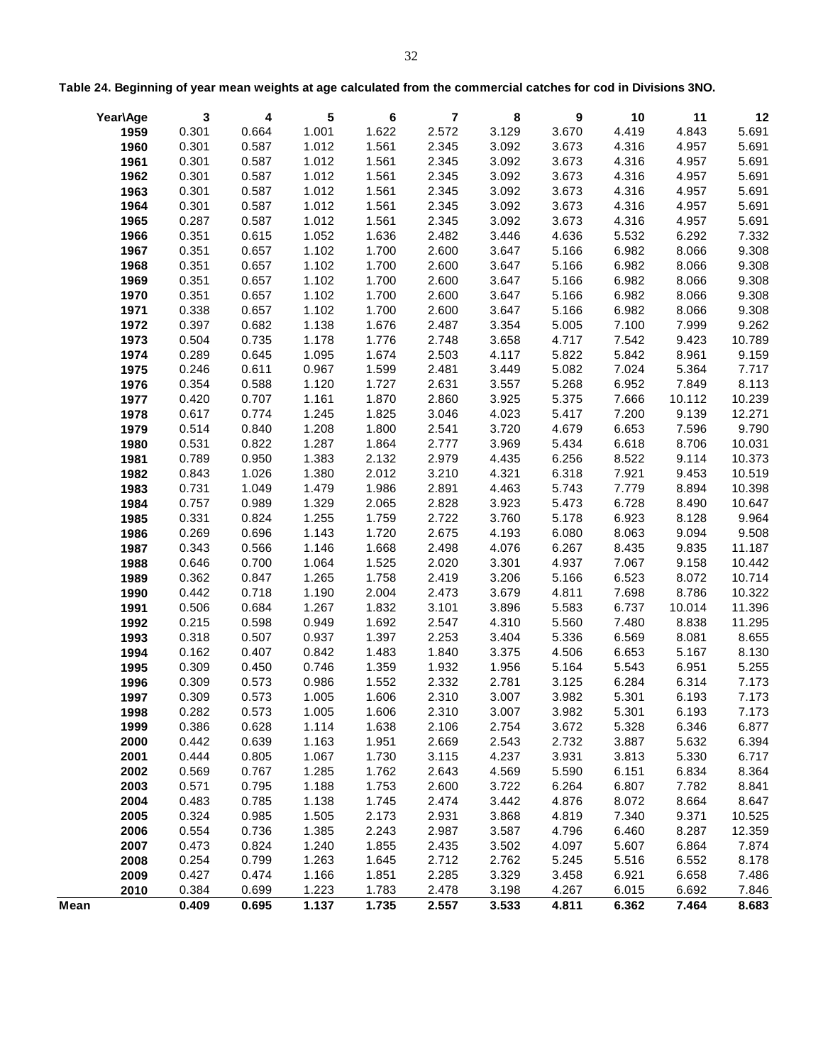**Table 24. Beginning of year mean weights at age calculated from the commercial catches for cod in Divisions 3NO.**

| Year\Age | 3 | 4 | 5 | 6 | 7 | 8 | 9 | 10 | 11 | 12 |
|---|---|---|---|---|---|---|---|---|---|---|
| 1959 | 0.301 | 0.664 | 1.001 | 1.622 | 2.572 | 3.129 | 3.670 | 4.419 | 4.843 | 5.691 |
| 1960 | 0.301 | 0.587 | 1.012 | 1.561 | 2.345 | 3.092 | 3.673 | 4.316 | 4.957 | 5.691 |
| 1961 | 0.301 | 0.587 | 1.012 | 1.561 | 2.345 | 3.092 | 3.673 | 4.316 | 4.957 | 5.691 |
| 1962 | 0.301 | 0.587 | 1.012 | 1.561 | 2.345 | 3.092 | 3.673 | 4.316 | 4.957 | 5.691 |
| 1963 | 0.301 | 0.587 | 1.012 | 1.561 | 2.345 | 3.092 | 3.673 | 4.316 | 4.957 | 5.691 |
| 1964 | 0.301 | 0.587 | 1.012 | 1.561 | 2.345 | 3.092 | 3.673 | 4.316 | 4.957 | 5.691 |
| 1965 | 0.287 | 0.587 | 1.012 | 1.561 | 2.345 | 3.092 | 3.673 | 4.316 | 4.957 | 5.691 |
| 1966 | 0.351 | 0.615 | 1.052 | 1.636 | 2.482 | 3.446 | 4.636 | 5.532 | 6.292 | 7.332 |
| 1967 | 0.351 | 0.657 | 1.102 | 1.700 | 2.600 | 3.647 | 5.166 | 6.982 | 8.066 | 9.308 |
| 1968 | 0.351 | 0.657 | 1.102 | 1.700 | 2.600 | 3.647 | 5.166 | 6.982 | 8.066 | 9.308 |
| 1969 | 0.351 | 0.657 | 1.102 | 1.700 | 2.600 | 3.647 | 5.166 | 6.982 | 8.066 | 9.308 |
| 1970 | 0.351 | 0.657 | 1.102 | 1.700 | 2.600 | 3.647 | 5.166 | 6.982 | 8.066 | 9.308 |
| 1971 | 0.338 | 0.657 | 1.102 | 1.700 | 2.600 | 3.647 | 5.166 | 6.982 | 8.066 | 9.308 |
| 1972 | 0.397 | 0.682 | 1.138 | 1.676 | 2.487 | 3.354 | 5.005 | 7.100 | 7.999 | 9.262 |
| 1973 | 0.504 | 0.735 | 1.178 | 1.776 | 2.748 | 3.658 | 4.717 | 7.542 | 9.423 | 10.789 |
| 1974 | 0.289 | 0.645 | 1.095 | 1.674 | 2.503 | 4.117 | 5.822 | 5.842 | 8.961 | 9.159 |
| 1975 | 0.246 | 0.611 | 0.967 | 1.599 | 2.481 | 3.449 | 5.082 | 7.024 | 5.364 | 7.717 |
| 1976 | 0.354 | 0.588 | 1.120 | 1.727 | 2.631 | 3.557 | 5.268 | 6.952 | 7.849 | 8.113 |
| 1977 | 0.420 | 0.707 | 1.161 | 1.870 | 2.860 | 3.925 | 5.375 | 7.666 | 10.112 | 10.239 |
| 1978 | 0.617 | 0.774 | 1.245 | 1.825 | 3.046 | 4.023 | 5.417 | 7.200 | 9.139 | 12.271 |
| 1979 | 0.514 | 0.840 | 1.208 | 1.800 | 2.541 | 3.720 | 4.679 | 6.653 | 7.596 | 9.790 |
| 1980 | 0.531 | 0.822 | 1.287 | 1.864 | 2.777 | 3.969 | 5.434 | 6.618 | 8.706 | 10.031 |
| 1981 | 0.789 | 0.950 | 1.383 | 2.132 | 2.979 | 4.435 | 6.256 | 8.522 | 9.114 | 10.373 |
| 1982 | 0.843 | 1.026 | 1.380 | 2.012 | 3.210 | 4.321 | 6.318 | 7.921 | 9.453 | 10.519 |
| 1983 | 0.731 | 1.049 | 1.479 | 1.986 | 2.891 | 4.463 | 5.743 | 7.779 | 8.894 | 10.398 |
| 1984 | 0.757 | 0.989 | 1.329 | 2.065 | 2.828 | 3.923 | 5.473 | 6.728 | 8.490 | 10.647 |
| 1985 | 0.331 | 0.824 | 1.255 | 1.759 | 2.722 | 3.760 | 5.178 | 6.923 | 8.128 | 9.964 |
| 1986 | 0.269 | 0.696 | 1.143 | 1.720 | 2.675 | 4.193 | 6.080 | 8.063 | 9.094 | 9.508 |
| 1987 | 0.343 | 0.566 | 1.146 | 1.668 | 2.498 | 4.076 | 6.267 | 8.435 | 9.835 | 11.187 |
| 1988 | 0.646 | 0.700 | 1.064 | 1.525 | 2.020 | 3.301 | 4.937 | 7.067 | 9.158 | 10.442 |
| 1989 | 0.362 | 0.847 | 1.265 | 1.758 | 2.419 | 3.206 | 5.166 | 6.523 | 8.072 | 10.714 |
| 1990 | 0.442 | 0.718 | 1.190 | 2.004 | 2.473 | 3.679 | 4.811 | 7.698 | 8.786 | 10.322 |
| 1991 | 0.506 | 0.684 | 1.267 | 1.832 | 3.101 | 3.896 | 5.583 | 6.737 | 10.014 | 11.396 |
| 1992 | 0.215 | 0.598 | 0.949 | 1.692 | 2.547 | 4.310 | 5.560 | 7.480 | 8.838 | 11.295 |
| 1993 | 0.318 | 0.507 | 0.937 | 1.397 | 2.253 | 3.404 | 5.336 | 6.569 | 8.081 | 8.655 |
| 1994 | 0.162 | 0.407 | 0.842 | 1.483 | 1.840 | 3.375 | 4.506 | 6.653 | 5.167 | 8.130 |
| 1995 | 0.309 | 0.450 | 0.746 | 1.359 | 1.932 | 1.956 | 5.164 | 5.543 | 6.951 | 5.255 |
| 1996 | 0.309 | 0.573 | 0.986 | 1.552 | 2.332 | 2.781 | 3.125 | 6.284 | 6.314 | 7.173 |
| 1997 | 0.309 | 0.573 | 1.005 | 1.606 | 2.310 | 3.007 | 3.982 | 5.301 | 6.193 | 7.173 |
| 1998 | 0.282 | 0.573 | 1.005 | 1.606 | 2.310 | 3.007 | 3.982 | 5.301 | 6.193 | 7.173 |
| 1999 | 0.386 | 0.628 | 1.114 | 1.638 | 2.106 | 2.754 | 3.672 | 5.328 | 6.346 | 6.877 |
| 2000 | 0.442 | 0.639 | 1.163 | 1.951 | 2.669 | 2.543 | 2.732 | 3.887 | 5.632 | 6.394 |
| 2001 | 0.444 | 0.805 | 1.067 | 1.730 | 3.115 | 4.237 | 3.931 | 3.813 | 5.330 | 6.717 |
| 2002 | 0.569 | 0.767 | 1.285 | 1.762 | 2.643 | 4.569 | 5.590 | 6.151 | 6.834 | 8.364 |
| 2003 | 0.571 | 0.795 | 1.188 | 1.753 | 2.600 | 3.722 | 6.264 | 6.807 | 7.782 | 8.841 |
| 2004 | 0.483 | 0.785 | 1.138 | 1.745 | 2.474 | 3.442 | 4.876 | 8.072 | 8.664 | 8.647 |
| 2005 | 0.324 | 0.985 | 1.505 | 2.173 | 2.931 | 3.868 | 4.819 | 7.340 | 9.371 | 10.525 |
| 2006 | 0.554 | 0.736 | 1.385 | 2.243 | 2.987 | 3.587 | 4.796 | 6.460 | 8.287 | 12.359 |
| 2007 | 0.473 | 0.824 | 1.240 | 1.855 | 2.435 | 3.502 | 4.097 | 5.607 | 6.864 | 7.874 |
| 2008 | 0.254 | 0.799 | 1.263 | 1.645 | 2.712 | 2.762 | 5.245 | 5.516 | 6.552 | 8.178 |
| 2009 | 0.427 | 0.474 | 1.166 | 1.851 | 2.285 | 3.329 | 3.458 | 6.921 | 6.658 | 7.486 |
| 2010 | 0.384 | 0.699 | 1.223 | 1.783 | 2.478 | 3.198 | 4.267 | 6.015 | 6.692 | 7.846 |
| **Mean** | **0.409** | **0.695** | **1.137** | **1.735** | **2.557** | **3.533** | **4.811** | **6.362** | **7.464** | **8.683** |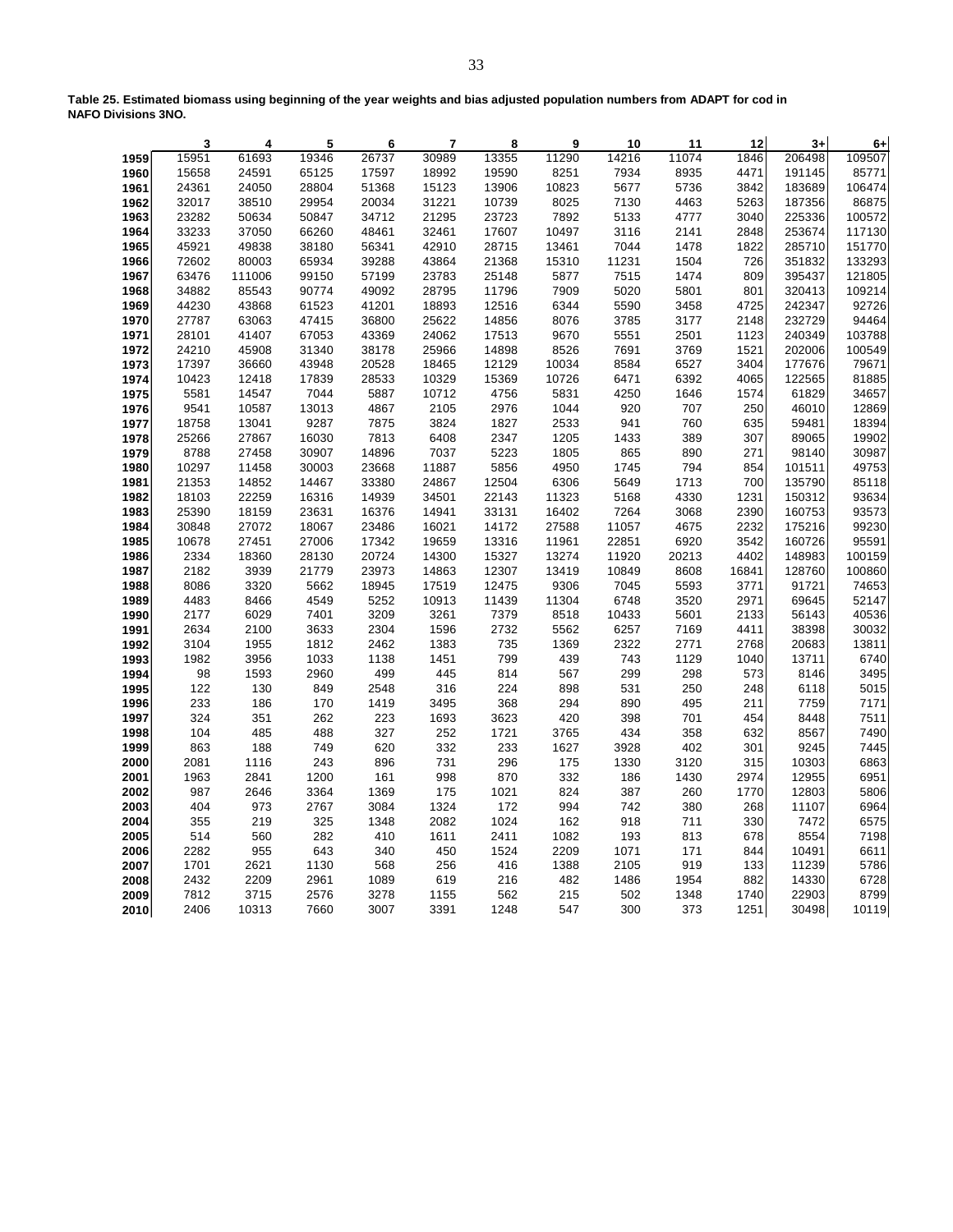**Table 25. Estimated biomass using beginning of the year weights and bias adjusted population numbers from ADAPT for cod in NAFO Divisions 3NO.**

| | 3 | 4 | 5 | 6 | 7 | 8 | 9 | 10 | 11 | 12 | 3+ | 6+ |
|---|---|---|---|---|---|---|---|---|---|---|---|---|
| 1959 | 15951 | 61693 | 19346 | 26737 | 30989 | 13355 | 11290 | 14216 | 11074 | 1846 | 206498 | 109507 |
| 1960 | 15658 | 24591 | 65125 | 17597 | 18992 | 19590 | 8251 | 7934 | 8935 | 4471 | 191145 | 85771 |
| 1961 | 24361 | 24050 | 28804 | 51368 | 15123 | 13906 | 10823 | 5677 | 5736 | 3842 | 183689 | 106474 |
| 1962 | 32017 | 38510 | 29954 | 20034 | 31221 | 10739 | 8025 | 7130 | 4463 | 5263 | 187356 | 86875 |
| 1963 | 23282 | 50634 | 50847 | 34712 | 21295 | 23723 | 7892 | 5133 | 4777 | 3040 | 225336 | 100572 |
| 1964 | 33233 | 37050 | 66260 | 48461 | 32461 | 17607 | 10497 | 3116 | 2141 | 2848 | 253674 | 117130 |
| 1965 | 45921 | 49838 | 38180 | 56341 | 42910 | 28715 | 13461 | 7044 | 1478 | 1822 | 285710 | 151770 |
| 1966 | 72602 | 80003 | 65934 | 39288 | 43864 | 21368 | 15310 | 11231 | 1504 | 726 | 351832 | 133293 |
| 1967 | 63476 | 111006 | 99150 | 57199 | 23783 | 25148 | 5877 | 7515 | 1474 | 809 | 395437 | 121805 |
| 1968 | 34882 | 85543 | 90774 | 49092 | 28795 | 11796 | 7909 | 5020 | 5801 | 801 | 320413 | 109214 |
| 1969 | 44230 | 43868 | 61523 | 41201 | 18893 | 12516 | 6344 | 5590 | 3458 | 4725 | 242347 | 92726 |
| 1970 | 27787 | 63063 | 47415 | 36800 | 25622 | 14856 | 8076 | 3785 | 3177 | 2148 | 232729 | 94464 |
| 1971 | 28101 | 41407 | 67053 | 43369 | 24062 | 17513 | 9670 | 5551 | 2501 | 1123 | 240349 | 103788 |
| 1972 | 24210 | 45908 | 31340 | 38178 | 25966 | 14898 | 8526 | 7691 | 3769 | 1521 | 202006 | 100549 |
| 1973 | 17397 | 36660 | 43948 | 20528 | 18465 | 12129 | 10034 | 8584 | 6527 | 3404 | 177676 | 79671 |
| 1974 | 10423 | 12418 | 17839 | 28533 | 10329 | 15369 | 10726 | 6471 | 6392 | 4065 | 122565 | 81885 |
| 1975 | 5581 | 14547 | 7044 | 5887 | 10712 | 4756 | 5831 | 4250 | 1646 | 1574 | 61829 | 34657 |
| 1976 | 9541 | 10587 | 13013 | 4867 | 2105 | 2976 | 1044 | 920 | 707 | 250 | 46010 | 12869 |
| 1977 | 18758 | 13041 | 9287 | 7875 | 3824 | 1827 | 2533 | 941 | 760 | 635 | 59481 | 18394 |
| 1978 | 25266 | 27867 | 16030 | 7813 | 6408 | 2347 | 1205 | 1433 | 389 | 307 | 89065 | 19902 |
| 1979 | 8788 | 27458 | 30907 | 14896 | 7037 | 5223 | 1805 | 865 | 890 | 271 | 98140 | 30987 |
| 1980 | 10297 | 11458 | 30003 | 23668 | 11887 | 5856 | 4950 | 1745 | 794 | 854 | 101511 | 49753 |
| 1981 | 21353 | 14852 | 14467 | 33380 | 24867 | 12504 | 6306 | 5649 | 1713 | 700 | 135790 | 85118 |
| 1982 | 18103 | 22259 | 16316 | 14939 | 34501 | 22143 | 11323 | 5168 | 4330 | 1231 | 150312 | 93634 |
| 1983 | 25390 | 18159 | 23631 | 16376 | 14941 | 33131 | 16402 | 7264 | 3068 | 2390 | 160753 | 93573 |
| 1984 | 30848 | 27072 | 18067 | 23486 | 16021 | 14172 | 27588 | 11057 | 4675 | 2232 | 175216 | 99230 |
| 1985 | 10678 | 27451 | 27006 | 17342 | 19659 | 13316 | 11961 | 22851 | 6920 | 3542 | 160726 | 95591 |
| 1986 | 2334 | 18360 | 28130 | 20724 | 14300 | 15327 | 13274 | 11920 | 20213 | 4402 | 148983 | 100159 |
| 1987 | 2182 | 3939 | 21779 | 23973 | 14863 | 12307 | 13419 | 10849 | 8608 | 16841 | 128760 | 100860 |
| 1988 | 8086 | 3320 | 5662 | 18945 | 17519 | 12475 | 9306 | 7045 | 5593 | 3771 | 91721 | 74653 |
| 1989 | 4483 | 8466 | 4549 | 5252 | 10913 | 11439 | 11304 | 6748 | 3520 | 2971 | 69645 | 52147 |
| 1990 | 2177 | 6029 | 7401 | 3209 | 3261 | 7379 | 8518 | 10433 | 5601 | 2133 | 56143 | 40536 |
| 1991 | 2634 | 2100 | 3633 | 2304 | 1596 | 2732 | 5562 | 6257 | 7169 | 4411 | 38398 | 30032 |
| 1992 | 3104 | 1955 | 1812 | 2462 | 1383 | 735 | 1369 | 2322 | 2771 | 2768 | 20683 | 13811 |
| 1993 | 1982 | 3956 | 1033 | 1138 | 1451 | 799 | 439 | 743 | 1129 | 1040 | 13711 | 6740 |
| 1994 | 98 | 1593 | 2960 | 499 | 445 | 814 | 567 | 299 | 298 | 573 | 8146 | 3495 |
| 1995 | 122 | 130 | 849 | 2548 | 316 | 224 | 898 | 531 | 250 | 248 | 6118 | 5015 |
| 1996 | 233 | 186 | 170 | 1419 | 3495 | 368 | 294 | 890 | 495 | 211 | 7759 | 7171 |
| 1997 | 324 | 351 | 262 | 223 | 1693 | 3623 | 420 | 398 | 701 | 454 | 8448 | 7511 |
| 1998 | 104 | 485 | 488 | 327 | 252 | 1721 | 3765 | 434 | 358 | 632 | 8567 | 7490 |
| 1999 | 863 | 188 | 749 | 620 | 332 | 233 | 1627 | 3928 | 402 | 301 | 9245 | 7445 |
| 2000 | 2081 | 1116 | 243 | 896 | 731 | 296 | 175 | 1330 | 3120 | 315 | 10303 | 6863 |
| 2001 | 1963 | 2841 | 1200 | 161 | 998 | 870 | 332 | 186 | 1430 | 2974 | 12955 | 6951 |
| 2002 | 987 | 2646 | 3364 | 1369 | 175 | 1021 | 824 | 387 | 260 | 1770 | 12803 | 5806 |
| 2003 | 404 | 973 | 2767 | 3084 | 1324 | 172 | 994 | 742 | 380 | 268 | 11107 | 6964 |
| 2004 | 355 | 219 | 325 | 1348 | 2082 | 1024 | 162 | 918 | 711 | 330 | 7472 | 6575 |
| 2005 | 514 | 560 | 282 | 410 | 1611 | 2411 | 1082 | 193 | 813 | 678 | 8554 | 7198 |
| 2006 | 2282 | 955 | 643 | 340 | 450 | 1524 | 2209 | 1071 | 171 | 844 | 10491 | 6611 |
| 2007 | 1701 | 2621 | 1130 | 568 | 256 | 416 | 1388 | 2105 | 919 | 133 | 11239 | 5786 |
| 2008 | 2432 | 2209 | 2961 | 1089 | 619 | 216 | 482 | 1486 | 1954 | 882 | 14330 | 6728 |
| 2009 | 7812 | 3715 | 2576 | 3278 | 1155 | 562 | 215 | 502 | 1348 | 1740 | 22903 | 8799 |
| 2010 | 2406 | 10313 | 7660 | 3007 | 3391 | 1248 | 547 | 300 | 373 | 1251 | 30498 | 10119 |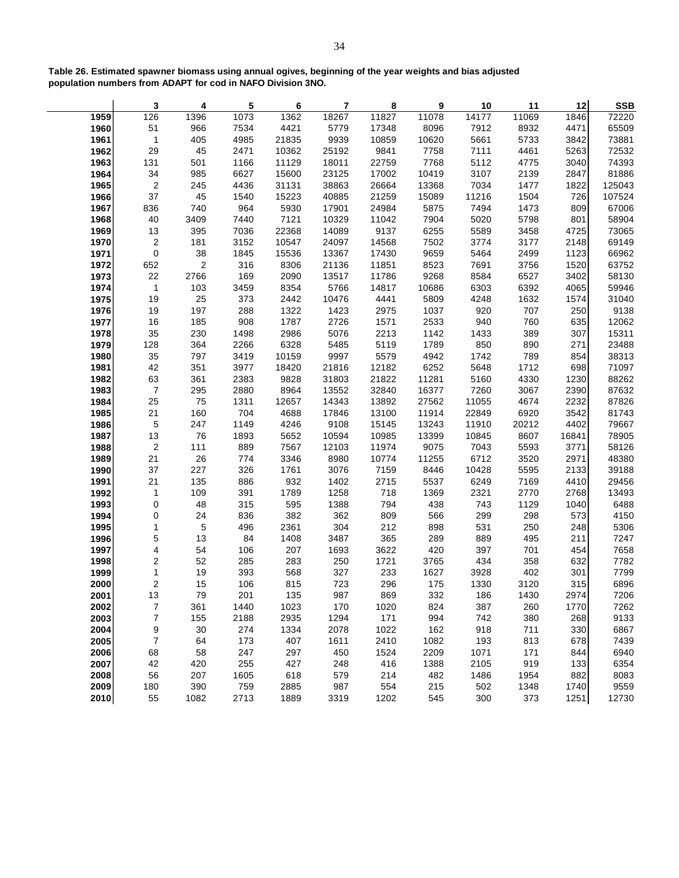**Table 26. Estimated spawner biomass using annual ogives, beginning of the year weights and bias adjusted population numbers from ADAPT for cod in NAFO Division 3NO.**

| | 3 | 4 | 5 | 6 | 7 | 8 | 9 | 10 | 11 | 12 | SSB |
|---|---|---|---|---|---|---|---|---|---|---|---|
| 1959 | 126 | 1396 | 1073 | 1362 | 18267 | 11827 | 11078 | 14177 | 11069 | 1846 | 72220 |
| 1960 | 51 | 966 | 7534 | 4421 | 5779 | 17348 | 8096 | 7912 | 8932 | 4471 | 65509 |
| 1961 | 1 | 405 | 4985 | 21835 | 9939 | 10859 | 10620 | 5661 | 5733 | 3842 | 73881 |
| 1962 | 29 | 45 | 2471 | 10362 | 25192 | 9841 | 7758 | 7111 | 4461 | 5263 | 72532 |
| 1963 | 131 | 501 | 1166 | 11129 | 18011 | 22759 | 7768 | 5112 | 4775 | 3040 | 74393 |
| 1964 | 34 | 985 | 6627 | 15600 | 23125 | 17002 | 10419 | 3107 | 2139 | 2847 | 81886 |
| 1965 | 2 | 245 | 4436 | 31131 | 38863 | 26664 | 13368 | 7034 | 1477 | 1822 | 125043 |
| 1966 | 37 | 45 | 1540 | 15223 | 40885 | 21259 | 15089 | 11216 | 1504 | 726 | 107524 |
| 1967 | 836 | 740 | 964 | 5930 | 17901 | 24984 | 5875 | 7494 | 1473 | 809 | 67006 |
| 1968 | 40 | 3409 | 7440 | 7121 | 10329 | 11042 | 7904 | 5020 | 5798 | 801 | 58904 |
| 1969 | 13 | 395 | 7036 | 22368 | 14089 | 9137 | 6255 | 5589 | 3458 | 4725 | 73065 |
| 1970 | 2 | 181 | 3152 | 10547 | 24097 | 14568 | 7502 | 3774 | 3177 | 2148 | 69149 |
| 1971 | 0 | 38 | 1845 | 15536 | 13367 | 17430 | 9659 | 5464 | 2499 | 1123 | 66962 |
| 1972 | 652 | 2 | 316 | 8306 | 21136 | 11851 | 8523 | 7691 | 3756 | 1520 | 63752 |
| 1973 | 22 | 2766 | 169 | 2090 | 13517 | 11786 | 9268 | 8584 | 6527 | 3402 | 58130 |
| 1974 | 1 | 103 | 3459 | 8354 | 5766 | 14817 | 10686 | 6303 | 6392 | 4065 | 59946 |
| 1975 | 19 | 25 | 373 | 2442 | 10476 | 4441 | 5809 | 4248 | 1632 | 1574 | 31040 |
| 1976 | 19 | 197 | 288 | 1322 | 1423 | 2975 | 1037 | 920 | 707 | 250 | 9138 |
| 1977 | 16 | 185 | 908 | 1787 | 2726 | 1571 | 2533 | 940 | 760 | 635 | 12062 |
| 1978 | 35 | 230 | 1498 | 2986 | 5076 | 2213 | 1142 | 1433 | 389 | 307 | 15311 |
| 1979 | 128 | 364 | 2266 | 6328 | 5485 | 5119 | 1789 | 850 | 890 | 271 | 23488 |
| 1980 | 35 | 797 | 3419 | 10159 | 9997 | 5579 | 4942 | 1742 | 789 | 854 | 38313 |
| 1981 | 42 | 351 | 3977 | 18420 | 21816 | 12182 | 6252 | 5648 | 1712 | 698 | 71097 |
| 1982 | 63 | 361 | 2383 | 9828 | 31803 | 21822 | 11281 | 5160 | 4330 | 1230 | 88262 |
| 1983 | 7 | 295 | 2880 | 8964 | 13552 | 32840 | 16377 | 7260 | 3067 | 2390 | 87632 |
| 1984 | 25 | 75 | 1311 | 12657 | 14343 | 13892 | 27562 | 11055 | 4674 | 2232 | 87826 |
| 1985 | 21 | 160 | 704 | 4688 | 17846 | 13100 | 11914 | 22849 | 6920 | 3542 | 81743 |
| 1986 | 5 | 247 | 1149 | 4246 | 9108 | 15145 | 13243 | 11910 | 20212 | 4402 | 79667 |
| 1987 | 13 | 76 | 1893 | 5652 | 10594 | 10985 | 13399 | 10845 | 8607 | 16841 | 78905 |
| 1988 | 2 | 111 | 889 | 7567 | 12103 | 11974 | 9075 | 7043 | 5593 | 3771 | 58126 |
| 1989 | 21 | 26 | 774 | 3346 | 8980 | 10774 | 11255 | 6712 | 3520 | 2971 | 48380 |
| 1990 | 37 | 227 | 326 | 1761 | 3076 | 7159 | 8446 | 10428 | 5595 | 2133 | 39188 |
| 1991 | 21 | 135 | 886 | 932 | 1402 | 2715 | 5537 | 6249 | 7169 | 4410 | 29456 |
| 1992 | 1 | 109 | 391 | 1789 | 1258 | 718 | 1369 | 2321 | 2770 | 2768 | 13493 |
| 1993 | 0 | 48 | 315 | 595 | 1388 | 794 | 438 | 743 | 1129 | 1040 | 6488 |
| 1994 | 0 | 24 | 836 | 382 | 362 | 809 | 566 | 299 | 298 | 573 | 4150 |
| 1995 | 1 | 5 | 496 | 2361 | 304 | 212 | 898 | 531 | 250 | 248 | 5306 |
| 1996 | 5 | 13 | 84 | 1408 | 3487 | 365 | 289 | 889 | 495 | 211 | 7247 |
| 1997 | 4 | 54 | 106 | 207 | 1693 | 3622 | 420 | 397 | 701 | 454 | 7658 |
| 1998 | 2 | 52 | 285 | 283 | 250 | 1721 | 3765 | 434 | 358 | 632 | 7782 |
| 1999 | 1 | 19 | 393 | 568 | 327 | 233 | 1627 | 3928 | 402 | 301 | 7799 |
| 2000 | 2 | 15 | 106 | 815 | 723 | 296 | 175 | 1330 | 3120 | 315 | 6896 |
| 2001 | 13 | 79 | 201 | 135 | 987 | 869 | 332 | 186 | 1430 | 2974 | 7206 |
| 2002 | 7 | 361 | 1440 | 1023 | 170 | 1020 | 824 | 387 | 260 | 1770 | 7262 |
| 2003 | 7 | 155 | 2188 | 2935 | 1294 | 171 | 994 | 742 | 380 | 268 | 9133 |
| 2004 | 9 | 30 | 274 | 1334 | 2078 | 1022 | 162 | 918 | 711 | 330 | 6867 |
| 2005 | 7 | 64 | 173 | 407 | 1611 | 2410 | 1082 | 193 | 813 | 678 | 7439 |
| 2006 | 68 | 58 | 247 | 297 | 450 | 1524 | 2209 | 1071 | 171 | 844 | 6940 |
| 2007 | 42 | 420 | 255 | 427 | 248 | 416 | 1388 | 2105 | 919 | 133 | 6354 |
| 2008 | 56 | 207 | 1605 | 618 | 579 | 214 | 482 | 1486 | 1954 | 882 | 8083 |
| 2009 | 180 | 390 | 759 | 2885 | 987 | 554 | 215 | 502 | 1348 | 1740 | 9559 |
| 2010 | 55 | 1082 | 2713 | 1889 | 3319 | 1202 | 545 | 300 | 373 | 1251 | 12730 |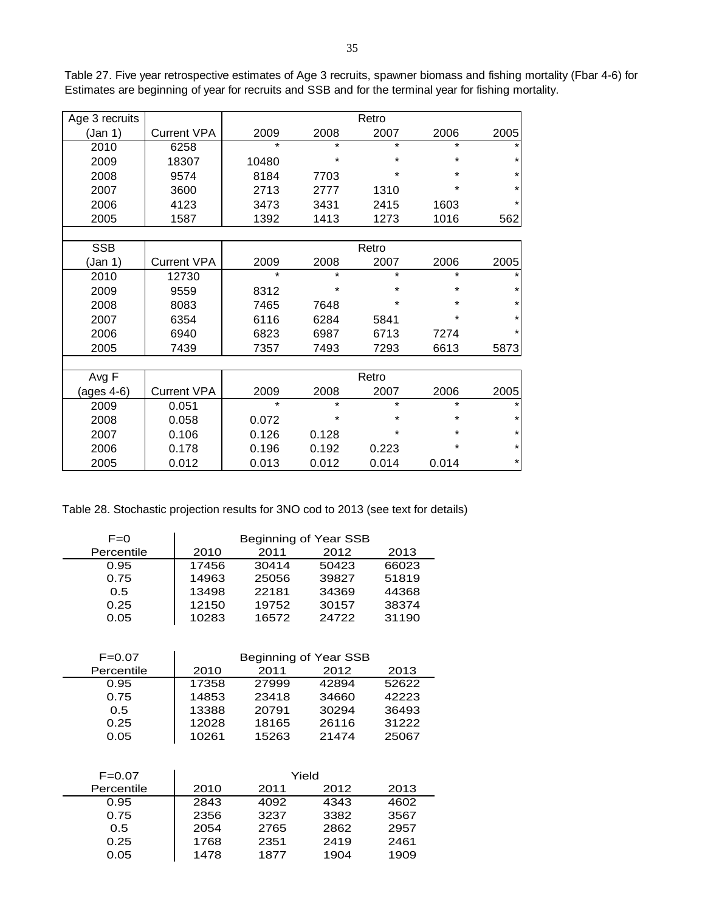Table 27. Five year retrospective estimates of Age 3 recruits, spawner biomass and fishing mortality (Fbar 4-6) for Estimates are beginning of year for recruits and SSB and for the terminal year for fishing mortality.

| Age 3 recruits | | Retro | | | | |
|---|---|---|---|---|---|---|
| (Jan 1) | Current VPA | 2009 | 2008 | 2007 | 2006 | 2005 |
| 2010 | 6258 | * | * | * | * | * |
| 2009 | 18307 | 10480 | * | * | * | * |
| 2008 | 9574 | 8184 | 7703 | * | * | * |
| 2007 | 3600 | 2713 | 2777 | 1310 | * | * |
| 2006 | 4123 | 3473 | 3431 | 2415 | 1603 | * |
| 2005 | 1587 | 1392 | 1413 | 1273 | 1016 | 562 |

| SSB | | Retro | | | | |
|---|---|---|---|---|---|---|
| (Jan 1) | Current VPA | 2009 | 2008 | 2007 | 2006 | 2005 |
| 2010 | 12730 | * | * | * | * | * |
| 2009 | 9559 | 8312 | * | * | * | * |
| 2008 | 8083 | 7465 | 7648 | * | * | * |
| 2007 | 6354 | 6116 | 6284 | 5841 | * | * |
| 2006 | 6940 | 6823 | 6987 | 6713 | 7274 | * |
| 2005 | 7439 | 7357 | 7493 | 7293 | 6613 | 5873 |

| Avg F | | Retro | | | | |
|---|---|---|---|---|---|---|
| (ages 4-6) | Current VPA | 2009 | 2008 | 2007 | 2006 | 2005 |
| 2009 | 0.051 | * | * | * | * | * |
| 2008 | 0.058 | 0.072 | * | * | * | * |
| 2007 | 0.106 | 0.126 | 0.128 | * | * | * |
| 2006 | 0.178 | 0.196 | 0.192 | 0.223 | * | * |
| 2005 | 0.012 | 0.013 | 0.012 | 0.014 | 0.014 | * |

Table 28. Stochastic projection results for 3NO cod to 2013 (see text for details)

| F=0 | Beginning of Year SSB | | | |
|---|---|---|---|---|
| Percentile | 2010 | 2011 | 2012 | 2013 |
| 0.95 | 17456 | 30414 | 50423 | 66023 |
| 0.75 | 14963 | 25056 | 39827 | 51819 |
| 0.5 | 13498 | 22181 | 34369 | 44368 |
| 0.25 | 12150 | 19752 | 30157 | 38374 |
| 0.05 | 10283 | 16572 | 24722 | 31190 |

| F=0.07 | Beginning of Year SSB | | | |
|---|---|---|---|---|
| Percentile | 2010 | 2011 | 2012 | 2013 |
| 0.95 | 17358 | 27999 | 42894 | 52622 |
| 0.75 | 14853 | 23418 | 34660 | 42223 |
| 0.5 | 13388 | 20791 | 30294 | 36493 |
| 0.25 | 12028 | 18165 | 26116 | 31222 |
| 0.05 | 10261 | 15263 | 21474 | 25067 |

| F=0.07 | Yield | | | |
|---|---|---|---|---|
| Percentile | 2010 | 2011 | 2012 | 2013 |
| 0.95 | 2843 | 4092 | 4343 | 4602 |
| 0.75 | 2356 | 3237 | 3382 | 3567 |
| 0.5 | 2054 | 2765 | 2862 | 2957 |
| 0.25 | 1768 | 2351 | 2419 | 2461 |
| 0.05 | 1478 | 1877 | 1904 | 1909 |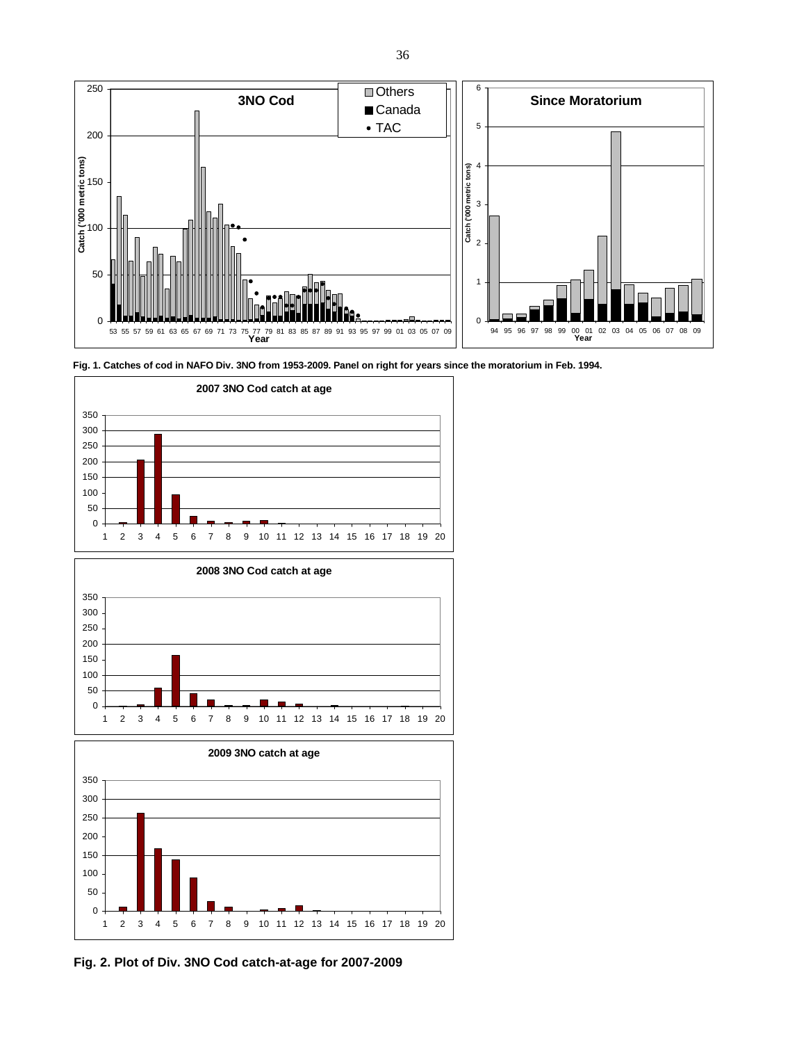Fig. 1. Catches of cod in NAFO Div. 3NO from 1953-2009. Panel on right for years since the moratorium in Feb. 1994.

Fig. 2. Plot of Div. 3NO Cod catch-at-age for 2007-2009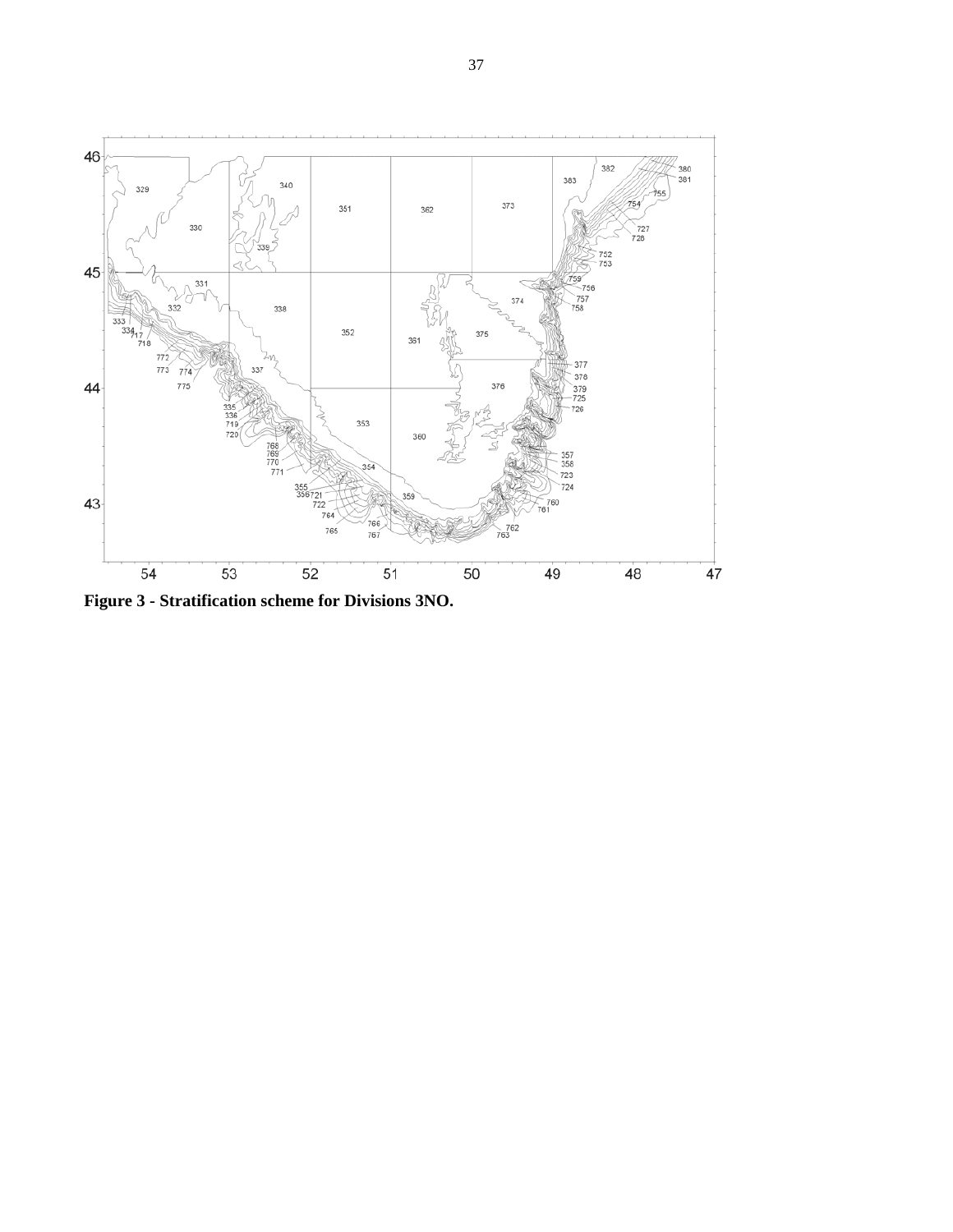**Figure 3 - Stratification scheme for Divisions 3NO.**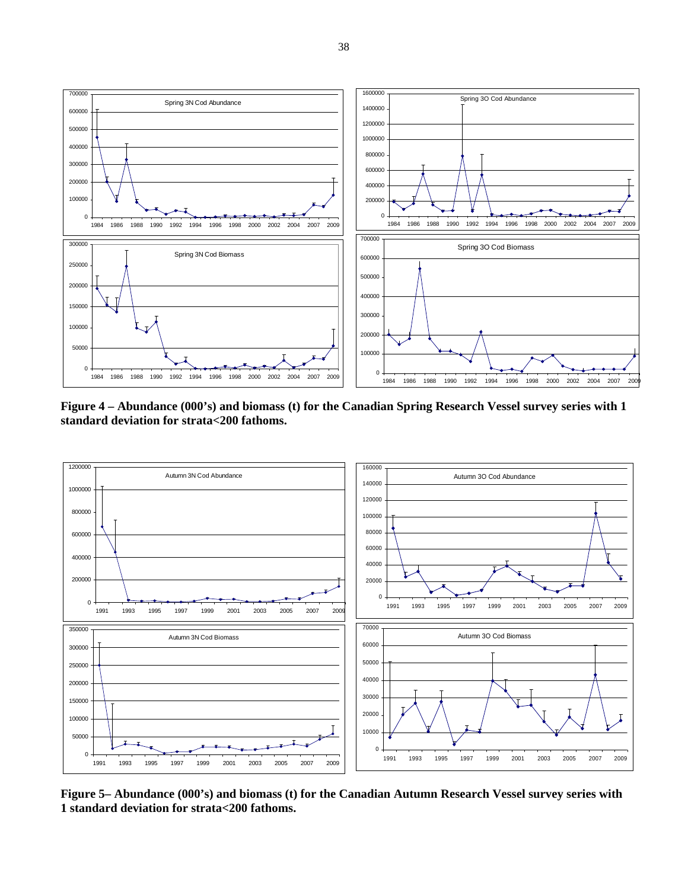**Figure 4 – Abundance (000's) and biomass (t) for the Canadian Spring Research Vessel survey series with 1 standard deviation for strata<200 fathoms.**

**Figure 5– Abundance (000's) and biomass (t) for the Canadian Autumn Research Vessel survey series with 1 standard deviation for strata<200 fathoms.**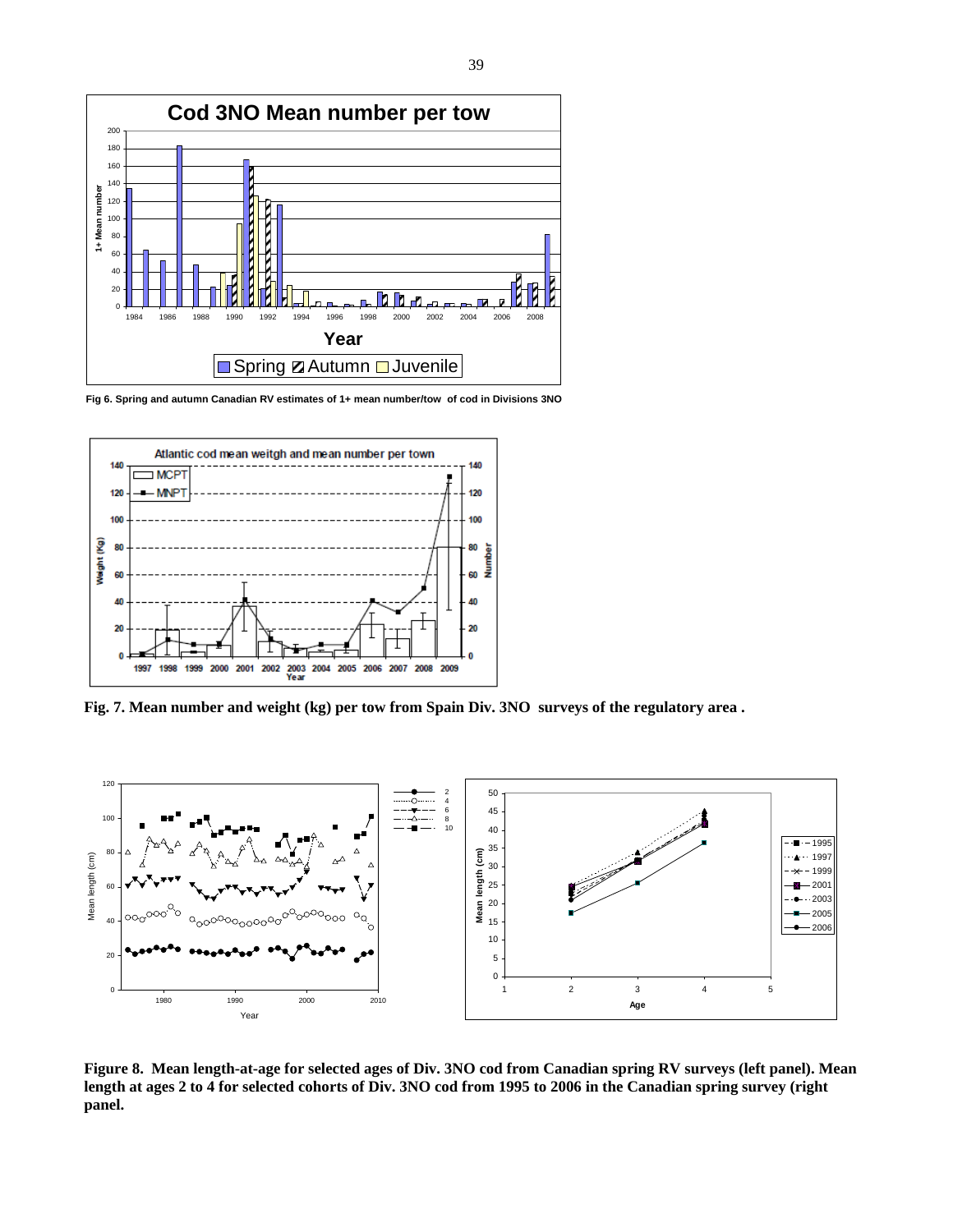Fig 6. Spring and autumn Canadian RV estimates of 1+ mean number/tow of cod in Divisions 3NO

Fig. 7. Mean number and weight (kg) per tow from Spain Div. 3NO surveys of the regulatory area .

**Figure 8. Mean length-at-age for selected ages of Div. 3NO cod from Canadian spring RV surveys (left panel). Mean length at ages 2 to 4 for selected cohorts of Div. 3NO cod from 1995 to 2006 in the Canadian spring survey (right panel.**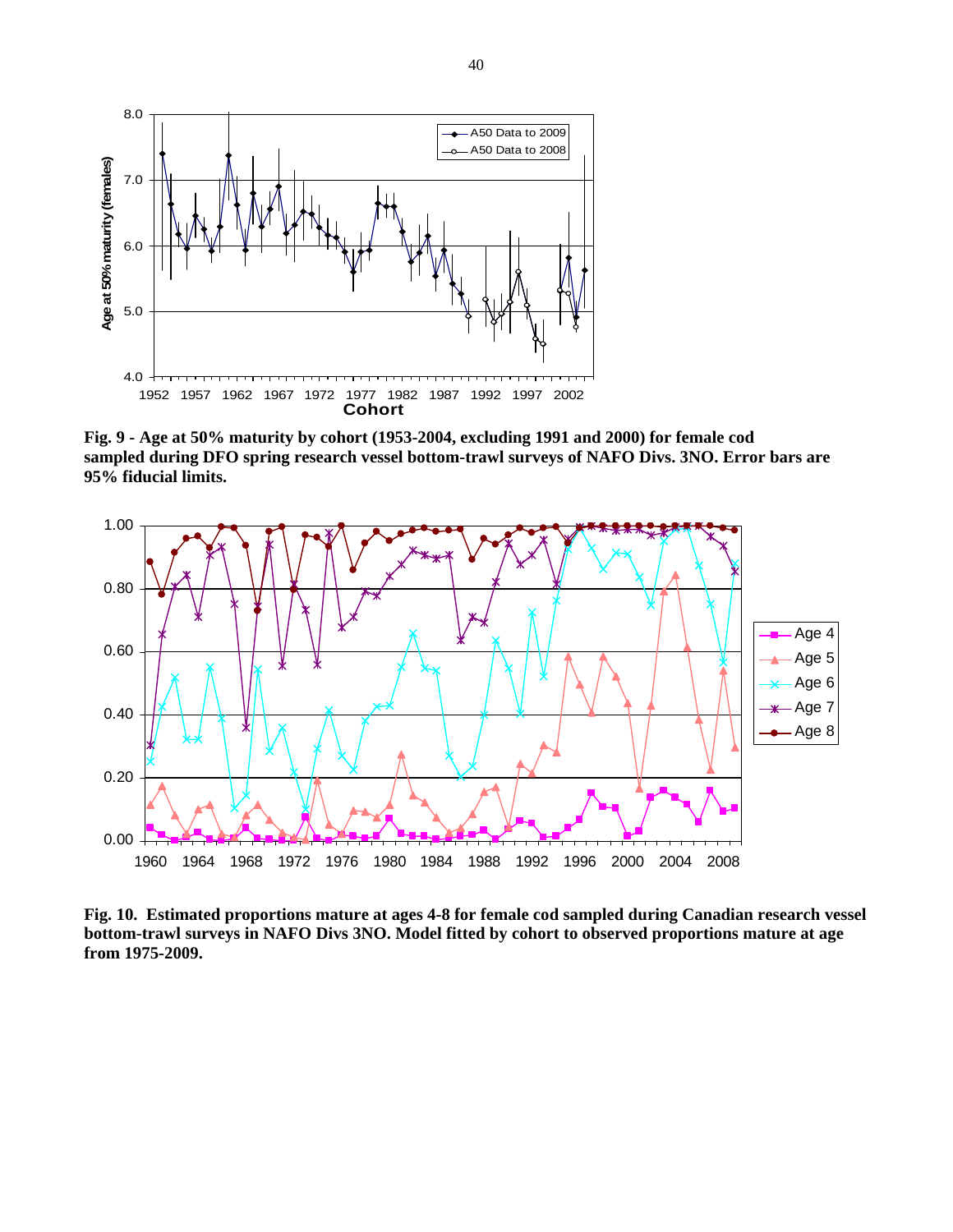**Fig. 9 - Age at 50% maturity by cohort (1953-2004, excluding 1991 and 2000) for female cod sampled during DFO spring research vessel bottom-trawl surveys of NAFO Divs. 3NO. Error bars are 95% fiducial limits.**

**Fig. 10. Estimated proportions mature at ages 4-8 for female cod sampled during Canadian research vessel bottom-trawl surveys in NAFO Divs 3NO. Model fitted by cohort to observed proportions mature at age from 1975-2009.**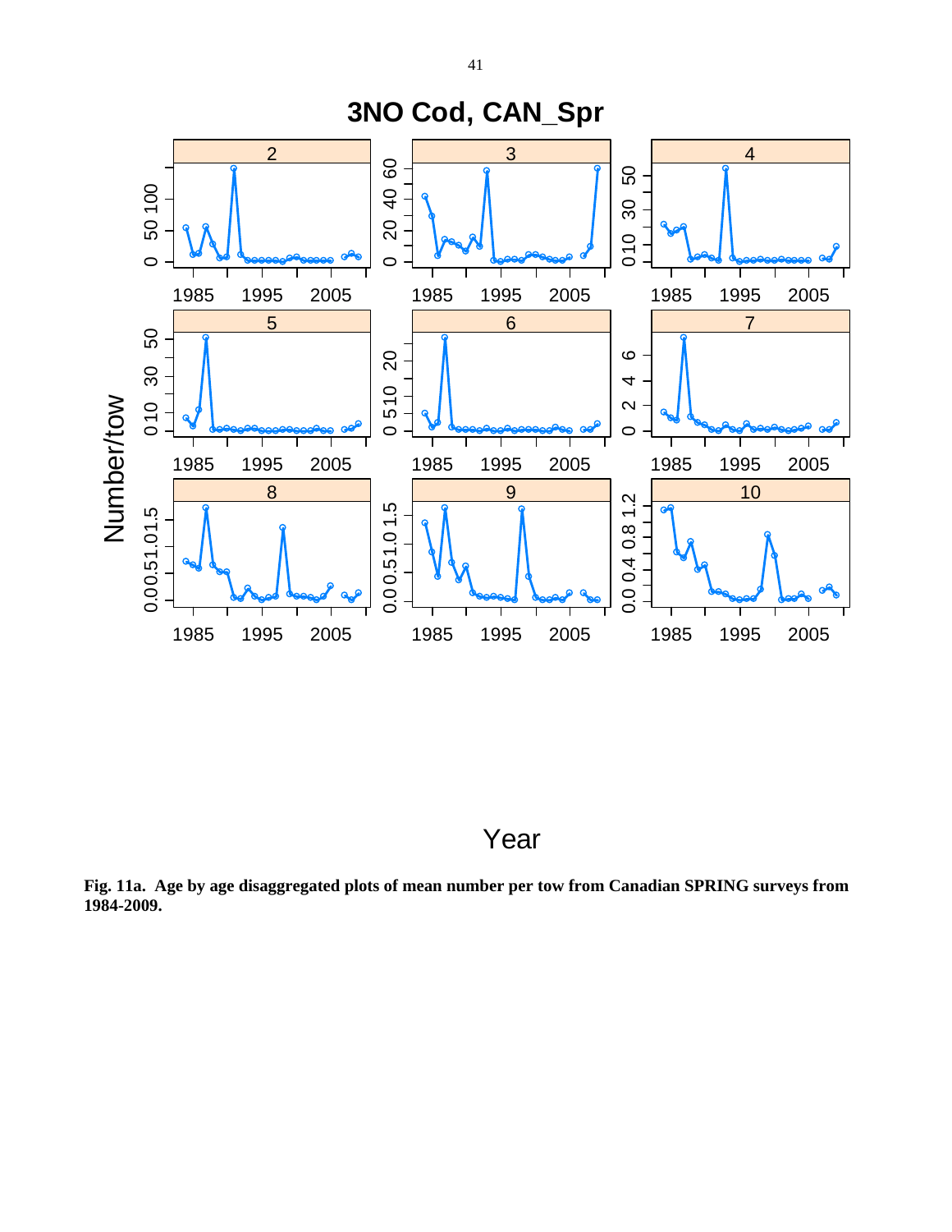**Fig. 11a. Age by age disaggregated plots of mean number per tow from Canadian SPRING surveys from 1984-2009.**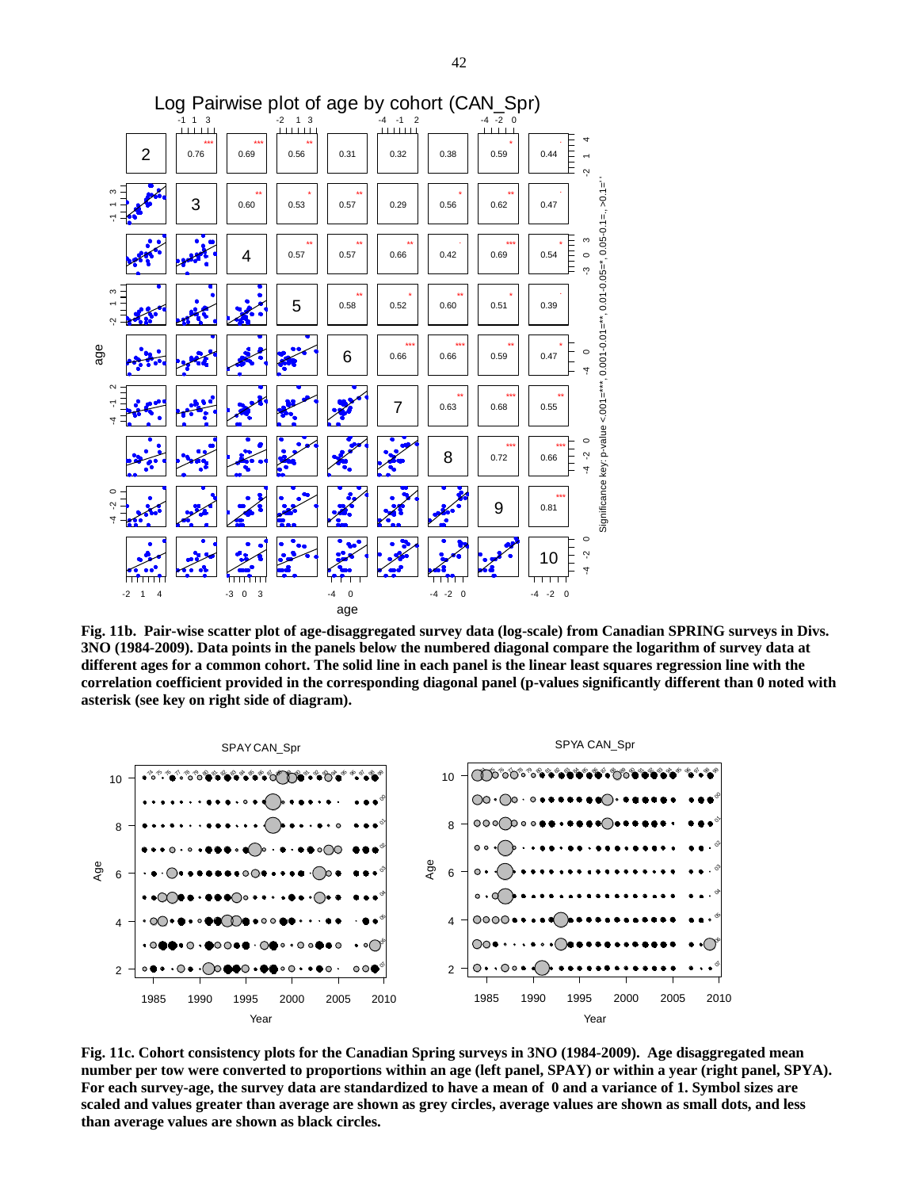**Fig. 11b. Pair-wise scatter plot of age-disaggregated survey data (log-scale) from Canadian SPRING surveys in Divs. 3NO (1984-2009). Data points in the panels below the numbered diagonal compare the logarithm of survey data at different ages for a common cohort. The solid line in each panel is the linear least squares regression line with the correlation coefficient provided in the corresponding diagonal panel (p-values significantly different than 0 noted with asterisk (see key on right side of diagram).**

**Fig. 11c. Cohort consistency plots for the Canadian Spring surveys in 3NO (1984-2009). Age disaggregated mean number per tow were converted to proportions within an age (left panel, SPAY) or within a year (right panel, SPYA). For each survey-age, the survey data are standardized to have a mean of 0 and a variance of 1. Symbol sizes are scaled and values greater than average are shown as grey circles, average values are shown as small dots, and less than average values are shown as black circles.**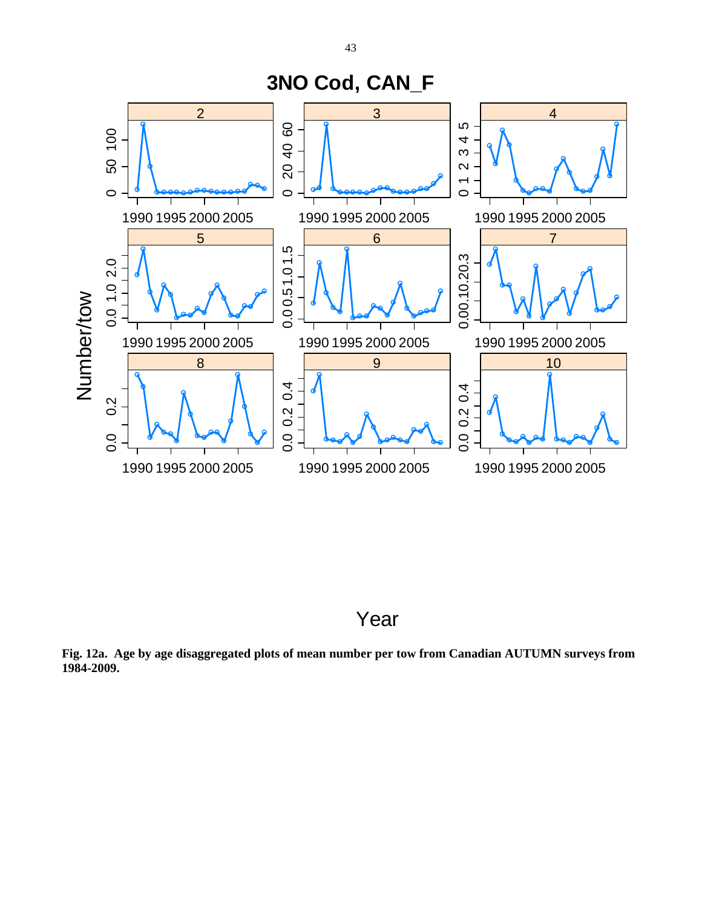# 3NO Cod, CAN_F

**Fig. 12a. Age by age disaggregated plots of mean number per tow from Canadian AUTUMN surveys from 1984-2009.**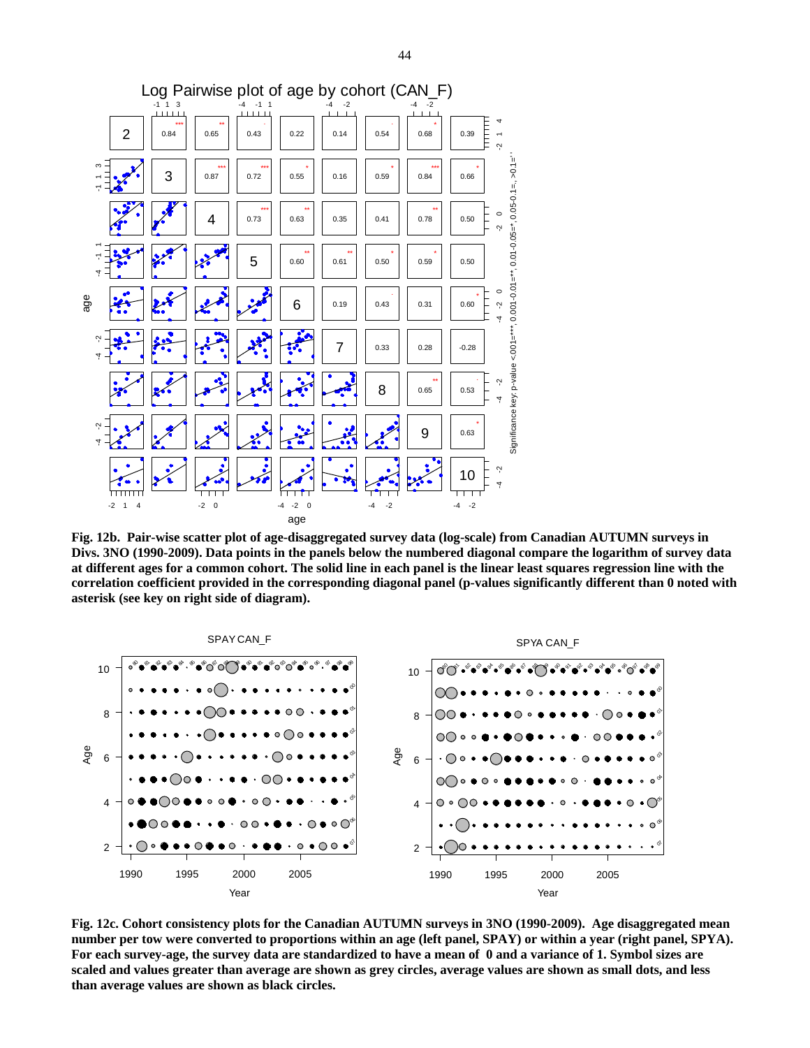**Fig. 12b. Pair-wise scatter plot of age-disaggregated survey data (log-scale) from Canadian AUTUMN surveys in Divs. 3NO (1990-2009). Data points in the panels below the numbered diagonal compare the logarithm of survey data at different ages for a common cohort. The solid line in each panel is the linear least squares regression line with the correlation coefficient provided in the corresponding diagonal panel (p-values significantly different than 0 noted with asterisk (see key on right side of diagram).**

**Fig. 12c. Cohort consistency plots for the Canadian AUTUMN surveys in 3NO (1990-2009). Age disaggregated mean number per tow were converted to proportions within an age (left panel, SPAY) or within a year (right panel, SPYA). For each survey-age, the survey data are standardized to have a mean of 0 and a variance of 1. Symbol sizes are scaled and values greater than average are shown as grey circles, average values are shown as small dots, and less than average values are shown as black circles.**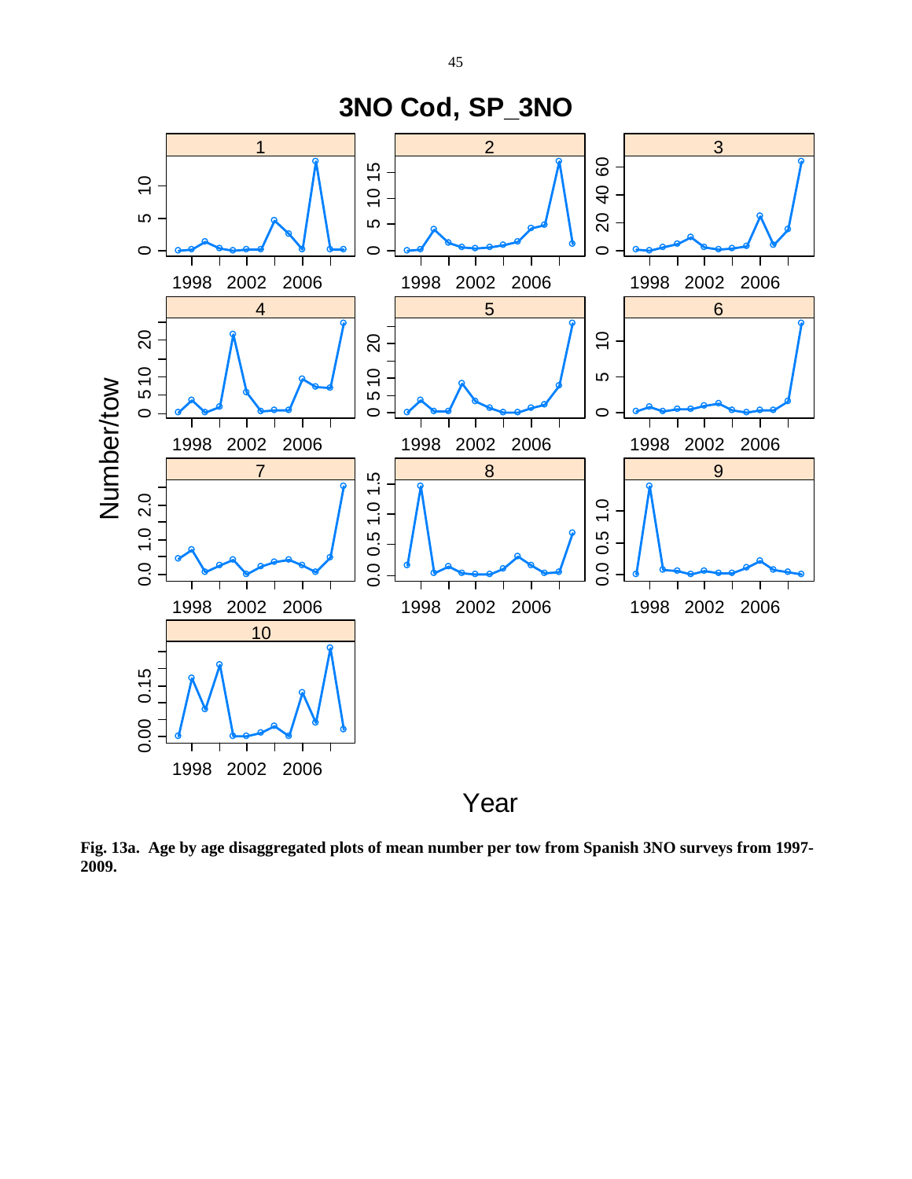**Fig. 13a. Age by age disaggregated plots of mean number per tow from Spanish 3NO surveys from 1997-2009.**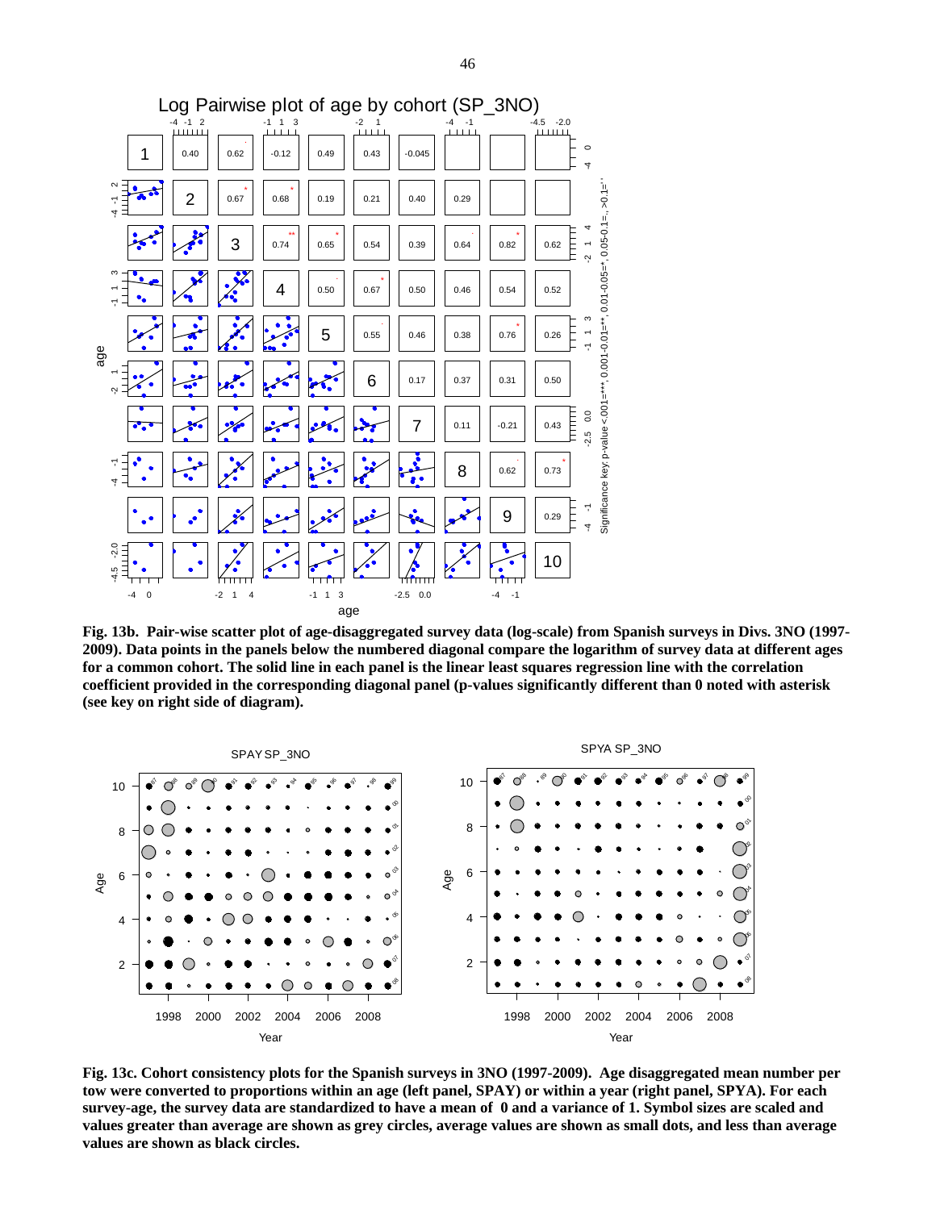**Fig. 13b. Pair-wise scatter plot of age-disaggregated survey data (log-scale) from Spanish surveys in Divs. 3NO (1997-2009). Data points in the panels below the numbered diagonal compare the logarithm of survey data at different ages for a common cohort. The solid line in each panel is the linear least squares regression line with the correlation coefficient provided in the corresponding diagonal panel (p-values significantly different than 0 noted with asterisk (see key on right side of diagram).**

**Fig. 13c. Cohort consistency plots for the Spanish surveys in 3NO (1997-2009). Age disaggregated mean number per tow were converted to proportions within an age (left panel, SPAY) or within a year (right panel, SPYA). For each survey-age, the survey data are standardized to have a mean of 0 and a variance of 1. Symbol sizes are scaled and values greater than average are shown as grey circles, average values are shown as small dots, and less than average values are shown as black circles.**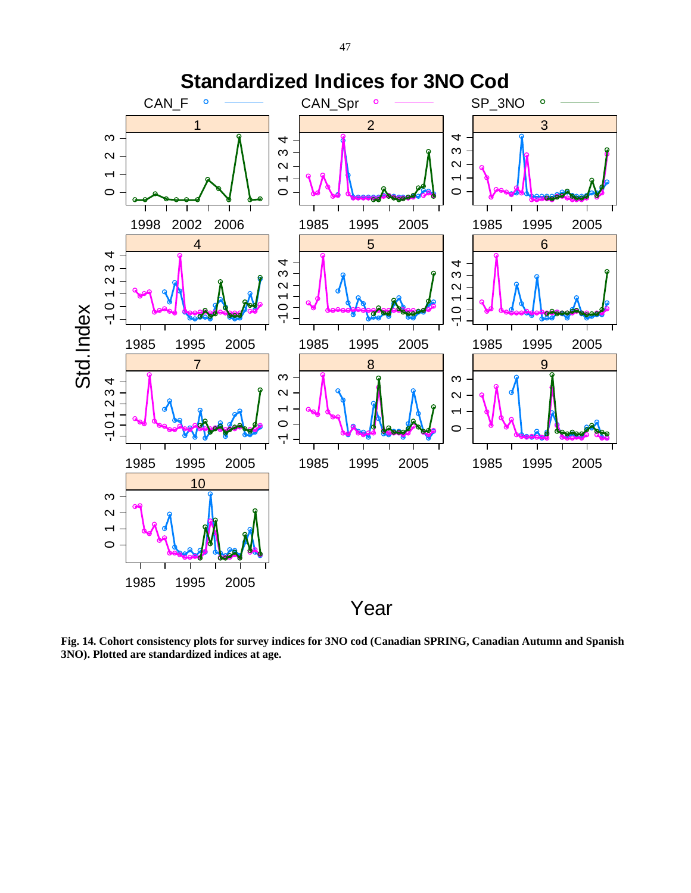**Fig. 14. Cohort consistency plots for survey indices for 3NO cod (Canadian SPRING, Canadian Autumn and Spanish 3NO). Plotted are standardized indices at age.**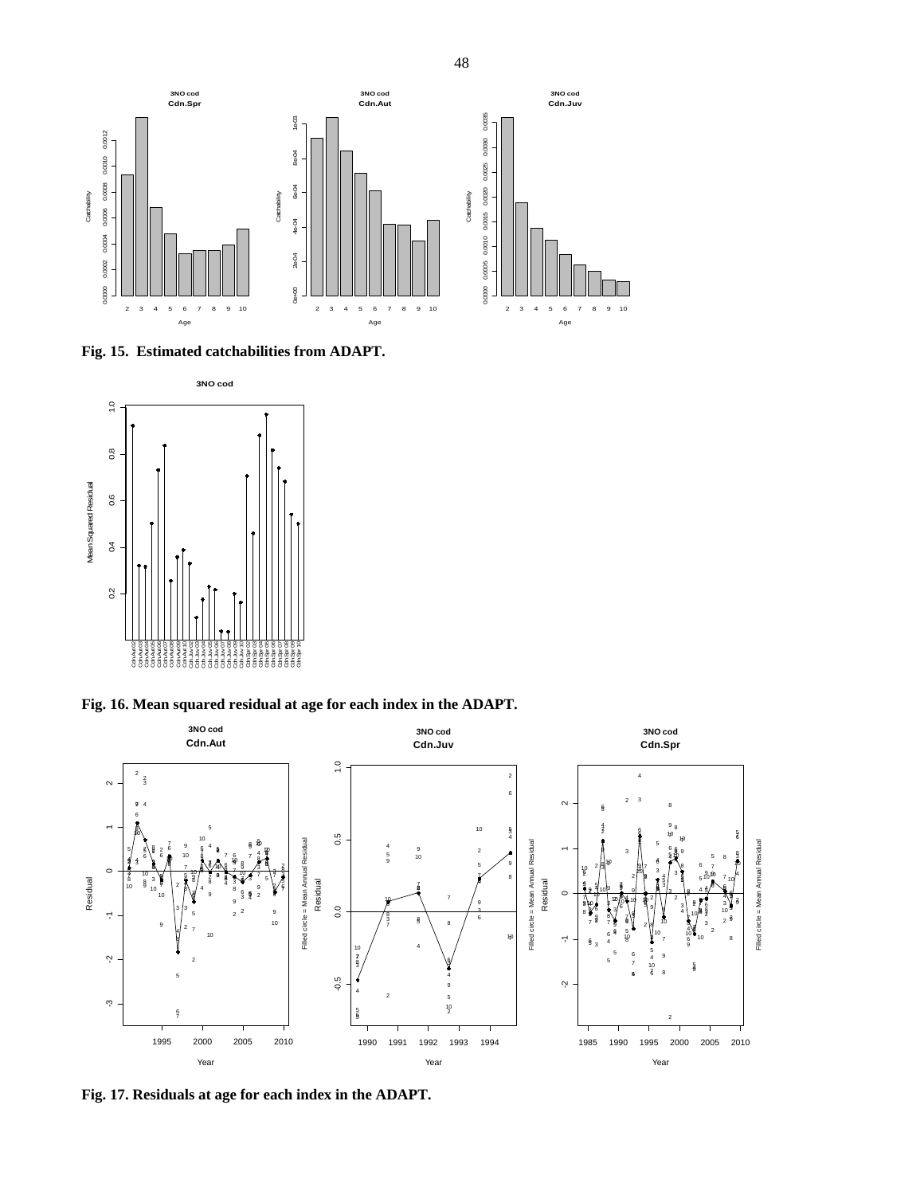**Fig. 15. Estimated catchabilities from ADAPT.**

**Fig. 16. Mean squared residual at age for each index in the ADAPT.**

**Fig. 17. Residuals at age for each index in the ADAPT.**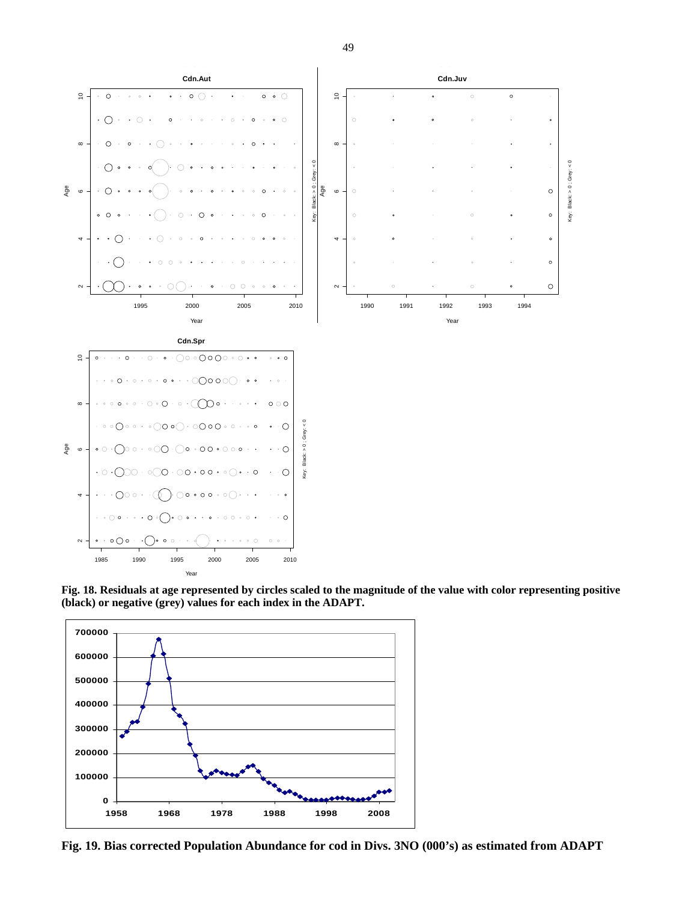**Fig. 18. Residuals at age represented by circles scaled to the magnitude of the value with color representing positive (black) or negative (grey) values for each index in the ADAPT.**

**Fig. 19. Bias corrected Population Abundance for cod in Divs. 3NO (000's) as estimated from ADAPT**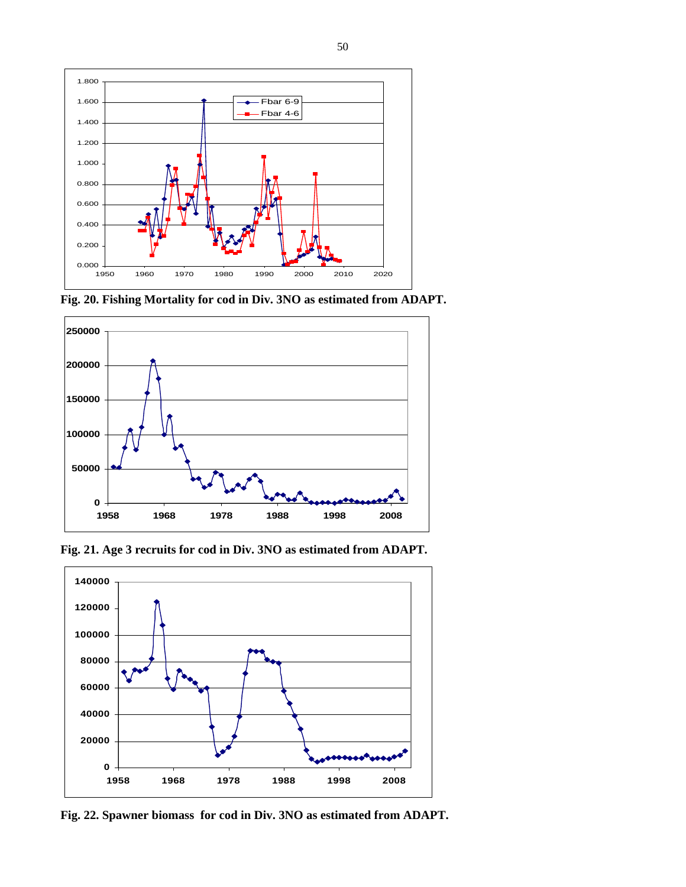**Fig. 20. Fishing Mortality for cod in Div. 3NO as estimated from ADAPT.**

**Fig. 21. Age 3 recruits for cod in Div. 3NO as estimated from ADAPT.**

**Fig. 22. Spawner biomass for cod in Div. 3NO as estimated from ADAPT.**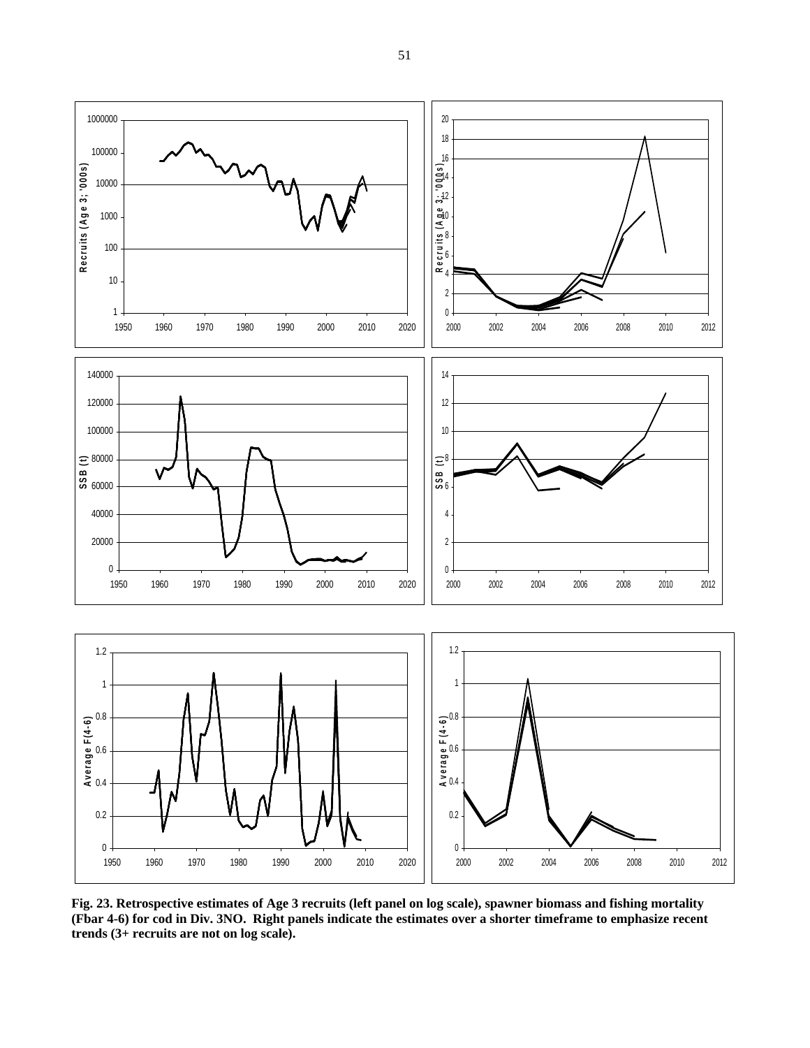**Fig. 23. Retrospective estimates of Age 3 recruits (left panel on log scale), spawner biomass and fishing mortality (Fbar 4-6) for cod in Div. 3NO. Right panels indicate the estimates over a shorter timeframe to emphasize recent trends (3+ recruits are not on log scale).**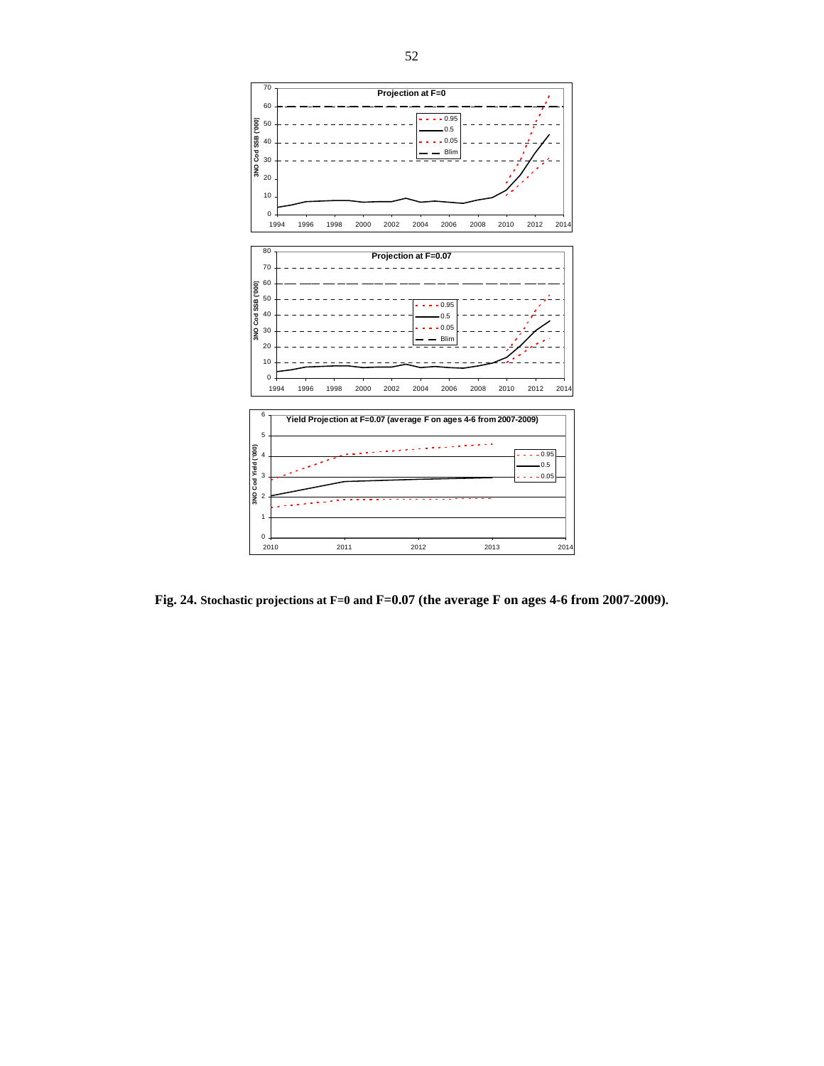Projection at F=0

3NO Cod SSB ('000)

70
60
50
40
30
20
10
0

1994 1996 1998 2000 2002 2004 2006 2008 2010 2012 2014

0.95
0.5
0.05
Blim

Projection at F=0.07

3NO Cod SSB ('000)

80
70
60
50
40
30
20
10
0

1994 1996 1998 2000 2002 2004 2006 2008 2010 2012 2014

0.95
0.5
0.05
Blim

Yield Projection at F=0.07 (average F on ages 4-6 from 2007-2009)

3NO Cod Yield ('000)

6
5
4
3
2
1
0

2010 2011 2012 2013 2014

0.95
0.5
0.05

**Fig. 24.** **Stochastic projections at F=0 and F=0.07 (the average F on ages 4-6 from 2007-2009).**